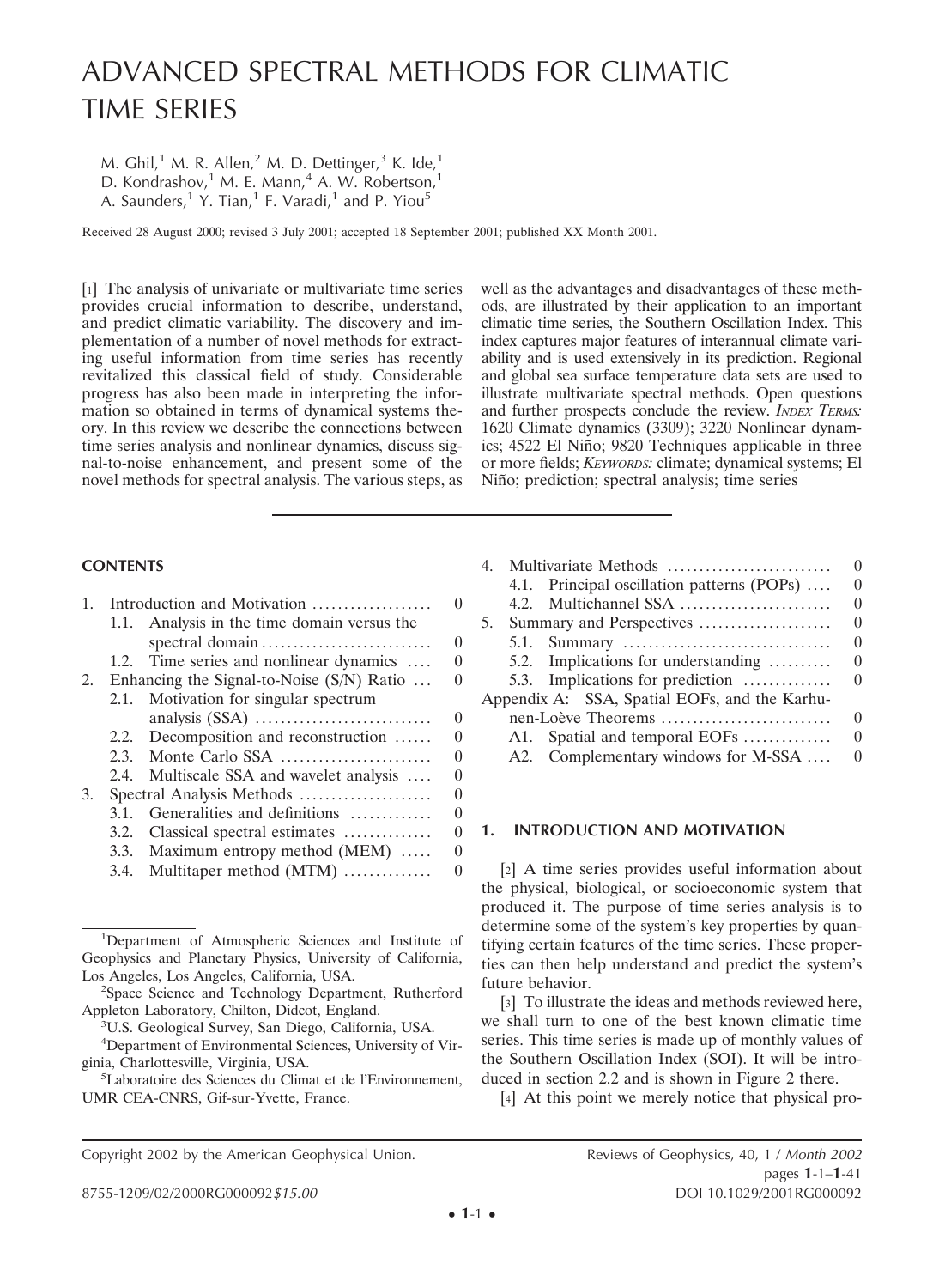# ADVANCED SPECTRAL METHODS FOR CLIMATIC TIME SERIES

M. Ghil,[1] M. R. Allen,[2] M. D. Dettinger,[3] K. Ide,[1] D. Kondrashov,[1] M. E. Mann,[4] A. W. Robertson,[1] A. Saunders,[1] Y. Tian,[1] F. Varadi,[1] and P. Yiou[5]

Received 28 August 2000; revised 3 July 2001; accepted 18 September 2001; published XX Month 2001.

[1] The analysis of univariate or multivariate time series provides crucial information to describe, understand, and predict climatic variability. The discovery and implementation of a number of novel methods for extracting useful information from time series has recently revitalized this classical field of study. Considerable progress has also been made in interpreting the information so obtained in terms of dynamical systems theory. In this review we describe the connections between time series analysis and nonlinear dynamics, discuss signal-to-noise enhancement, and present some of the novel methods for spectral analysis. The various steps, as well as the advantages and disadvantages of these methods, are illustrated by their application to an important climatic time series, the Southern Oscillation Index. This index captures major features of interannual climate variability and is used extensively in its prediction. Regional and global sea surface temperature data sets are used to illustrate multivariate spectral methods. Open questions and further prospects conclude the review. *INDEX TERMS:* 1620 Climate dynamics (3309); 3220 Nonlinear dynamics; 4522 El Niño; 9820 Techniques applicable in three or more fields; *KEYWORDS:* climate; dynamical systems; El Niño; prediction; spectral analysis; time series

## CONTENTS

| | | |
|---|---|---|
| 1. | Introduction and Motivation | 0 |
| | 1.1. Analysis in the time domain versus the spectral domain | 0 |
| | 1.2. Time series and nonlinear dynamics | 0 |
| 2. | Enhancing the Signal-to-Noise (S/N) Ratio | 0 |
| | 2.1. Motivation for singular spectrum analysis (SSA) | 0 |
| | 2.2. Decomposition and reconstruction | 0 |
| | 2.3. Monte Carlo SSA | 0 |
| | 2.4. Multiscale SSA and wavelet analysis | 0 |
| 3. | Spectral Analysis Methods | 0 |
| | 3.1. Generalities and definitions | 0 |
| | 3.2. Classical spectral estimates | 0 |
| | 3.3. Maximum entropy method (MEM) | 0 |
| | 3.4. Multitaper method (MTM) | 0 |
| 4. | Multivariate Methods | 0 |
| | 4.1. Principal oscillation patterns (POPs) | 0 |
| | 4.2. Multichannel SSA | 0 |
| 5. | Summary and Perspectives | 0 |
| | 5.1. Summary | 0 |
| | 5.2. Implications for understanding | 0 |
| | 5.3. Implications for prediction | 0 |
| Appendix A: | SSA, Spatial EOFs, and the Karhunen-Loève Theorems | 0 |
| | A1. Spatial and temporal EOFs | 0 |
| | A2. Complementary windows for M-SSA | 0 |

## 1. INTRODUCTION AND MOTIVATION

[2] A time series provides useful information about the physical, biological, or socioeconomic system that produced it. The purpose of time series analysis is to determine some of the system's key properties by quantifying certain features of the time series. These properties can then help understand and predict the system's future behavior.

[3] To illustrate the ideas and methods reviewed here, we shall turn to one of the best known climatic time series. This time series is made up of monthly values of the Southern Oscillation Index (SOI). It will be introduced in section 2.2 and is shown in Figure 2 there.

[4] At this point we merely notice that physical pro-

---

[1] Department of Atmospheric Sciences and Institute of Geophysics and Planetary Physics, University of California, Los Angeles, Los Angeles, California, USA.

[2] Space Science and Technology Department, Rutherford Appleton Laboratory, Chilton, Didcot, England.

[3] U.S. Geological Survey, San Diego, California, USA.

[4] Department of Environmental Sciences, University of Virginia, Charlottesville, Virginia, USA.

[5] Laboratoire des Sciences du Climat et de l'Environnement, UMR CEA-CNRS, Gif-sur-Yvette, France.

Copyright 2002 by the American Geophysical Union.

8755-1209/02/2000RG000092$15.00

DOI 10.1029/2001RG000092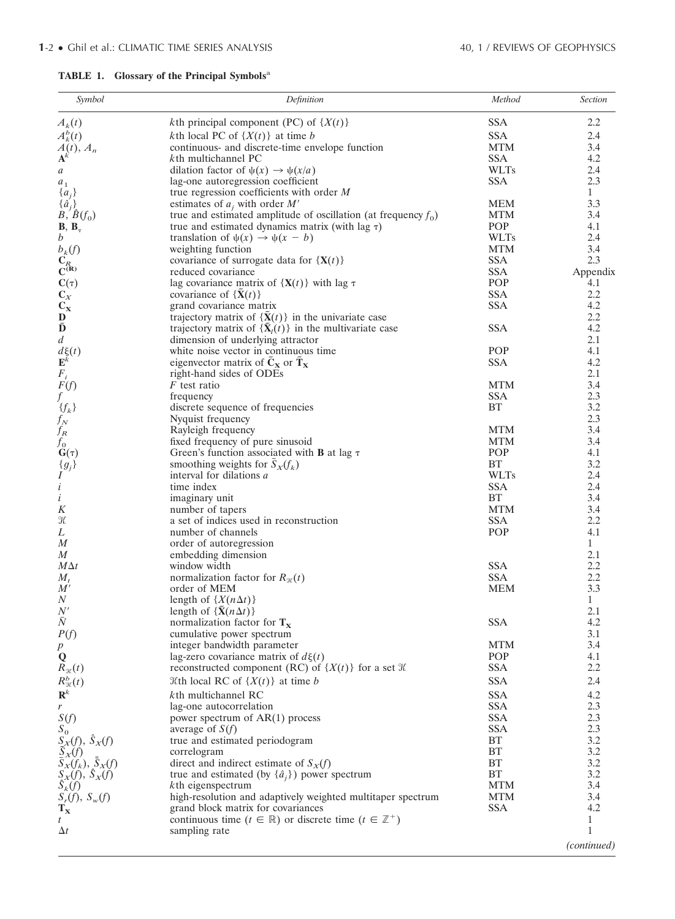**TABLE 1. Glossary of the Principal Symbols[a]**

| Symbol | Definition | Method | Section |
|---|---|---|---|
| $A_k(t)$ | $k$th principal component (PC) of $\{X(t)\}$ | SSA | 2.2 |
| $A_k^b(t)$ | $k$th local PC of $\{X(t)\}$ at time $b$ | SSA | 2.4 |
| $A(t)$, $A_n$ | continuous- and discrete-time envelope function | MTM | 3.4 |
| $\mathbf{A}^k$ | $k$th multichannel PC | SSA | 4.2 |
| $a$ | dilation factor of $\psi(x) \rightarrow \psi(x/a)$ | WLTs | 2.4 |
| $a_1$ | lag-one autoregression coefficient | SSA | 2.3 |
| $\{a_j\}$ | true regression coefficients with order $M$ | | 1 |
| $\{\hat{a}_j\}$ | estimates of $a_j$ with order $M'$ | MEM | 3.3 |
| $B$, $\hat{B}(f_0)$ | true and estimated amplitude of oscillation (at frequency $f_0$) | MTM | 3.4 |
| $\mathbf{B}$, $\mathbf{B}_\tau$ | true and estimated dynamics matrix (with lag $\tau$) | POP | 4.1 |
| $b$ | translation of $\psi(x) \rightarrow \psi(x - b)$ | WLTs | 2.4 |
| $b_k(f)$ | weighting function | MTM | 3.4 |
| $\mathbf{C}_R$ | covariance of surrogate data for $\{\mathbf{X}(t)\}$ | SSA | 2.3 |
| $\mathbf{C}^{(\mathbf{R})}$ | reduced covariance | SSA | Appendix |
| $\mathbf{C}(\tau)$ | lag covariance matrix of $\{\mathbf{X}(t)\}$ with lag $\tau$ | POP | 4.1 |
| $\mathbf{C}_X$ | covariance of $\{\tilde{\mathbf{X}}(t)\}$ | SSA | 2.2 |
| $\mathbf{C}_\mathbf{X}$ | grand covariance matrix | SSA | 4.2 |
| $\mathbf{D}$ | trajectory matrix of $\{\tilde{\mathbf{X}}(t)\}$ in the univariate case | | 2.2 |
| $\tilde{\mathbf{D}}$ | trajectory matrix of $\{\tilde{\mathbf{X}}_l(t)\}$ in the multivariate case | SSA | 4.2 |
| $d$ | dimension of underlying attractor | | 2.1 |
| $d\xi(t)$ | white noise vector in continuous time | POP | 4.1 |
| $\mathbf{E}^k$ | eigenvector matrix of $\tilde{\mathbf{C}}_\mathbf{X}$ or $\tilde{\mathbf{T}}_\mathbf{X}$ | SSA | 4.2 |
| $F_i$ | right-hand sides of ODEs | | 2.1 |
| $F(f)$ | $F$ test ratio | MTM | 3.4 |
| $f$ | frequency | SSA | 2.3 |
| $\{f_k\}$ | discrete sequence of frequencies | BT | 3.2 |
| $f_N$ | Nyquist frequency | | 2.3 |
| $f_R$ | Rayleigh frequency | MTM | 3.4 |
| $f_0$ | fixed frequency of pure sinusoid | MTM | 3.4 |
| $\mathbf{G}(\tau)$ | Green's function associated with $\mathbf{B}$ at lag $\tau$ | POP | 4.1 |
| $\{g_j\}$ | smoothing weights for $\tilde{S}_X(f_k)$ | BT | 3.2 |
| $I$ | interval for dilations $a$ | WLTs | 2.4 |
| $i$ | time index | SSA | 2.4 |
| $i$ | imaginary unit | BT | 3.4 |
| $K$ | number of tapers | MTM | 3.4 |
| $\mathcal{K}$ | a set of indices used in reconstruction | SSA | 2.2 |
| $L$ | number of channels | POP | 4.1 |
| $M$ | order of autoregression | | 1 |
| $M$ | embedding dimension | | 2.1 |
| $M\Delta t$ | window width | SSA | 2.2 |
| $M_t$ | normalization factor for $R_\mathcal{K}(t)$ | SSA | 2.2 |
| $M'$ | order of MEM | MEM | 3.3 |
| $N$ | length of $\{X(n\Delta t)\}$ | | 1 |
| $N'$ | length of $\{\tilde{\mathbf{X}}(n\Delta t)\}$ | | 2.1 |
| $\tilde{N}$ | normalization factor for $\mathbf{T}_\mathbf{X}$ | SSA | 4.2 |
| $P(f)$ | cumulative power spectrum | | 3.1 |
| $p$ | integer bandwidth parameter | MTM | 3.4 |
| $\mathbf{Q}$ | lag-zero covariance matrix of $d\xi(t)$ | POP | 4.1 |
| $R_\mathcal{K}(t)$ | reconstructed component (RC) of $\{X(t)\}$ for a set $\mathcal{K}$ | SSA | 2.2 |
| $R_\mathcal{K}^b(t)$ | $\mathcal{K}$th local RC of $\{X(t)\}$ at time $b$ | SSA | 2.4 |
| $\mathbf{R}^k$ | $k$th multichannel RC | SSA | 4.2 |
| $r$ | lag-one autocorrelation | SSA | 2.3 |
| $S(f)$ | power spectrum of AR(1) process | SSA | 2.3 |
| $S_0$ | average of $S(f)$ | SSA | 2.3 |
| $S_X(f)$, $\hat{S}_X(f)$ | true and estimated periodogram | BT | 3.2 |
| $\tilde{S}_X(f)$ | correlogram | BT | 3.2 |
| $\bar{S}_X(f_k)$, $\bar{\bar{S}}_X(f)$ | direct and indirect estimate of $S_X(f)$ | BT | 3.2 |
| $S_X(f)$, $\hat{S}_X(f)$ | true and estimated (by $\{\hat{a}_j\}$) power spectrum | BT | 3.2 |
| $\hat{S}_k(f)$ | $k$th eigenspectrum | MTM | 3.4 |
| $S_r(f)$, $S_w(f)$ | high-resolution and adaptively weighted multitaper spectrum | MTM | 3.4 |
| $\mathbf{T}_\mathbf{X}$ | grand block matrix for covariances | SSA | 4.2 |
| $t$ | continuous time ($t \in \mathbb{R}$) or discrete time ($t \in \mathbb{Z}^+$) | | 1 |
| $\Delta t$ | sampling rate | | 1 |

*(continued)*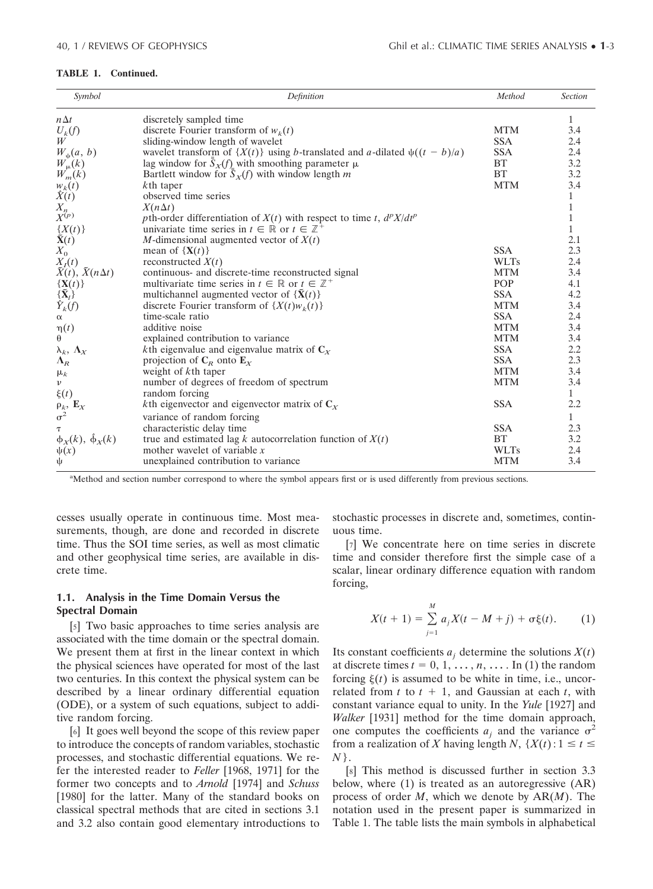**TABLE 1. Continued.**

| Symbol | Definition | Method | Section |
|---|---|---|---|
| $n\Delta t$ | discretely sampled time | | 1 |
| $U_k(f)$ | discrete Fourier transform of $w_k(t)$ | MTM | 3.4 |
| $W$ | sliding-window length of wavelet | SSA | 2.4 |
| $W_\psi(a, b)$ | wavelet transform of $\{X(t)\}$ using $b$-translated and $a$-dilated $\psi((t - b)/a)$ | SSA | 2.4 |
| $W_\mu(k)$ | lag window for $\bar{S}_X(f)$ with smoothing parameter $\mu$ | BT | 3.2 |
| $W_m(k)$ | Bartlett window for $\bar{S}_X(f)$ with window length $m$ | BT | 3.2 |
| $w_k(t)$ | $k$th taper | MTM | 3.4 |
| $X(t)$ | observed time series | | 1 |
| $X_n$ | $X(n\Delta t)$ | | 1 |
| $X^{(p)}$ | $p$th-order differentiation of $X(t)$ with respect to time $t$, $d^pX/dt^p$ | | 1 |
| $\{X(t)\}$ | univariate time series in $t \in \mathbb{R}$ or $t \in \mathbb{Z}^+$ | | 1 |
| $\tilde{\mathbf{X}}(t)$ | $M$-dimensional augmented vector of $X(t)$ | | 2.1 |
| $X_0$ | mean of $\{\mathbf{X}(t)\}$ | SSA | 2.3 |
| $X_I(t)$ | reconstructed $X(t)$ | WLTs | 2.4 |
| $\bar{X}(t)$, $\bar{X}(n\Delta t)$ | continuous- and discrete-time reconstructed signal | MTM | 3.4 |
| $\{\mathbf{X}(t)\}$ | multivariate time series in $t \in \mathbb{R}$ or $t \in \mathbb{Z}^+$ | POP | 4.1 |
| $\{\tilde{\mathbf{X}}_l\}$ | multichannel augmented vector of $\{\tilde{\mathbf{X}}(t)\}$ | SSA | 4.2 |
| $\hat{Y}_k(f)$ | discrete Fourier transform of $\{X(t)w_k(t)\}$ | MTM | 3.4 |
| $\alpha$ | time-scale ratio | SSA | 2.4 |
| $\eta(t)$ | additive noise | MTM | 3.4 |
| $\theta$ | explained contribution to variance | MTM | 3.4 |
| $\lambda_k$, $\mathbf{\Lambda}_X$ | $k$th eigenvalue and eigenvalue matrix of $\mathbf{C}_X$ | SSA | 2.2 |
| $\mathbf{\Lambda}_R$ | projection of $\mathbf{C}_R$ onto $\mathbf{E}_X$ | SSA | 2.3 |
| $\mu_k$ | weight of $k$th taper | MTM | 3.4 |
| $\nu$ | number of degrees of freedom of spectrum | MTM | 3.4 |
| $\xi(t)$ | random forcing | | 1 |
| $\rho_k$, $\mathbf{E}_X$ | $k$th eigenvector and eigenvector matrix of $\mathbf{C}_X$ | SSA | 2.2 |
| $\sigma^2$ | variance of random forcing | | 1 |
| $\tau$ | characteristic delay time | SSA | 2.3 |
| $\phi_X(k)$, $\hat{\phi}_X(k)$ | true and estimated lag $k$ autocorrelation function of $X(t)$ | BT | 3.2 |
| $\psi(x)$ | mother wavelet of variable $x$ | WLTs | 2.4 |
| $\psi$ | unexplained contribution to variance | MTM | 3.4 |

[a]Method and section number correspond to where the symbol appears first or is used differently from previous sections.

cesses usually operate in continuous time. Most measurements, though, are done and recorded in discrete time. Thus the SOI time series, as well as most climatic and other geophysical time series, are available in discrete time.

### 1.1. Analysis in the Time Domain Versus the Spectral Domain

[5] Two basic approaches to time series analysis are associated with the time domain or the spectral domain. We present them at first in the linear context in which the physical sciences have operated for most of the last two centuries. In this context the physical system can be described by a linear ordinary differential equation (ODE), or a system of such equations, subject to additive random forcing.

[6] It goes well beyond the scope of this review paper to introduce the concepts of random variables, stochastic processes, and stochastic differential equations. We refer the interested reader to *Feller* [1968, 1971] for the former two concepts and to *Arnold* [1974] and *Schuss* [1980] for the latter. Many of the standard books on classical spectral methods that are cited in sections 3.1 and 3.2 also contain good elementary introductions to stochastic processes in discrete and, sometimes, continuous time.

[7] We concentrate here on time series in discrete time and consider therefore first the simple case of a scalar, linear ordinary difference equation with random forcing,

$$X(t+1) = \sum_{j=1}^{M} a_j X(t - M + j) + \sigma\xi(t). \tag{1}$$

Its constant coefficients $a_j$ determine the solutions $X(t)$ at discrete times $t = 0, 1, \ldots, n, \ldots$. In (1) the random forcing $\xi(t)$ is assumed to be white in time, i.e., uncorrelated from $t$ to $t + 1$, and Gaussian at each $t$, with constant variance equal to unity. In the *Yule* [1927] and *Walker* [1931] method for the time domain approach, one computes the coefficients $a_j$ and the variance $\sigma^2$ from a realization of $X$ having length $N$, $\{X(t) : 1 \le t \le N\}$.

[8] This method is discussed further in section 3.3 below, where (1) is treated as an autoregressive (AR) process of order $M$, which we denote by AR($M$). The notation used in the present paper is summarized in Table 1. The table lists the main symbols in alphabetical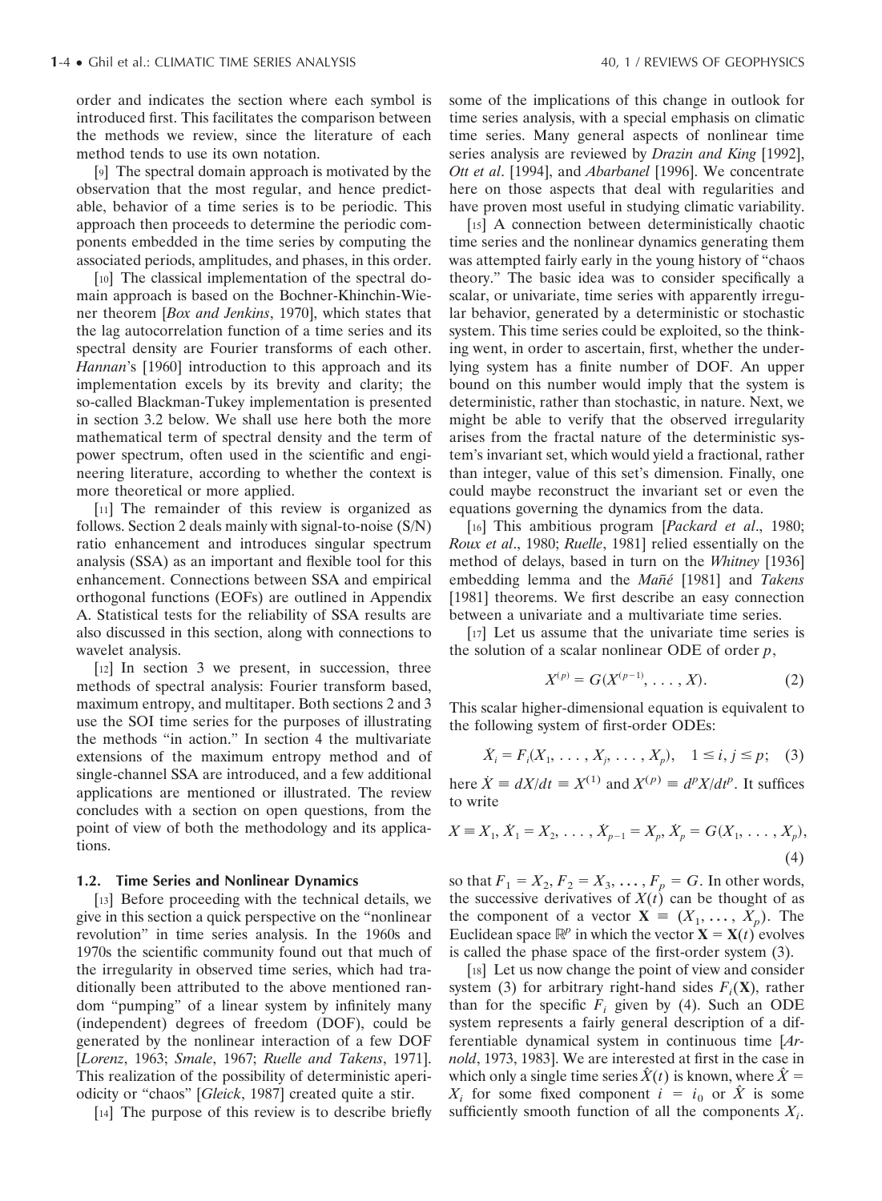order and indicates the section where each symbol is introduced first. This facilitates the comparison between the methods we review, since the literature of each method tends to use its own notation.

[9] The spectral domain approach is motivated by the observation that the most regular, and hence predictable, behavior of a time series is to be periodic. This approach then proceeds to determine the periodic components embedded in the time series by computing the associated periods, amplitudes, and phases, in this order.

[10] The classical implementation of the spectral domain approach is based on the Bochner-Khinchin-Wiener theorem [*Box and Jenkins*, 1970], which states that the lag autocorrelation function of a time series and its spectral density are Fourier transforms of each other. *Hannan*'s [1960] introduction to this approach and its implementation excels by its brevity and clarity; the so-called Blackman-Tukey implementation is presented in section 3.2 below. We shall use here both the more mathematical term of spectral density and the term of power spectrum, often used in the scientific and engineering literature, according to whether the context is more theoretical or more applied.

[11] The remainder of this review is organized as follows. Section 2 deals mainly with signal-to-noise (S/N) ratio enhancement and introduces singular spectrum analysis (SSA) as an important and flexible tool for this enhancement. Connections between SSA and empirical orthogonal functions (EOFs) are outlined in Appendix A. Statistical tests for the reliability of SSA results are also discussed in this section, along with connections to wavelet analysis.

[12] In section 3 we present, in succession, three methods of spectral analysis: Fourier transform based, maximum entropy, and multitaper. Both sections 2 and 3 use the SOI time series for the purposes of illustrating the methods "in action." In section 4 the multivariate extensions of the maximum entropy method and of single-channel SSA are introduced, and a few additional applications are mentioned or illustrated. The review concludes with a section on open questions, from the point of view of both the methodology and its applications.

### 1.2. Time Series and Nonlinear Dynamics

[13] Before proceeding with the technical details, we give in this section a quick perspective on the "nonlinear revolution" in time series analysis. In the 1960s and 1970s the scientific community found out that much of the irregularity in observed time series, which had traditionally been attributed to the above mentioned random "pumping" of a linear system by infinitely many (independent) degrees of freedom (DOF), could be generated by the nonlinear interaction of a few DOF [*Lorenz*, 1963; *Smale*, 1967; *Ruelle and Takens*, 1971]. This realization of the possibility of deterministic aperiodicity or "chaos" [*Gleick*, 1987] created quite a stir.

[14] The purpose of this review is to describe briefly some of the implications of this change in outlook for time series analysis, with a special emphasis on climatic time series. Many general aspects of nonlinear time series analysis are reviewed by *Drazin and King* [1992], *Ott et al*. [1994], and *Abarbanel* [1996]. We concentrate here on those aspects that deal with regularities and have proven most useful in studying climatic variability.

[15] A connection between deterministically chaotic time series and the nonlinear dynamics generating them was attempted fairly early in the young history of "chaos theory." The basic idea was to consider specifically a scalar, or univariate, time series with apparently irregular behavior, generated by a deterministic or stochastic system. This time series could be exploited, so the thinking went, in order to ascertain, first, whether the underlying system has a finite number of DOF. An upper bound on this number would imply that the system is deterministic, rather than stochastic, in nature. Next, we might be able to verify that the observed irregularity arises from the fractal nature of the deterministic system's invariant set, which would yield a fractional, rather than integer, value of this set's dimension. Finally, one could maybe reconstruct the invariant set or even the equations governing the dynamics from the data.

[16] This ambitious program [*Packard et al*., 1980; *Roux et al*., 1980; *Ruelle*, 1981] relied essentially on the method of delays, based in turn on the *Whitney* [1936] embedding lemma and the *Mañé* [1981] and *Takens* [1981] theorems. We first describe an easy connection between a univariate and a multivariate time series.

[17] Let us assume that the univariate time series is the solution of a scalar nonlinear ODE of order $p$,

$$X^{(p)} = G(X^{(p-1)}, \ldots, X). \tag{2}$$

This scalar higher-dimensional equation is equivalent to the following system of first-order ODEs:

$$\dot{X}_i = F_i(X_1, \ldots, X_j, \ldots, X_p), \quad 1 \le i, j \le p; \tag{3}$$

here $\dot{X} \equiv dX/dt \equiv X^{(1)}$ and $X^{(p)} \equiv d^pX/dt^p$. It suffices to write

$$X \equiv X_1, \dot{X}_1 = X_2, \ldots, \dot{X}_{p-1} = X_p, \dot{X}_p = G(X_1, \ldots, X_p), \tag{4}$$

so that $F_1 = X_2, F_2 = X_3, \ldots, F_p = G$. In other words, the successive derivatives of $X(t)$ can be thought of as the component of a vector $\mathbf{X} \equiv (X_1, \ldots, X_p)$. The Euclidean space $\mathbb{R}^p$ in which the vector $\mathbf{X} = \mathbf{X}(t)$ evolves is called the phase space of the first-order system (3).

[18] Let us now change the point of view and consider system (3) for arbitrary right-hand sides $F_i(\mathbf{X})$, rather than for the specific $F_i$ given by (4). Such an ODE system represents a fairly general description of a differentiable dynamical system in continuous time [*Arnold*, 1973, 1983]. We are interested at first in the case in which only a single time series $\hat{X}(t)$ is known, where $\hat{X} = X_i$ for some fixed component $i = i_0$ or $\hat{X}$ is some sufficiently smooth function of all the components $X_i$.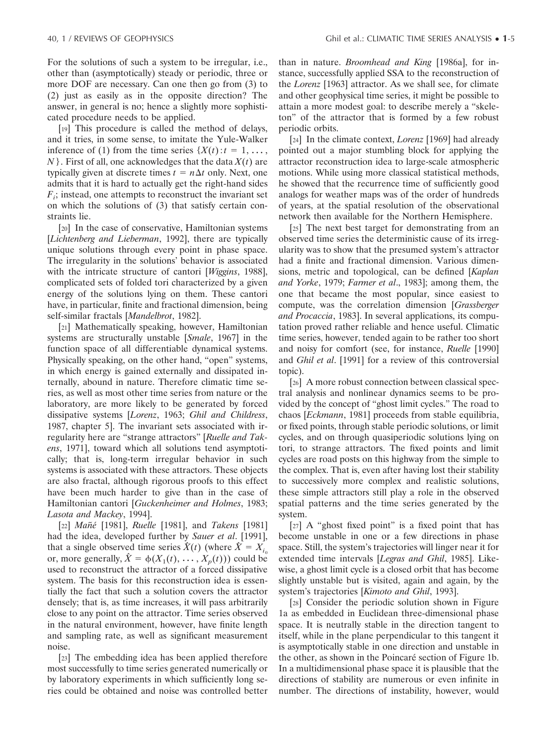For the solutions of such a system to be irregular, i.e., other than (asymptotically) steady or periodic, three or more DOF are necessary. Can one then go from (3) to (2) just as easily as in the opposite direction? The answer, in general is no; hence a slightly more sophisticated procedure needs to be applied.

[19] This procedure is called the method of delays, and it tries, in some sense, to imitate the Yule-Walker inference of (1) from the time series $\{X(t): t = 1, \ldots, N\}$. First of all, one acknowledges that the data $X(t)$ are typically given at discrete times $t = n\Delta t$ only. Next, one admits that it is hard to actually get the right-hand sides $F_i$; instead, one attempts to reconstruct the invariant set on which the solutions of (3) that satisfy certain constraints lie.

[20] In the case of conservative, Hamiltonian systems [*Lichtenberg and Lieberman*, 1992], there are typically unique solutions through every point in phase space. The irregularity in the solutions' behavior is associated with the intricate structure of cantori [*Wiggins*, 1988], complicated sets of folded tori characterized by a given energy of the solutions lying on them. These cantori have, in particular, finite and fractional dimension, being self-similar fractals [*Mandelbrot*, 1982].

[21] Mathematically speaking, however, Hamiltonian systems are structurally unstable [*Smale*, 1967] in the function space of all differentiable dynamical systems. Physically speaking, on the other hand, "open" systems, in which energy is gained externally and dissipated internally, abound in nature. Therefore climatic time series, as well as most other time series from nature or the laboratory, are more likely to be generated by forced dissipative systems [*Lorenz*, 1963; *Ghil and Childress*, 1987, chapter 5]. The invariant sets associated with irregularity here are "strange attractors" [*Ruelle and Takens*, 1971], toward which all solutions tend asymptotically; that is, long-term irregular behavior in such systems is associated with these attractors. These objects are also fractal, although rigorous proofs to this effect have been much harder to give than in the case of Hamiltonian cantori [*Guckenheimer and Holmes*, 1983; *Lasota and Mackey*, 1994].

[22] *Mañé* [1981], *Ruelle* [1981], and *Takens* [1981] had the idea, developed further by *Sauer et al*. [1991], that a single observed time series $\hat{X}(t)$ (where $\hat{X} = X_{i_0}$ or, more generally, $\hat{X} = \phi(X_1(t), \ldots, X_p(t))$) could be used to reconstruct the attractor of a forced dissipative system. The basis for this reconstruction idea is essentially the fact that such a solution covers the attractor densely; that is, as time increases, it will pass arbitrarily close to any point on the attractor. Time series observed in the natural environment, however, have finite length and sampling rate, as well as significant measurement noise.

[23] The embedding idea has been applied therefore most successfully to time series generated numerically or by laboratory experiments in which sufficiently long series could be obtained and noise was controlled better than in nature. *Broomhead and King* [1986a], for instance, successfully applied SSA to the reconstruction of the *Lorenz* [1963] attractor. As we shall see, for climate and other geophysical time series, it might be possible to attain a more modest goal: to describe merely a "skeleton" of the attractor that is formed by a few robust periodic orbits.

[24] In the climate context, *Lorenz* [1969] had already pointed out a major stumbling block for applying the attractor reconstruction idea to large-scale atmospheric motions. While using more classical statistical methods, he showed that the recurrence time of sufficiently good analogs for weather maps was of the order of hundreds of years, at the spatial resolution of the observational network then available for the Northern Hemisphere.

[25] The next best target for demonstrating from an observed time series the deterministic cause of its irregularity was to show that the presumed system's attractor had a finite and fractional dimension. Various dimensions, metric and topological, can be defined [*Kaplan and Yorke*, 1979; *Farmer et al*., 1983]; among them, the one that became the most popular, since easiest to compute, was the correlation dimension [*Grassberger and Procaccia*, 1983]. In several applications, its computation proved rather reliable and hence useful. Climatic time series, however, tended again to be rather too short and noisy for comfort (see, for instance, *Ruelle* [1990] and *Ghil et al*. [1991] for a review of this controversial topic).

[26] A more robust connection between classical spectral analysis and nonlinear dynamics seems to be provided by the concept of "ghost limit cycles." The road to chaos [*Eckmann*, 1981] proceeds from stable equilibria, or fixed points, through stable periodic solutions, or limit cycles, and on through quasiperiodic solutions lying on tori, to strange attractors. The fixed points and limit cycles are road posts on this highway from the simple to the complex. That is, even after having lost their stability to successively more complex and realistic solutions, these simple attractors still play a role in the observed spatial patterns and the time series generated by the system.

[27] A "ghost fixed point" is a fixed point that has become unstable in one or a few directions in phase space. Still, the system's trajectories will linger near it for extended time intervals [*Legras and Ghil*, 1985]. Likewise, a ghost limit cycle is a closed orbit that has become slightly unstable but is visited, again and again, by the system's trajectories [*Kimoto and Ghil*, 1993].

[28] Consider the periodic solution shown in Figure 1a as embedded in Euclidean three-dimensional phase space. It is neutrally stable in the direction tangent to itself, while in the plane perpendicular to this tangent it is asymptotically stable in one direction and unstable in the other, as shown in the Poincaré section of Figure 1b. In a multidimensional phase space it is plausible that the directions of stability are numerous or even infinite in number. The directions of instability, however, would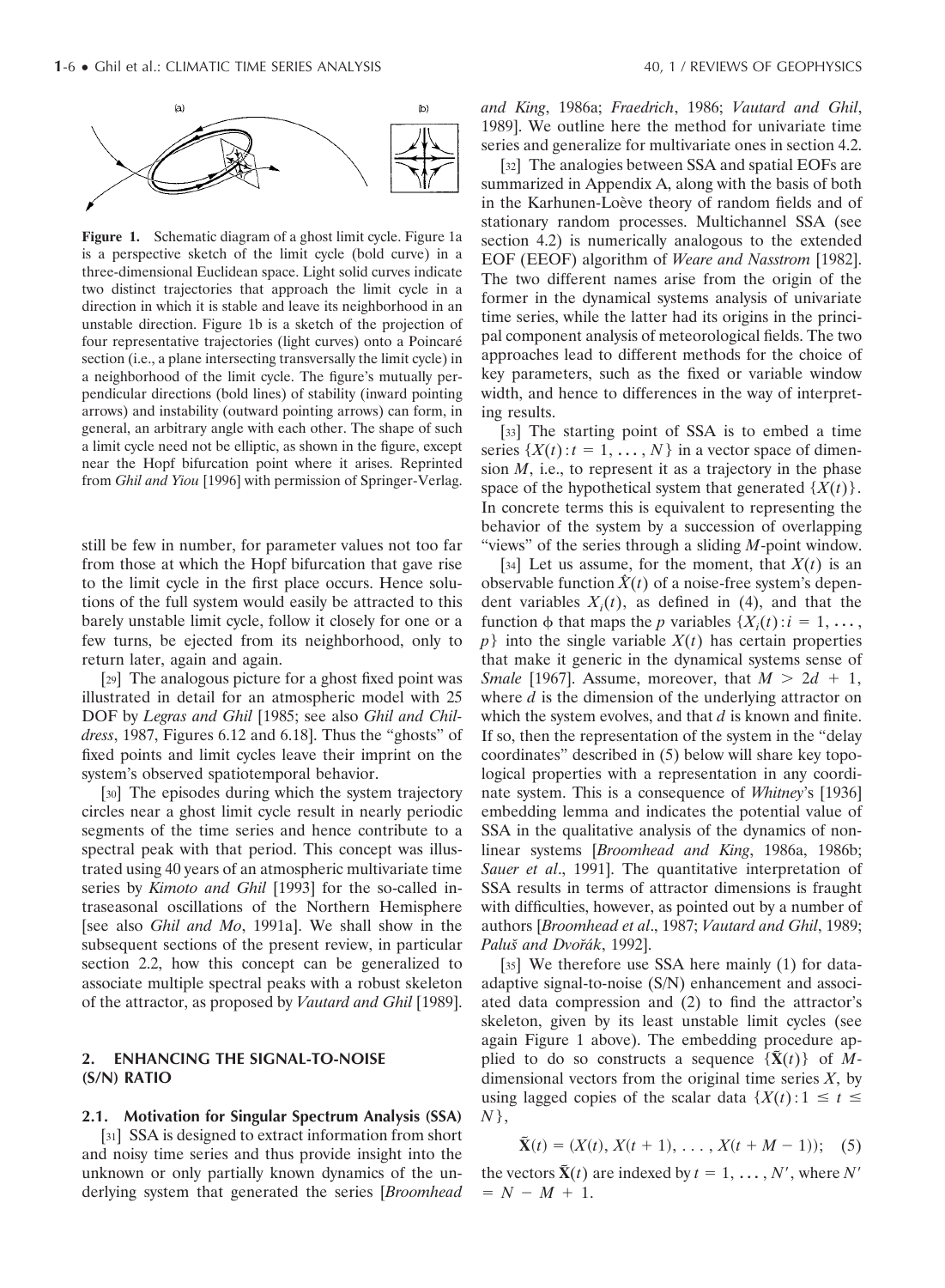**Figure 1.** Schematic diagram of a ghost limit cycle. Figure 1a is a perspective sketch of the limit cycle (bold curve) in a three-dimensional Euclidean space. Light solid curves indicate two distinct trajectories that approach the limit cycle in a direction in which it is stable and leave its neighborhood in an unstable direction. Figure 1b is a sketch of the projection of four representative trajectories (light curves) onto a Poincaré section (i.e., a plane intersecting transversally the limit cycle) in a neighborhood of the limit cycle. The figure's mutually perpendicular directions (bold lines) of stability (inward pointing arrows) and instability (outward pointing arrows) can form, in general, an arbitrary angle with each other. The shape of such a limit cycle need not be elliptic, as shown in the figure, except near the Hopf bifurcation point where it arises. Reprinted from *Ghil and Yiou* [1996] with permission of Springer-Verlag.

still be few in number, for parameter values not too far from those at which the Hopf bifurcation that gave rise to the limit cycle in the first place occurs. Hence solutions of the full system would easily be attracted to this barely unstable limit cycle, follow it closely for one or a few turns, be ejected from its neighborhood, only to return later, again and again.

[29] The analogous picture for a ghost fixed point was illustrated in detail for an atmospheric model with 25 DOF by *Legras and Ghil* [1985; see also *Ghil and Childress*, 1987, Figures 6.12 and 6.18]. Thus the "ghosts" of fixed points and limit cycles leave their imprint on the system's observed spatiotemporal behavior.

[30] The episodes during which the system trajectory circles near a ghost limit cycle result in nearly periodic segments of the time series and hence contribute to a spectral peak with that period. This concept was illustrated using 40 years of an atmospheric multivariate time series by *Kimoto and Ghil* [1993] for the so-called intraseasonal oscillations of the Northern Hemisphere [see also *Ghil and Mo*, 1991a]. We shall show in the subsequent sections of the present review, in particular section 2.2, how this concept can be generalized to associate multiple spectral peaks with a robust skeleton of the attractor, as proposed by *Vautard and Ghil* [1989].

## 2. ENHANCING THE SIGNAL-TO-NOISE (S/N) RATIO

### 2.1. Motivation for Singular Spectrum Analysis (SSA)

[31] SSA is designed to extract information from short and noisy time series and thus provide insight into the unknown or only partially known dynamics of the underlying system that generated the series [*Broomhead and King*, 1986a; *Fraedrich*, 1986; *Vautard and Ghil*, 1989]. We outline here the method for univariate time series and generalize for multivariate ones in section 4.2.

[32] The analogies between SSA and spatial EOFs are summarized in Appendix A, along with the basis of both in the Karhunen-Loève theory of random fields and of stationary random processes. Multichannel SSA (see section 4.2) is numerically analogous to the extended EOF (EEOF) algorithm of *Weare and Nasstrom* [1982]. The two different names arise from the origin of the former in the dynamical systems analysis of univariate time series, while the latter had its origins in the principal component analysis of meteorological fields. The two approaches lead to different methods for the choice of key parameters, such as the fixed or variable window width, and hence to differences in the way of interpreting results.

[33] The starting point of SSA is to embed a time series $\{X(t): t = 1, \ldots, N\}$ in a vector space of dimension $M$, i.e., to represent it as a trajectory in the phase space of the hypothetical system that generated $\{X(t)\}$. In concrete terms this is equivalent to representing the behavior of the system by a succession of overlapping "views" of the series through a sliding $M$-point window.

[34] Let us assume, for the moment, that $X(t)$ is an observable function $\tilde{X}(t)$ of a noise-free system's dependent variables $X_i(t)$, as defined in (4), and that the function $\phi$ that maps the $p$ variables $\{X_i(t): i = 1, \ldots, p\}$ into the single variable $X(t)$ has certain properties that make it generic in the dynamical systems sense of *Smale* [1967]. Assume, moreover, that $M > 2d + 1$, where $d$ is the dimension of the underlying attractor on which the system evolves, and that $d$ is known and finite. If so, then the representation of the system in the "delay coordinates" described in (5) below will share key topological properties with a representation in any coordinate system. This is a consequence of *Whitney*'s [1936] embedding lemma and indicates the potential value of SSA in the qualitative analysis of the dynamics of nonlinear systems [*Broomhead and King*, 1986a, 1986b; *Sauer et al.*, 1991]. The quantitative interpretation of SSA results in terms of attractor dimensions is fraught with difficulties, however, as pointed out by a number of authors [*Broomhead et al.*, 1987; *Vautard and Ghil*, 1989; *Paluš and Dvořák*, 1992].

[35] We therefore use SSA here mainly (1) for data-adaptive signal-to-noise (S/N) enhancement and associated data compression and (2) to find the attractor's skeleton, given by its least unstable limit cycles (see again Figure 1 above). The embedding procedure applied to do so constructs a sequence $\{\tilde{\mathbf{X}}(t)\}$ of $M$-dimensional vectors from the original time series $X$, by using lagged copies of the scalar data $\{X(t): 1 \leq t \leq N\}$,

$$\tilde{\mathbf{X}}(t) = (X(t), X(t+1), \ldots, X(t+M-1)); \quad (5)$$

the vectors $\tilde{\mathbf{X}}(t)$ are indexed by $t = 1, \ldots, N'$, where $N' = N - M + 1$.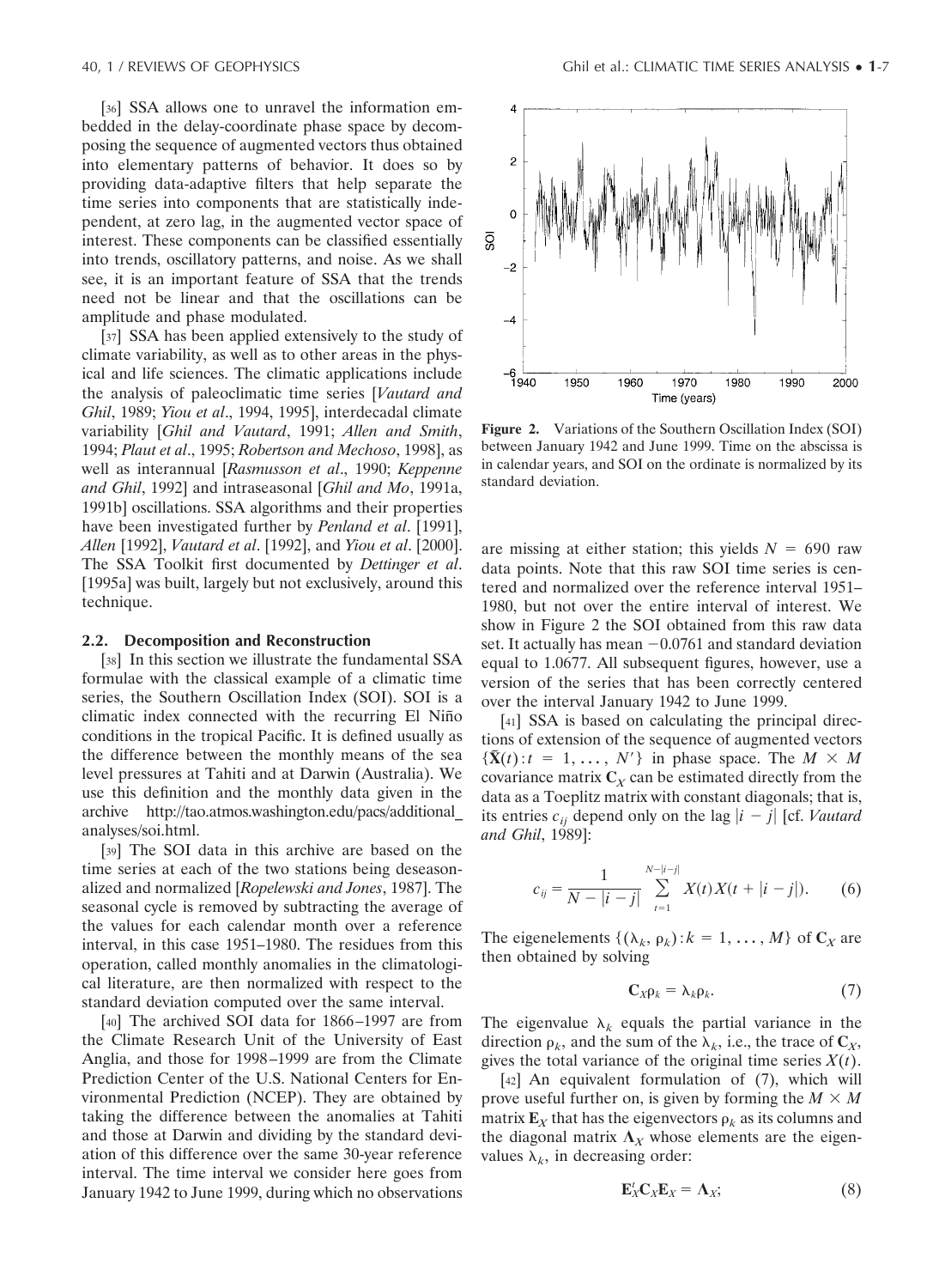[36] SSA allows one to unravel the information embedded in the delay-coordinate phase space by decomposing the sequence of augmented vectors thus obtained into elementary patterns of behavior. It does so by providing data-adaptive filters that help separate the time series into components that are statistically independent, at zero lag, in the augmented vector space of interest. These components can be classified essentially into trends, oscillatory patterns, and noise. As we shall see, it is an important feature of SSA that the trends need not be linear and that the oscillations can be amplitude and phase modulated.

[37] SSA has been applied extensively to the study of climate variability, as well as to other areas in the physical and life sciences. The climatic applications include the analysis of paleoclimatic time series [*Vautard and Ghil*, 1989; *Yiou et al*., 1994, 1995], interdecadal climate variability [*Ghil and Vautard*, 1991; *Allen and Smith*, 1994; *Plaut et al*., 1995; *Robertson and Mechoso*, 1998], as well as interannual [*Rasmusson et al*., 1990; *Keppenne and Ghil*, 1992] and intraseasonal [*Ghil and Mo*, 1991a, 1991b] oscillations. SSA algorithms and their properties have been investigated further by *Penland et al*. [1991], *Allen* [1992], *Vautard et al*. [1992], and *Yiou et al*. [2000]. The SSA Toolkit first documented by *Dettinger et al*. [1995a] was built, largely but not exclusively, around this technique.

## 2.2. Decomposition and Reconstruction

[38] In this section we illustrate the fundamental SSA formulae with the classical example of a climatic time series, the Southern Oscillation Index (SOI). SOI is a climatic index connected with the recurring El Niño conditions in the tropical Pacific. It is defined usually as the difference between the monthly means of the sea level pressures at Tahiti and at Darwin (Australia). We use this definition and the monthly data given in the archive http://tao.atmos.washington.edu/pacs/additional_analyses/soi.html.

[39] The SOI data in this archive are based on the time series at each of the two stations being deseasonalized and normalized [*Ropelewski and Jones*, 1987]. The seasonal cycle is removed by subtracting the average of the values for each calendar month over a reference interval, in this case 1951–1980. The residues from this operation, called monthly anomalies in the climatological literature, are then normalized with respect to the standard deviation computed over the same interval.

[40] The archived SOI data for 1866–1997 are from the Climate Research Unit of the University of East Anglia, and those for 1998–1999 are from the Climate Prediction Center of the U.S. National Centers for Environmental Prediction (NCEP). They are obtained by taking the difference between the anomalies at Tahiti and those at Darwin and dividing by the standard deviation of this difference over the same 30-year reference interval. The time interval we consider here goes from January 1942 to June 1999, during which no observations are missing at either station; this yields $N = 690$ raw data points. Note that this raw SOI time series is centered and normalized over the reference interval 1951–1980, but not over the entire interval of interest. We show in Figure 2 the SOI obtained from this raw data set. It actually has mean $-0.0761$ and standard deviation equal to 1.0677. All subsequent figures, however, use a version of the series that has been correctly centered over the interval January 1942 to June 1999.

**Figure 2.** Variations of the Southern Oscillation Index (SOI) between January 1942 and June 1999. Time on the abscissa is in calendar years, and SOI on the ordinate is normalized by its standard deviation.

[41] SSA is based on calculating the principal directions of extension of the sequence of augmented vectors $\{\tilde{\mathbf{X}}(t) : t = 1, \ldots, N'\}$ in phase space. The $M \times M$ covariance matrix $\mathbf{C}_X$ can be estimated directly from the data as a Toeplitz matrix with constant diagonals; that is, its entries $c_{ij}$ depend only on the lag $|i - j|$ [cf. *Vautard and Ghil*, 1989]:

$$c_{ij} = \frac{1}{N - |i - j|} \sum_{t=1}^{N-|i-j|} X(t) X(t + |i - j|). \qquad (6)$$

The eigenelements $\{(\lambda_k, \rho_k) : k = 1, \ldots, M\}$ of $\mathbf{C}_X$ are then obtained by solving

$$\mathbf{C}_X \rho_k = \lambda_k \rho_k. \qquad (7)$$

The eigenvalue $\lambda_k$ equals the partial variance in the direction $\rho_k$, and the sum of the $\lambda_k$, i.e., the trace of $\mathbf{C}_X$, gives the total variance of the original time series $X(t)$.

[42] An equivalent formulation of (7), which will prove useful further on, is given by forming the $M \times M$ matrix $\mathbf{E}_X$ that has the eigenvectors $\rho_k$ as its columns and the diagonal matrix $\mathbf{\Lambda}_X$ whose elements are the eigenvalues $\lambda_k$, in decreasing order:

$$\mathbf{E}_X^t \mathbf{C}_X \mathbf{E}_X = \mathbf{\Lambda}_X; \qquad (8)$$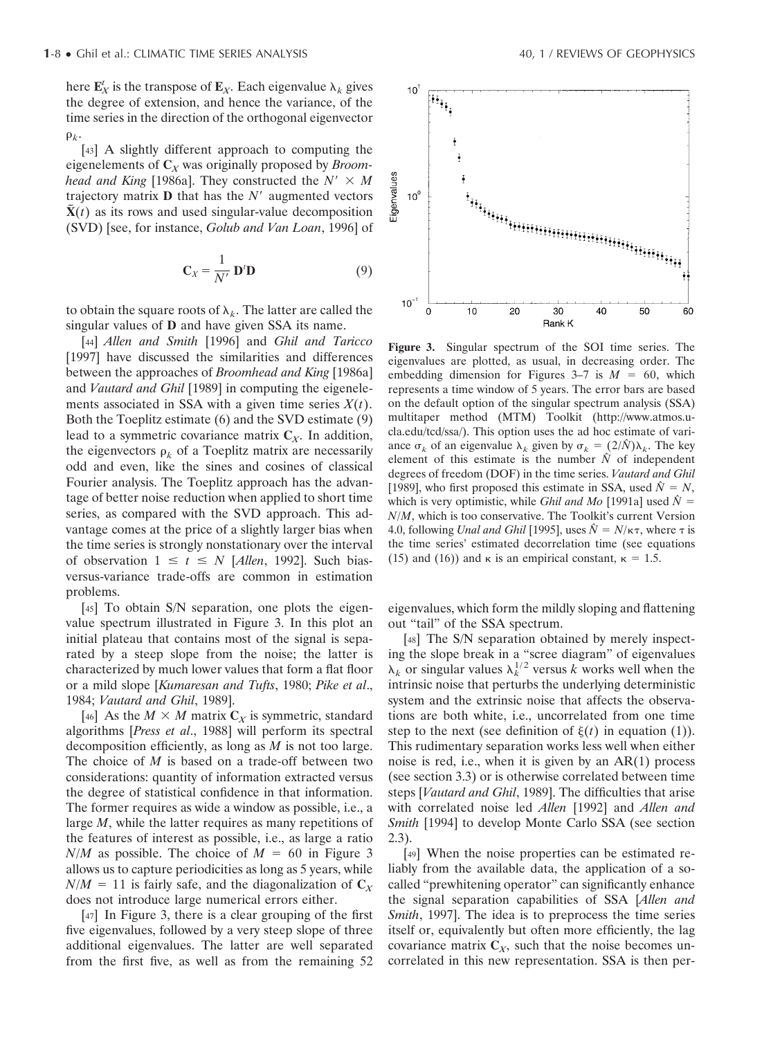here $\mathbf{E}_X^t$ is the transpose of $\mathbf{E}_X$. Each eigenvalue $\lambda_k$ gives the degree of extension, and hence the variance, of the time series in the direction of the orthogonal eigenvector $\rho_k$.

[43] A slightly different approach to computing the eigenelements of $\mathbf{C}_X$ was originally proposed by *Broomhead and King* [1986a]. They constructed the $N' \times M$ trajectory matrix $\mathbf{D}$ that has the $N'$ augmented vectors $\tilde{\mathbf{X}}(t)$ as its rows and used singular-value decomposition (SVD) [see, for instance, *Golub and Van Loan*, 1996] of

$$\mathbf{C}_X = \frac{1}{N'} \mathbf{D}^t \mathbf{D} \tag{9}$$

to obtain the square roots of $\lambda_k$. The latter are called the singular values of $\mathbf{D}$ and have given SSA its name.

[44] *Allen and Smith* [1996] and *Ghil and Taricco* [1997] have discussed the similarities and differences between the approaches of *Broomhead and King* [1986a] and *Vautard and Ghil* [1989] in computing the eigenelements associated in SSA with a given time series $X(t)$. Both the Toeplitz estimate (6) and the SVD estimate (9) lead to a symmetric covariance matrix $\mathbf{C}_X$. In addition, the eigenvectors $\rho_k$ of a Toeplitz matrix are necessarily odd and even, like the sines and cosines of classical Fourier analysis. The Toeplitz approach has the advantage of better noise reduction when applied to short time series, as compared with the SVD approach. This advantage comes at the price of a slightly larger bias when the time series is strongly nonstationary over the interval of observation $1 \leq t \leq N$ [*Allen*, 1992]. Such bias-versus-variance trade-offs are common in estimation problems.

[45] To obtain S/N separation, one plots the eigenvalue spectrum illustrated in Figure 3. In this plot an initial plateau that contains most of the signal is separated by a steep slope from the noise; the latter is characterized by much lower values that form a flat floor or a mild slope [*Kumaresan and Tufts*, 1980; *Pike et al.*, 1984; *Vautard and Ghil*, 1989].

[46] As the $M \times M$ matrix $\mathbf{C}_X$ is symmetric, standard algorithms [*Press et al.*, 1988] will perform its spectral decomposition efficiently, as long as $M$ is not too large. The choice of $M$ is based on a trade-off between two considerations: quantity of information extracted versus the degree of statistical confidence in that information. The former requires as wide a window as possible, i.e., a large $M$, while the latter requires as many repetitions of the features of interest as possible, i.e., as large a ratio $N/M$ as possible. The choice of $M = 60$ in Figure 3 allows us to capture periodicities as long as 5 years, while $N/M = 11$ is fairly safe, and the diagonalization of $\mathbf{C}_X$ does not introduce large numerical errors either.

[47] In Figure 3, there is a clear grouping of the first five eigenvalues, followed by a very steep slope of three additional eigenvalues. The latter are well separated from the first five, as well as from the remaining 52 eigenvalues, which form the mildly sloping and flattening out "tail" of the SSA spectrum.

**Figure 3.** Singular spectrum of the SOI time series. The eigenvalues are plotted, as usual, in decreasing order. The embedding dimension for Figures 3–7 is $M = 60$, which represents a time window of 5 years. The error bars are based on the default option of the singular spectrum analysis (SSA) multitaper method (MTM) Toolkit (http://www.atmos.ucla.edu/tcd/ssa/). This option uses the ad hoc estimate of variance $\sigma_k$ of an eigenvalue $\lambda_k$ given by $\sigma_k = (2/\hat{N})\lambda_k$. The key element of this estimate is the number $\hat{N}$ of independent degrees of freedom (DOF) in the time series. *Vautard and Ghil* [1989], who first proposed this estimate in SSA, used $\hat{N} = N$, which is very optimistic, while *Ghil and Mo* [1991a] used $\hat{N} = N/M$, which is too conservative. The Toolkit's current Version 4.0, following *Unal and Ghil* [1995], uses $\hat{N} = N/\kappa\tau$, where $\tau$ is the time series' estimated decorrelation time (see equations (15) and (16)) and $\kappa$ is an empirical constant, $\kappa = 1.5$.

[48] The S/N separation obtained by merely inspecting the slope break in a "scree diagram" of eigenvalues $\lambda_k$ or singular values $\lambda_k^{1/2}$ versus $k$ works well when the intrinsic noise that perturbs the underlying deterministic system and the extrinsic noise that affects the observations are both white, i.e., uncorrelated from one time step to the next (see definition of $\xi(t)$ in equation (1)). This rudimentary separation works less well when either noise is red, i.e., when it is given by an AR(1) process (see section 3.3) or is otherwise correlated between time steps [*Vautard and Ghil*, 1989]. The difficulties that arise with correlated noise led *Allen* [1992] and *Allen and Smith* [1994] to develop Monte Carlo SSA (see section 2.3).

[49] When the noise properties can be estimated reliably from the available data, the application of a so-called "prewhitening operator" can significantly enhance the signal separation capabilities of SSA [*Allen and Smith*, 1997]. The idea is to preprocess the time series itself or, equivalently but often more efficiently, the lag covariance matrix $\mathbf{C}_X$, such that the noise becomes uncorrelated in this new representation. SSA is then per-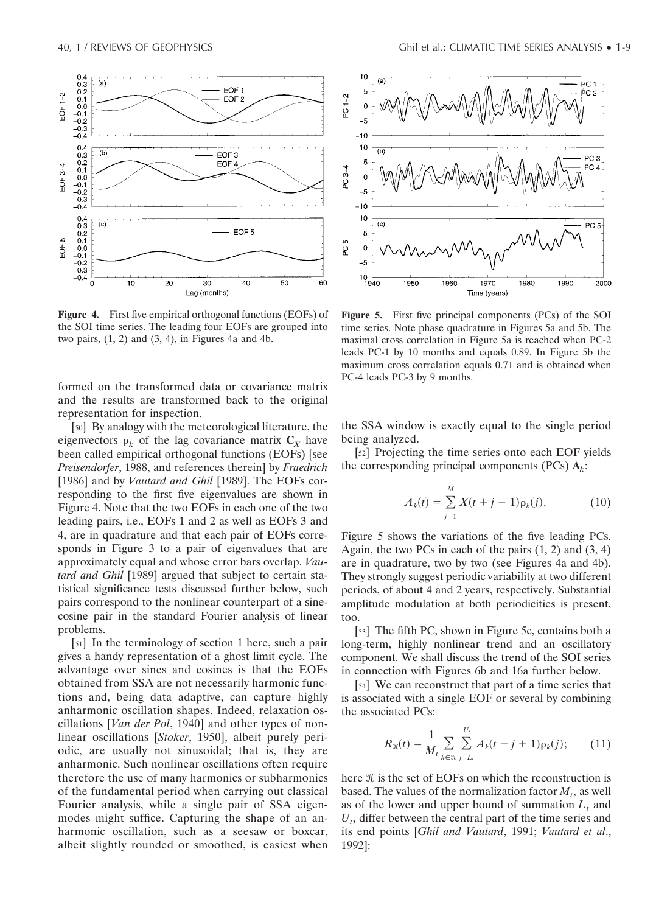**Figure 4.** First five empirical orthogonal functions (EOFs) of the SOI time series. The leading four EOFs are grouped into two pairs, (1, 2) and (3, 4), in Figures 4a and 4b.

**Figure 5.** First five principal components (PCs) of the SOI time series. Note phase quadrature in Figures 5a and 5b. The maximal cross correlation in Figure 5a is reached when PC-2 leads PC-1 by 10 months and equals 0.89. In Figure 5b the maximum cross correlation equals 0.71 and is obtained when PC-4 leads PC-3 by 9 months.

formed on the transformed data or covariance matrix and the results are transformed back to the original representation for inspection.

[50] By analogy with the meteorological literature, the eigenvectors $\rho_k$ of the lag covariance matrix $\mathbf{C}_X$ have been called empirical orthogonal functions (EOFs) [see *Preisendorfer*, 1988, and references therein] by *Fraedrich* [1986] and by *Vautard and Ghil* [1989]. The EOFs corresponding to the first five eigenvalues are shown in Figure 4. Note that the two EOFs in each one of the two leading pairs, i.e., EOFs 1 and 2 as well as EOFs 3 and 4, are in quadrature and that each pair of EOFs corresponds in Figure 3 to a pair of eigenvalues that are approximately equal and whose error bars overlap. *Vautard and Ghil* [1989] argued that subject to certain statistical significance tests discussed further below, such pairs correspond to the nonlinear counterpart of a sine-cosine pair in the standard Fourier analysis of linear problems.

[51] In the terminology of section 1 here, such a pair gives a handy representation of a ghost limit cycle. The advantage over sines and cosines is that the EOFs obtained from SSA are not necessarily harmonic functions and, being data adaptive, can capture highly anharmonic oscillation shapes. Indeed, relaxation oscillations [*Van der Pol*, 1940] and other types of nonlinear oscillations [*Stoker*, 1950], albeit purely periodic, are usually not sinusoidal; that is, they are anharmonic. Such nonlinear oscillations often require therefore the use of many harmonics or subharmonics of the fundamental period when carrying out classical Fourier analysis, while a single pair of SSA eigenmodes might suffice. Capturing the shape of an anharmonic oscillation, such as a seesaw or boxcar, albeit slightly rounded or smoothed, is easiest when the SSA window is exactly equal to the single period being analyzed.

[52] Projecting the time series onto each EOF yields the corresponding principal components (PCs) $\mathbf{A}_k$:

$$A_k(t) = \sum_{j=1}^{M} X(t + j - 1)\rho_k(j). \tag{10}$$

Figure 5 shows the variations of the five leading PCs. Again, the two PCs in each of the pairs (1, 2) and (3, 4) are in quadrature, two by two (see Figures 4a and 4b). They strongly suggest periodic variability at two different periods, of about 4 and 2 years, respectively. Substantial amplitude modulation at both periodicities is present, too.

[53] The fifth PC, shown in Figure 5c, contains both a long-term, highly nonlinear trend and an oscillatory component. We shall discuss the trend of the SOI series in connection with Figures 6b and 16a further below.

[54] We can reconstruct that part of a time series that is associated with a single EOF or several by combining the associated PCs:

$$R_{\mathcal{K}}(t) = \frac{1}{M_t} \sum_{k \in \mathcal{K}} \sum_{j=L_t}^{U_t} A_k(t - j + 1)\rho_k(j); \tag{11}$$

here $\mathcal{K}$ is the set of EOFs on which the reconstruction is based. The values of the normalization factor $M_t$, as well as of the lower and upper bound of summation $L_t$ and $U_t$, differ between the central part of the time series and its end points [*Ghil and Vautard*, 1991; *Vautard et al.*, 1992]: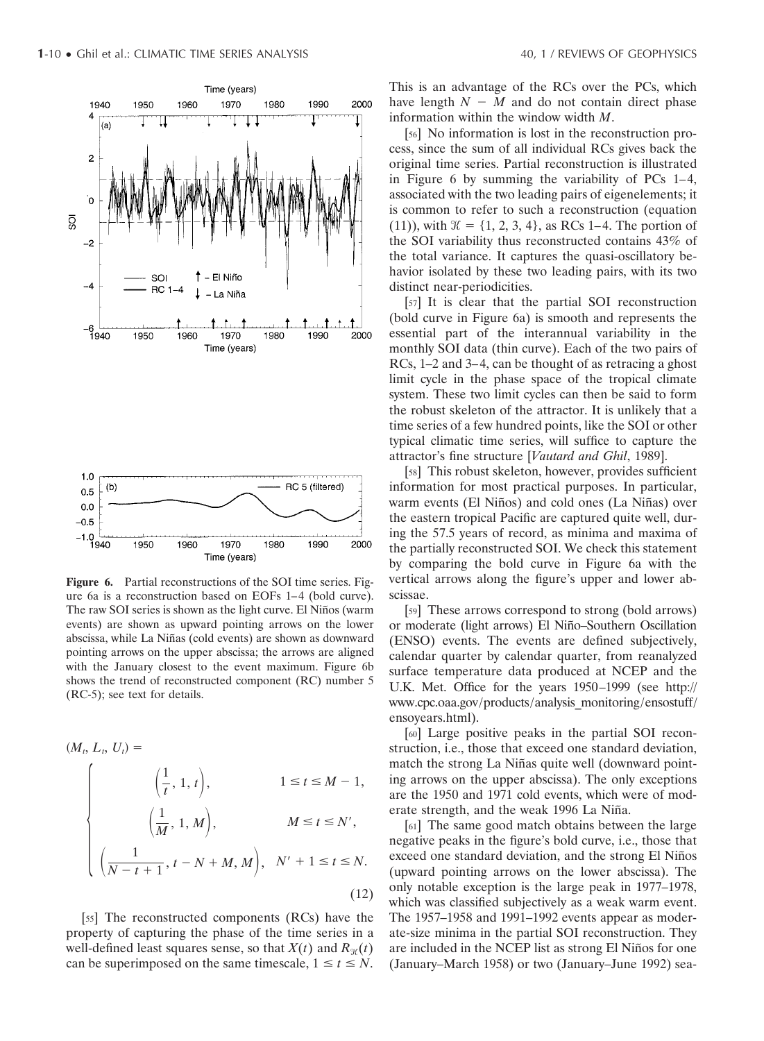**Figure 6.** Partial reconstructions of the SOI time series. Figure 6a is a reconstruction based on EOFs 1–4 (bold curve). The raw SOI series is shown as the light curve. El Niños (warm events) are shown as upward pointing arrows on the lower abscissa, while La Niñas (cold events) are shown as downward pointing arrows on the upper abscissa; the arrows are aligned with the January closest to the event maximum. Figure 6b shows the trend of reconstructed component (RC) number 5 (RC-5); see text for details.

$$(M_t, L_t, U_t) = \begin{cases} \left(\frac{1}{t}, 1, t\right), & 1 \le t \le M-1, \\ \left(\frac{1}{M}, 1, M\right), & M \le t \le N', \\ \left(\frac{1}{N-t+1}, t-N+M, M\right), & N'+1 \le t \le N. \end{cases} \tag{12}$$

[55] The reconstructed components (RCs) have the property of capturing the phase of the time series in a well-defined least squares sense, so that $X(t)$ and $R_{\mathcal{K}}(t)$ can be superimposed on the same timescale, $1 \le t \le N$. This is an advantage of the RCs over the PCs, which have length $N - M$ and do not contain direct phase information within the window width $M$.

[56] No information is lost in the reconstruction process, since the sum of all individual RCs gives back the original time series. Partial reconstruction is illustrated in Figure 6 by summing the variability of PCs 1–4, associated with the two leading pairs of eigenelements; it is common to refer to such a reconstruction (equation (11)), with $\mathcal{K} = \{1, 2, 3, 4\}$, as RCs 1–4. The portion of the SOI variability thus reconstructed contains 43% of the total variance. It captures the quasi-oscillatory behavior isolated by these two leading pairs, with its two distinct near-periodicities.

[57] It is clear that the partial SOI reconstruction (bold curve in Figure 6a) is smooth and represents the essential part of the interannual variability in the monthly SOI data (thin curve). Each of the two pairs of RCs, 1–2 and 3–4, can be thought of as retracing a ghost limit cycle in the phase space of the tropical climate system. These two limit cycles can then be said to form the robust skeleton of the attractor. It is unlikely that a time series of a few hundred points, like the SOI or other typical climatic time series, will suffice to capture the attractor's fine structure [*Vautard and Ghil*, 1989].

[58] This robust skeleton, however, provides sufficient information for most practical purposes. In particular, warm events (El Niños) and cold ones (La Niñas) over the eastern tropical Pacific are captured quite well, during the 57.5 years of record, as minima and maxima of the partially reconstructed SOI. We check this statement by comparing the bold curve in Figure 6a with the vertical arrows along the figure's upper and lower abscissae.

[59] These arrows correspond to strong (bold arrows) or moderate (light arrows) El Niño–Southern Oscillation (ENSO) events. The events are defined subjectively, calendar quarter by calendar quarter, from reanalyzed surface temperature data produced at NCEP and the U.K. Met. Office for the years 1950–1999 (see http://www.cpc.ncep.noaa.gov/products/analysis_monitoring/ensostuff/ensoyears.html).

[60] Large positive peaks in the partial SOI reconstruction, i.e., those that exceed one standard deviation, match the strong La Niñas quite well (downward pointing arrows on the upper abscissa). The only exceptions are the 1950 and 1971 cold events, which were of moderate strength, and the weak 1996 La Niña.

[61] The same good match obtains between the large negative peaks in the figure's bold curve, i.e., those that exceed one standard deviation, and the strong El Niños (upward pointing arrows on the lower abscissa). The only notable exception is the large peak in 1977–1978, which was classified subjectively as a weak warm event. The 1957–1958 and 1991–1992 events appear as moderate-size minima in the partial SOI reconstruction. They are included in the NCEP list as strong El Niños for one (January–March 1958) or two (January–June 1992) sea-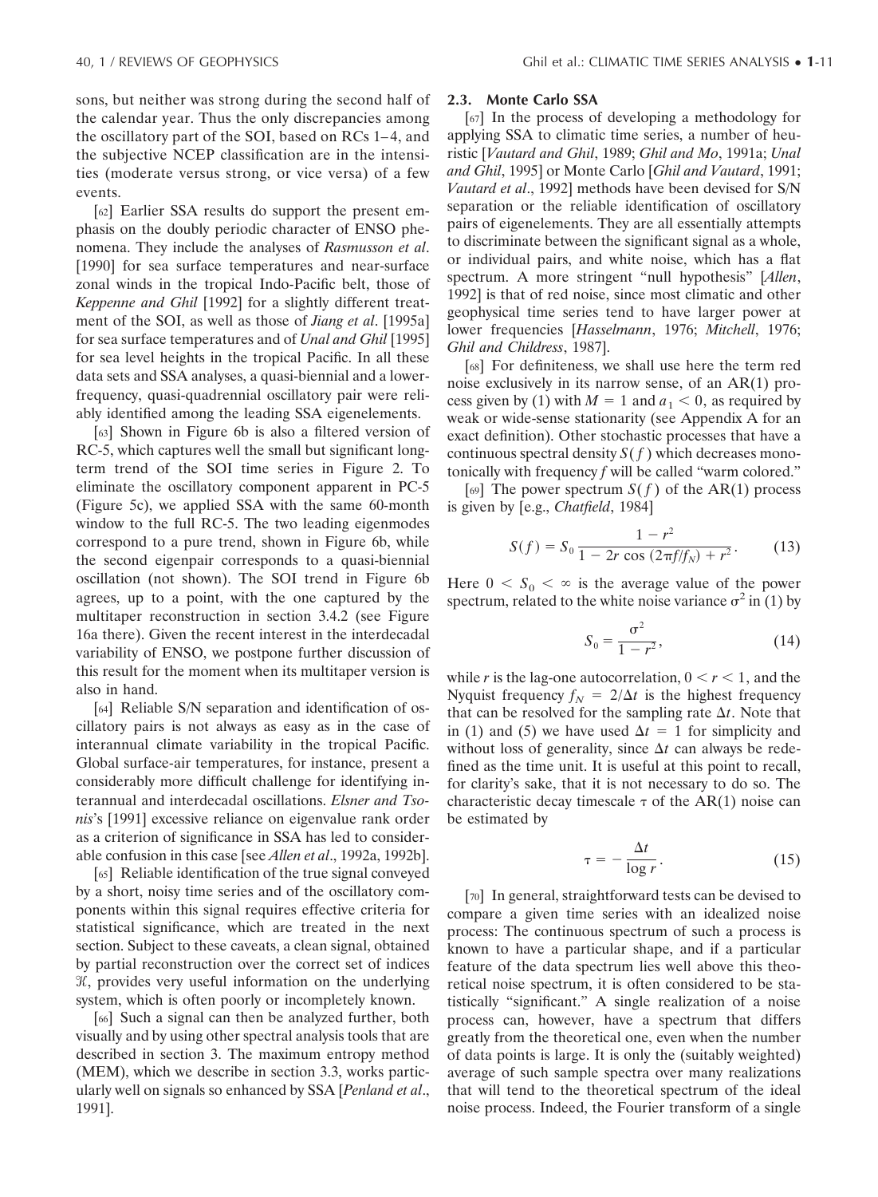sons, but neither was strong during the second half of the calendar year. Thus the only discrepancies among the oscillatory part of the SOI, based on RCs 1–4, and the subjective NCEP classification are in the intensities (moderate versus strong, or vice versa) of a few events.

[62] Earlier SSA results do support the present emphasis on the doubly periodic character of ENSO phenomena. They include the analyses of *Rasmusson et al*. [1990] for sea surface temperatures and near-surface zonal winds in the tropical Indo-Pacific belt, those of *Keppenne and Ghil* [1992] for a slightly different treatment of the SOI, as well as those of *Jiang et al*. [1995a] for sea surface temperatures and of *Unal and Ghil* [1995] for sea level heights in the tropical Pacific. In all these data sets and SSA analyses, a quasi-biennial and a lower-frequency, quasi-quadrennial oscillatory pair were reliably identified among the leading SSA eigenelements.

[63] Shown in Figure 6b is also a filtered version of RC-5, which captures well the small but significant long-term trend of the SOI time series in Figure 2. To eliminate the oscillatory component apparent in PC-5 (Figure 5c), we applied SSA with the same 60-month window to the full RC-5. The two leading eigenmodes correspond to a pure trend, shown in Figure 6b, while the second eigenpair corresponds to a quasi-biennial oscillation (not shown). The SOI trend in Figure 6b agrees, up to a point, with the one captured by the multitaper reconstruction in section 3.4.2 (see Figure 16a there). Given the recent interest in the interdecadal variability of ENSO, we postpone further discussion of this result for the moment when its multitaper version is also in hand.

[64] Reliable S/N separation and identification of oscillatory pairs is not always as easy as in the case of interannual climate variability in the tropical Pacific. Global surface-air temperatures, for instance, present a considerably more difficult challenge for identifying interannual and interdecadal oscillations. *Elsner and Tsonis*'s [1991] excessive reliance on eigenvalue rank order as a criterion of significance in SSA has led to considerable confusion in this case [see *Allen et al*., 1992a, 1992b].

[65] Reliable identification of the true signal conveyed by a short, noisy time series and of the oscillatory components within this signal requires effective criteria for statistical significance, which are treated in the next section. Subject to these caveats, a clean signal, obtained by partial reconstruction over the correct set of indices $\mathcal{K}$, provides very useful information on the underlying system, which is often poorly or incompletely known.

[66] Such a signal can then be analyzed further, both visually and by using other spectral analysis tools that are described in section 3. The maximum entropy method (MEM), which we describe in section 3.3, works particularly well on signals so enhanced by SSA [*Penland et al*., 1991].

### 2.3. Monte Carlo SSA

[67] In the process of developing a methodology for applying SSA to climatic time series, a number of heuristic [*Vautard and Ghil*, 1989; *Ghil and Mo*, 1991a; *Unal and Ghil*, 1995] or Monte Carlo [*Ghil and Vautard*, 1991; *Vautard et al*., 1992] methods have been devised for S/N separation or the reliable identification of oscillatory pairs of eigenelements. They are all essentially attempts to discriminate between the significant signal as a whole, or individual pairs, and white noise, which has a flat spectrum. A more stringent "null hypothesis" [*Allen*, 1992] is that of red noise, since most climatic and other geophysical time series tend to have larger power at lower frequencies [*Hasselmann*, 1976; *Mitchell*, 1976; *Ghil and Childress*, 1987].

[68] For definiteness, we shall use here the term red noise exclusively in its narrow sense, of an AR(1) process given by (1) with $M = 1$ and $a_1 < 0$, as required by weak or wide-sense stationarity (see Appendix A for an exact definition). Other stochastic processes that have a continuous spectral density $S(f)$ which decreases monotonically with frequency $f$ will be called "warm colored."

[69] The power spectrum $S(f)$ of the AR(1) process is given by [e.g., *Chatfield*, 1984]

$$S(f) = S_0 \frac{1 - r^2}{1 - 2r \cos(2\pi f/f_N) + r^2}. \tag{13}$$

Here $0 < S_0 < \infty$ is the average value of the power spectrum, related to the white noise variance $\sigma^2$ in (1) by

$$S_0 = \frac{\sigma^2}{1 - r^2}, \tag{14}$$

while $r$ is the lag-one autocorrelation, $0 < r < 1$, and the Nyquist frequency $f_N = 2/\Delta t$ is the highest frequency that can be resolved for the sampling rate $\Delta t$. Note that in (1) and (5) we have used $\Delta t = 1$ for simplicity and without loss of generality, since $\Delta t$ can always be redefined as the time unit. It is useful at this point to recall, for clarity's sake, that it is not necessary to do so. The characteristic decay timescale $\tau$ of the AR(1) noise can be estimated by

$$\tau = -\frac{\Delta t}{\log r}. \tag{15}$$

[70] In general, straightforward tests can be devised to compare a given time series with an idealized noise process: The continuous spectrum of such a process is known to have a particular shape, and if a particular feature of the data spectrum lies well above this theoretical noise spectrum, it is often considered to be statistically "significant." A single realization of a noise process can, however, have a spectrum that differs greatly from the theoretical one, even when the number of data points is large. It is only the (suitably weighted) average of such sample spectra over many realizations that will tend to the theoretical spectrum of the ideal noise process. Indeed, the Fourier transform of a single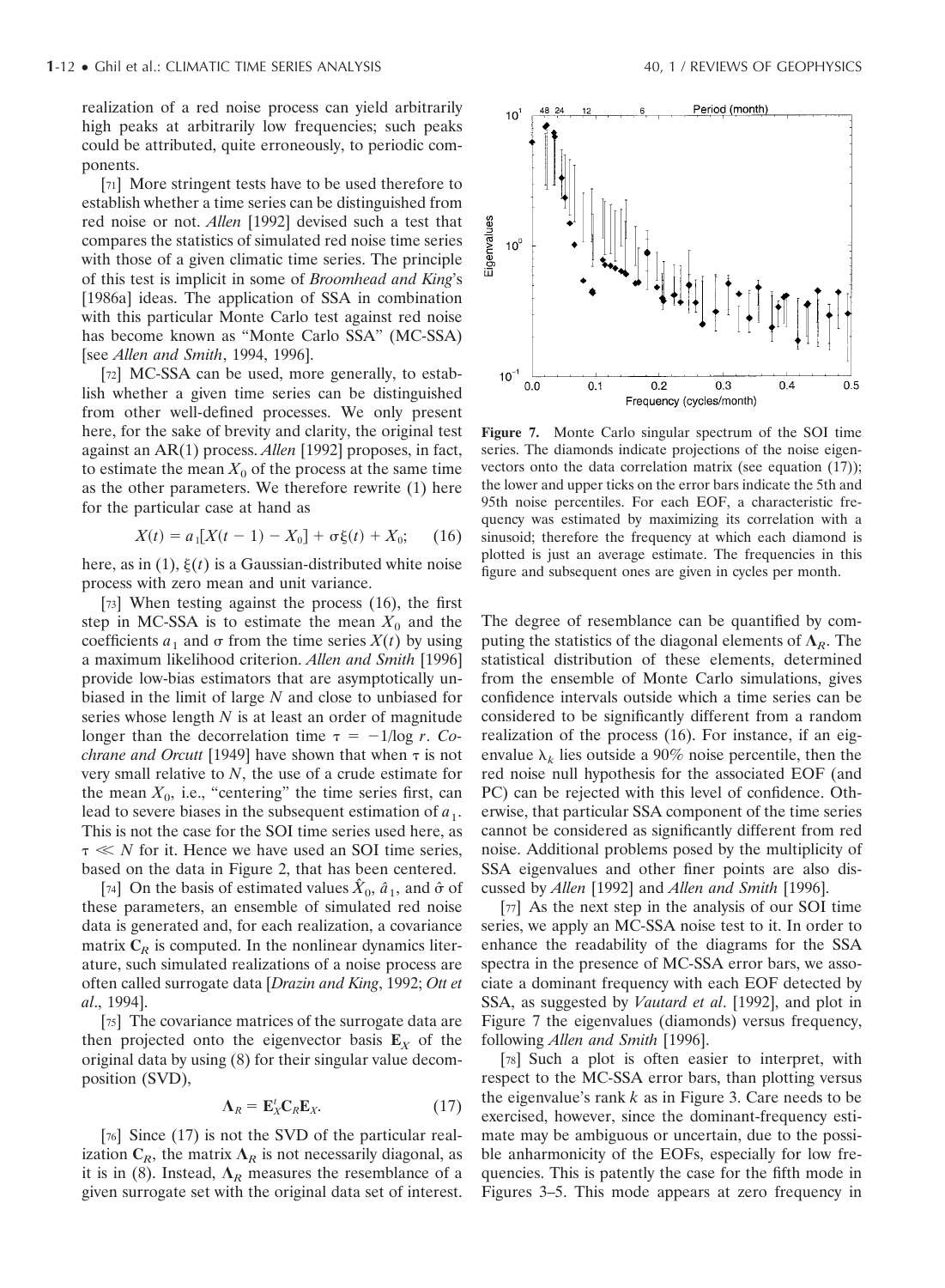realization of a red noise process can yield arbitrarily high peaks at arbitrarily low frequencies; such peaks could be attributed, quite erroneously, to periodic components.

[71] More stringent tests have to be used therefore to establish whether a time series can be distinguished from red noise or not. *Allen* [1992] devised such a test that compares the statistics of simulated red noise time series with those of a given climatic time series. The principle of this test is implicit in some of *Broomhead and King*'s [1986a] ideas. The application of SSA in combination with this particular Monte Carlo test against red noise has become known as "Monte Carlo SSA" (MC-SSA) [see *Allen and Smith*, 1994, 1996].

[72] MC-SSA can be used, more generally, to establish whether a given time series can be distinguished from other well-defined processes. We only present here, for the sake of brevity and clarity, the original test against an AR(1) process. *Allen* [1992] proposes, in fact, to estimate the mean $X_0$ of the process at the same time as the other parameters. We therefore rewrite (1) here for the particular case at hand as

$$X(t) = a_1[X(t-1) - X_0] + \sigma\xi(t) + X_0; \qquad (16)$$

here, as in (1), $\xi(t)$ is a Gaussian-distributed white noise process with zero mean and unit variance.

[73] When testing against the process (16), the first step in MC-SSA is to estimate the mean $X_0$ and the coefficients $a_1$ and $\sigma$ from the time series $X(t)$ by using a maximum likelihood criterion. *Allen and Smith* [1996] provide low-bias estimators that are asymptotically unbiased in the limit of large $N$ and close to unbiased for series whose length $N$ is at least an order of magnitude longer than the decorrelation time $\tau = -1/\log r$. *Cochrane and Orcutt* [1949] have shown that when $\tau$ is not very small relative to $N$, the use of a crude estimate for the mean $X_0$, i.e., "centering" the time series first, can lead to severe biases in the subsequent estimation of $a_1$. This is not the case for the SOI time series used here, as $\tau \ll N$ for it. Hence we have used an SOI time series, based on the data in Figure 2, that has been centered.

[74] On the basis of estimated values $\hat{X}_0$, $\hat{a}_1$, and $\hat{\sigma}$ of these parameters, an ensemble of simulated red noise data is generated and, for each realization, a covariance matrix $\mathbf{C}_R$ is computed. In the nonlinear dynamics literature, such simulated realizations of a noise process are often called surrogate data [*Drazin and King*, 1992; *Ott et al*., 1994].

[75] The covariance matrices of the surrogate data are then projected onto the eigenvector basis $\mathbf{E}_X$ of the original data by using (8) for their singular value decomposition (SVD),

$$\mathbf{\Lambda}_R = \mathbf{E}_X^t \mathbf{C}_R \mathbf{E}_X. \qquad (17)$$

[76] Since (17) is not the SVD of the particular realization $\mathbf{C}_R$, the matrix $\mathbf{\Lambda}_R$ is not necessarily diagonal, as it is in (8). Instead, $\mathbf{\Lambda}_R$ measures the resemblance of a given surrogate set with the original data set of interest. The degree of resemblance can be quantified by computing the statistics of the diagonal elements of $\mathbf{\Lambda}_R$. The statistical distribution of these elements, determined from the ensemble of Monte Carlo simulations, gives confidence intervals outside which a time series can be considered to be significantly different from a random realization of the process (16). For instance, if an eigenvalue $\lambda_k$ lies outside a 90% noise percentile, then the red noise null hypothesis for the associated EOF (and PC) can be rejected with this level of confidence. Otherwise, that particular SSA component of the time series cannot be considered as significantly different from red noise. Additional problems posed by the multiplicity of SSA eigenvalues and other finer points are also discussed by *Allen* [1992] and *Allen and Smith* [1996].

**Figure 7.** Monte Carlo singular spectrum of the SOI time series. The diamonds indicate projections of the noise eigenvectors onto the data correlation matrix (see equation (17)); the lower and upper ticks on the error bars indicate the 5th and 95th noise percentiles. For each EOF, a characteristic frequency was estimated by maximizing its correlation with a sinusoid; therefore the frequency at which each diamond is plotted is just an average estimate. The frequencies in this figure and subsequent ones are given in cycles per month.

[77] As the next step in the analysis of our SOI time series, we apply an MC-SSA noise test to it. In order to enhance the readability of the diagrams for the SSA spectra in the presence of MC-SSA error bars, we associate a dominant frequency with each EOF detected by SSA, as suggested by *Vautard et al*. [1992], and plot in Figure 7 the eigenvalues (diamonds) versus frequency, following *Allen and Smith* [1996].

[78] Such a plot is often easier to interpret, with respect to the MC-SSA error bars, than plotting versus the eigenvalue's rank $k$ as in Figure 3. Care needs to be exercised, however, since the dominant-frequency estimate may be ambiguous or uncertain, due to the possible anharmonicity of the EOFs, especially for low frequencies. This is patently the case for the fifth mode in Figures 3–5. This mode appears at zero frequency in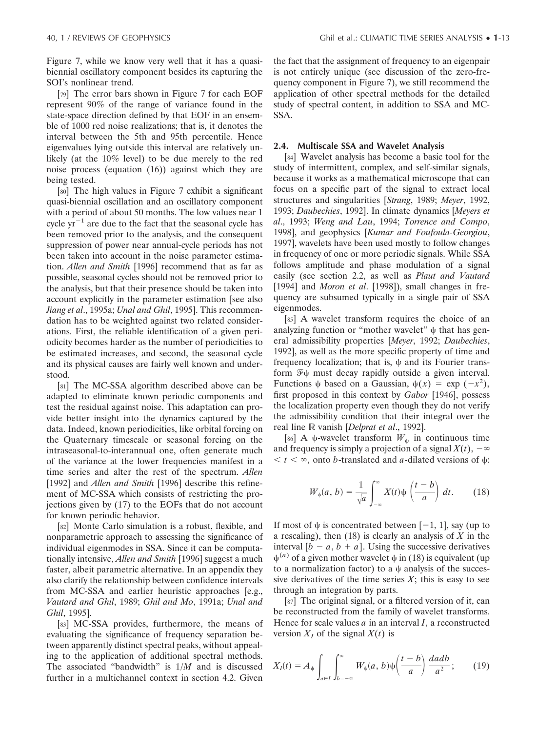Figure 7, while we know very well that it has a quasi-biennial oscillatory component besides its capturing the SOI's nonlinear trend.

[79] The error bars shown in Figure 7 for each EOF represent 90% of the range of variance found in the state-space direction defined by that EOF in an ensemble of 1000 red noise realizations; that is, it denotes the interval between the 5th and 95th percentile. Hence eigenvalues lying outside this interval are relatively unlikely (at the 10% level) to be due merely to the red noise process (equation (16)) against which they are being tested.

[80] The high values in Figure 7 exhibit a significant quasi-biennial oscillation and an oscillatory component with a period of about 50 months. The low values near 1 cycle $yr^{-1}$ are due to the fact that the seasonal cycle has been removed prior to the analysis, and the consequent suppression of power near annual-cycle periods has not been taken into account in the noise parameter estimation. *Allen and Smith* [1996] recommend that as far as possible, seasonal cycles should not be removed prior to the analysis, but that their presence should be taken into account explicitly in the parameter estimation [see also *Jiang et al*., 1995a; *Unal and Ghil*, 1995]. This recommendation has to be weighted against two related considerations. First, the reliable identification of a given periodicity becomes harder as the number of periodicities to be estimated increases, and second, the seasonal cycle and its physical causes are fairly well known and understood.

[81] The MC-SSA algorithm described above can be adapted to eliminate known periodic components and test the residual against noise. This adaptation can provide better insight into the dynamics captured by the data. Indeed, known periodicities, like orbital forcing on the Quaternary timescale or seasonal forcing on the intraseasonal-to-interannual one, often generate much of the variance at the lower frequencies manifest in a time series and alter the rest of the spectrum. *Allen* [1992] and *Allen and Smith* [1996] describe this refinement of MC-SSA which consists of restricting the projections given by (17) to the EOFs that do not account for known periodic behavior.

[82] Monte Carlo simulation is a robust, flexible, and nonparametric approach to assessing the significance of individual eigenmodes in SSA. Since it can be computationally intensive, *Allen and Smith* [1996] suggest a much faster, albeit parametric alternative. In an appendix they also clarify the relationship between confidence intervals from MC-SSA and earlier heuristic approaches [e.g., *Vautard and Ghil*, 1989; *Ghil and Mo*, 1991a; *Unal and Ghil*, 1995].

[83] MC-SSA provides, furthermore, the means of evaluating the significance of frequency separation between apparently distinct spectral peaks, without appealing to the application of additional spectral methods. The associated "bandwidth" is $1/M$ and is discussed further in a multichannel context in section 4.2. Given the fact that the assignment of frequency to an eigenpair is not entirely unique (see discussion of the zero-frequency component in Figure 7), we still recommend the application of other spectral methods for the detailed study of spectral content, in addition to SSA and MC-SSA.

## 2.4. Multiscale SSA and Wavelet Analysis

[84] Wavelet analysis has become a basic tool for the study of intermittent, complex, and self-similar signals, because it works as a mathematical microscope that can focus on a specific part of the signal to extract local structures and singularities [*Strang*, 1989; *Meyer*, 1992, 1993; *Daubechies*, 1992]. In climate dynamics [*Meyers et al*., 1993; *Weng and Lau*, 1994; *Torrence and Compo*, 1998], and geophysics [*Kumar and Foufoula-Georgiou*, 1997], wavelets have been used mostly to follow changes in frequency of one or more periodic signals. While SSA follows amplitude and phase modulation of a signal easily (see section 2.2, as well as *Plaut and Vautard* [1994] and *Moron et al*. [1998]), small changes in frequency are subsumed typically in a single pair of SSA eigenmodes.

[85] A wavelet transform requires the choice of an analyzing function or "mother wavelet" $\psi$ that has general admissibility properties [*Meyer*, 1992; *Daubechies*, 1992], as well as the more specific property of time and frequency localization; that is, $\psi$ and its Fourier transform $\mathcal{F}\psi$ must decay rapidly outside a given interval. Functions $\psi$ based on a Gaussian, $\psi(x) = \exp(-x^2)$, first proposed in this context by *Gabor* [1946], possess the localization property even though they do not verify the admissibility condition that their integral over the real line $\mathbb{R}$ vanish [*Delprat et al*., 1992].

[86] A $\psi$-wavelet transform $W_\psi$ in continuous time and frequency is simply a projection of a signal $X(t)$, $-\infty < t < \infty$, onto $b$-translated and $a$-dilated versions of $\psi$:

$$W_\psi(a, b) = \frac{1}{\sqrt{a}} \int_{-\infty}^{\infty} X(t) \psi\left(\frac{t-b}{a}\right) dt. \qquad (18)$$

If most of $\psi$ is concentrated between $[-1, 1]$, say (up to a rescaling), then (18) is clearly an analysis of $X$ in the interval $[b - a, b + a]$. Using the successive derivatives $\psi^{(n)}$ of a given mother wavelet $\psi$ in (18) is equivalent (up to a normalization factor) to a $\psi$ analysis of the successive derivatives of the time series $X$; this is easy to see through an integration by parts.

[87] The original signal, or a filtered version of it, can be reconstructed from the family of wavelet transforms. Hence for scale values $a$ in an interval $I$, a reconstructed version $X_I$ of the signal $X(t)$ is

$$X_I(t) = A_\psi \int_{a \in I} \int_{b=-\infty}^{\infty} W_\psi(a, b) \psi\left(\frac{t-b}{a}\right) \frac{da\,db}{a^2}; \qquad (19)$$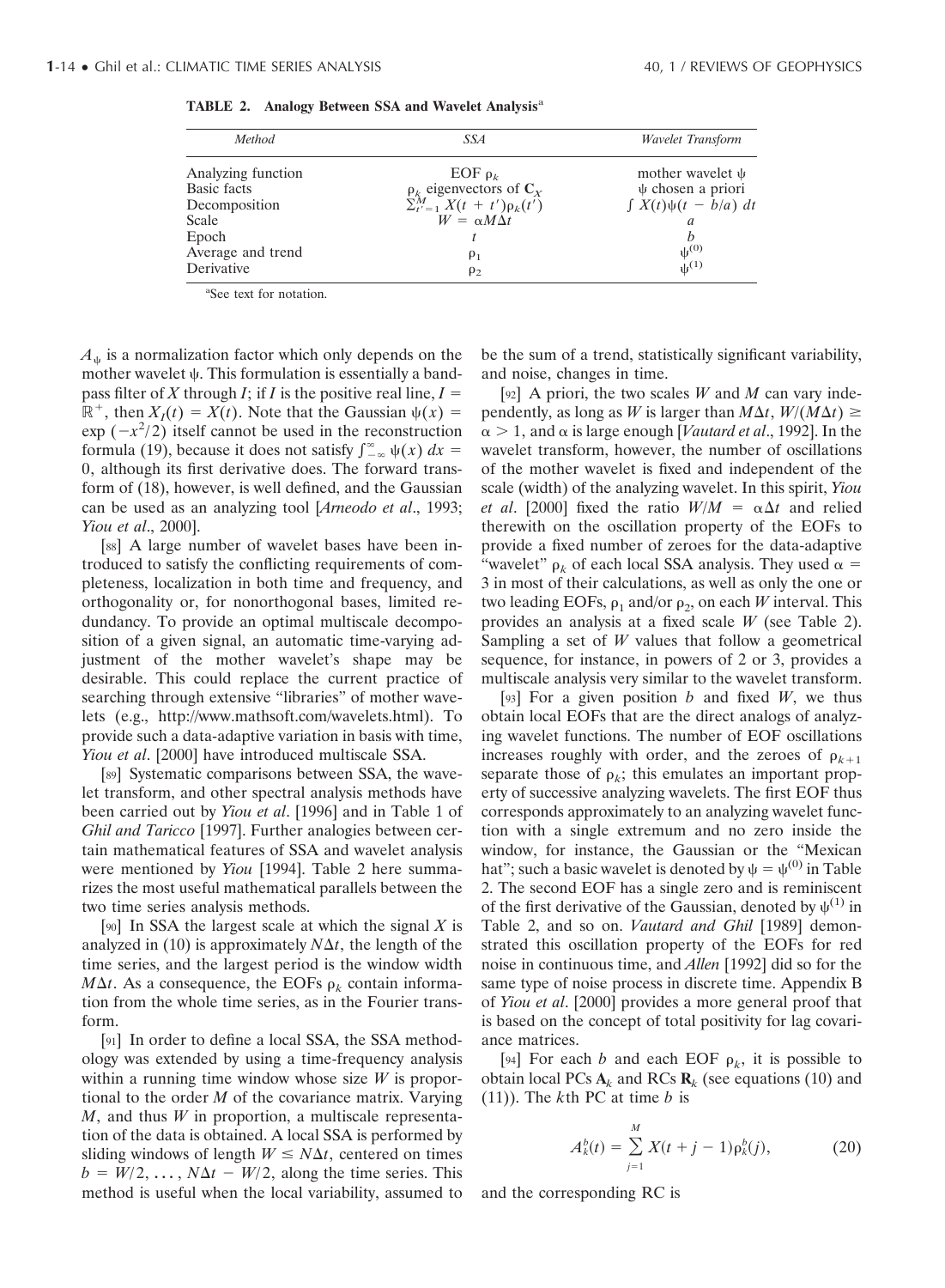**TABLE 2. Analogy Between SSA and Wavelet Analysis[a]**

| Method | SSA | Wavelet Transform |
|---|---|---|
| Analyzing function | EOF $\rho_k$ | mother wavelet $\psi$ |
| Basic facts | $\rho_k$ eigenvectors of $\mathbf{C}_X$ | $\psi$ chosen a priori |
| Decomposition | $\sum_{t'=1}^{M} X(t + t')\rho_k(t')$ | $\int X(t)\psi(t - b/a)\, dt$ |
| Scale | $W = \alpha M \Delta t$ | $a$ |
| Epoch | $t$ | $b$ |
| Average and trend | $\rho_1$ | $\psi^{(0)}$ |
| Derivative | $\rho_2$ | $\psi^{(1)}$ |

[a]See text for notation.

$A_\psi$ is a normalization factor which only depends on the mother wavelet $\psi$. This formulation is essentially a bandpass filter of $X$ through $I$; if $I$ is the positive real line, $I = \mathbb{R}^+$, then $X_I(t) = X(t)$. Note that the Gaussian $\psi(x) = \exp(-x^2/2)$ itself cannot be used in the reconstruction formula (19), because it does not satisfy $\int_{-\infty}^{\infty} \psi(x)\, dx = 0$, although its first derivative does. The forward transform of (18), however, is well defined, and the Gaussian can be used as an analyzing tool [*Arneodo et al*., 1993; *Yiou et al*., 2000].

[88] A large number of wavelet bases have been introduced to satisfy the conflicting requirements of completeness, localization in both time and frequency, and orthogonality or, for nonorthogonal bases, limited redundancy. To provide an optimal multiscale decomposition of a given signal, an automatic time-varying adjustment of the mother wavelet's shape may be desirable. This could replace the current practice of searching through extensive "libraries" of mother wavelets (e.g., http://www.mathsoft.com/wavelets.html). To provide such a data-adaptive variation in basis with time, *Yiou et al*. [2000] have introduced multiscale SSA.

[89] Systematic comparisons between SSA, the wavelet transform, and other spectral analysis methods have been carried out by *Yiou et al*. [1996] and in Table 1 of *Ghil and Taricco* [1997]. Further analogies between certain mathematical features of SSA and wavelet analysis were mentioned by *Yiou* [1994]. Table 2 here summarizes the most useful mathematical parallels between the two time series analysis methods.

[90] In SSA the largest scale at which the signal $X$ is analyzed in (10) is approximately $N\Delta t$, the length of the time series, and the largest period is the window width $M\Delta t$. As a consequence, the EOFs $\rho_k$ contain information from the whole time series, as in the Fourier transform.

[91] In order to define a local SSA, the SSA methodology was extended by using a time-frequency analysis within a running time window whose size $W$ is proportional to the order $M$ of the covariance matrix. Varying $M$, and thus $W$ in proportion, a multiscale representation of the data is obtained. A local SSA is performed by sliding windows of length $W \leq N\Delta t$, centered on times $b = W/2, \ldots, N\Delta t - W/2$, along the time series. This method is useful when the local variability, assumed to be the sum of a trend, statistically significant variability, and noise, changes in time.

[92] A priori, the two scales $W$ and $M$ can vary independently, as long as $W$ is larger than $M\Delta t$, $W/(M\Delta t) \geq \alpha > 1$, and $\alpha$ is large enough [*Vautard et al*., 1992]. In the wavelet transform, however, the number of oscillations of the mother wavelet is fixed and independent of the scale (width) of the analyzing wavelet. In this spirit, *Yiou et al*. [2000] fixed the ratio $W/M = \alpha\Delta t$ and relied therewith on the oscillation property of the EOFs to provide a fixed number of zeroes for the data-adaptive "wavelet" $\rho_k$ of each local SSA analysis. They used $\alpha = 3$ in most of their calculations, as well as only the one or two leading EOFs, $\rho_1$ and/or $\rho_2$, on each $W$ interval. This provides an analysis at a fixed scale $W$ (see Table 2). Sampling a set of $W$ values that follow a geometrical sequence, for instance, in powers of 2 or 3, provides a multiscale analysis very similar to the wavelet transform.

[93] For a given position $b$ and fixed $W$, we thus obtain local EOFs that are the direct analogs of analyzing wavelet functions. The number of EOF oscillations increases roughly with order, and the zeroes of $\rho_{k+1}$ separate those of $\rho_k$; this emulates an important property of successive analyzing wavelets. The first EOF thus corresponds approximately to an analyzing wavelet function with a single extremum and no zero inside the window, for instance, the Gaussian or the "Mexican hat"; such a basic wavelet is denoted by $\psi = \psi^{(0)}$ in Table 2. The second EOF has a single zero and is reminiscent of the first derivative of the Gaussian, denoted by $\psi^{(1)}$ in Table 2, and so on. *Vautard and Ghil* [1989] demonstrated this oscillation property of the EOFs for red noise in continuous time, and *Allen* [1992] did so for the same type of noise process in discrete time. Appendix B of *Yiou et al*. [2000] provides a more general proof that is based on the concept of total positivity for lag covariance matrices.

[94] For each $b$ and each EOF $\rho_k$, it is possible to obtain local PCs $\mathbf{A}_k$ and RCs $\mathbf{R}_k$ (see equations (10) and (11)). The $k$th PC at time $b$ is

$$A_k^b(t) = \sum_{j=1}^{M} X(t + j - 1)\rho_k^b(j), \tag{20}$$

and the corresponding RC is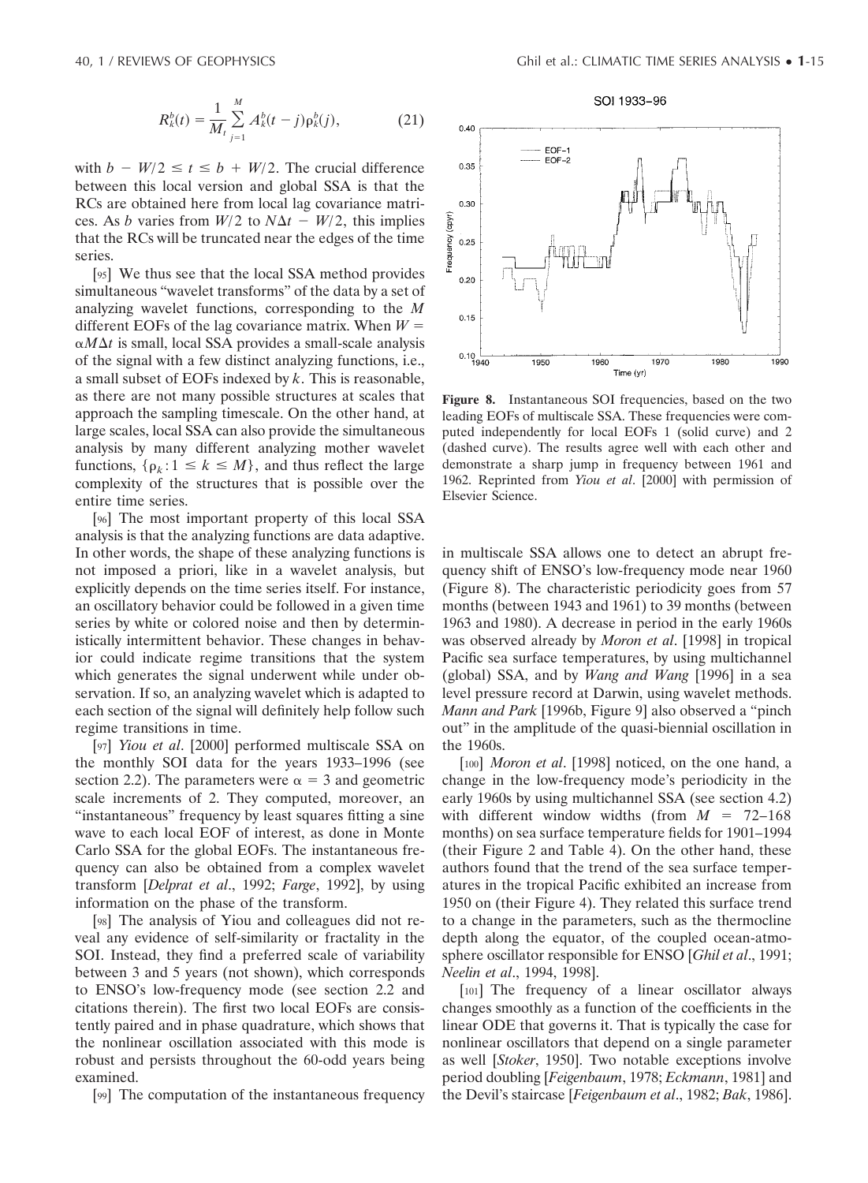$$R_k^b(t) = \frac{1}{M_t} \sum_{j=1}^{M} A_k^b(t-j)\rho_k^b(j), \tag{21}$$

with $b - W/2 \le t \le b + W/2$. The crucial difference between this local version and global SSA is that the RCs are obtained here from local lag covariance matrices. As $b$ varies from $W/2$ to $N\Delta t - W/2$, this implies that the RCs will be truncated near the edges of the time series.

[95] We thus see that the local SSA method provides simultaneous "wavelet transforms" of the data by a set of analyzing wavelet functions, corresponding to the $M$ different EOFs of the lag covariance matrix. When $W = \alpha M \Delta t$ is small, local SSA provides a small-scale analysis of the signal with a few distinct analyzing functions, i.e., a small subset of EOFs indexed by $k$. This is reasonable, as there are not many possible structures at scales that approach the sampling timescale. On the other hand, at large scales, local SSA can also provide the simultaneous analysis by many different analyzing mother wavelet functions, $\{\rho_k : 1 \le k \le M\}$, and thus reflect the large complexity of the structures that is possible over the entire time series.

[96] The most important property of this local SSA analysis is that the analyzing functions are data adaptive. In other words, the shape of these analyzing functions is not imposed a priori, like in a wavelet analysis, but explicitly depends on the time series itself. For instance, an oscillatory behavior could be followed in a given time series by white or colored noise and then by deterministically intermittent behavior. These changes in behavior could indicate regime transitions that the system which generates the signal underwent while under observation. If so, an analyzing wavelet which is adapted to each section of the signal will definitely help follow such regime transitions in time.

[97] *Yiou et al.* [2000] performed multiscale SSA on the monthly SOI data for the years 1933–1996 (see section 2.2). The parameters were $\alpha = 3$ and geometric scale increments of 2. They computed, moreover, an "instantaneous" frequency by least squares fitting a sine wave to each local EOF of interest, as done in Monte Carlo SSA for the global EOFs. The instantaneous frequency can also be obtained from a complex wavelet transform [*Delprat et al.*, 1992; *Farge*, 1992], by using information on the phase of the transform.

[98] The analysis of Yiou and colleagues did not reveal any evidence of self-similarity or fractality in the SOI. Instead, they find a preferred scale of variability between 3 and 5 years (not shown), which corresponds to ENSO's low-frequency mode (see section 2.2 and citations therein). The first two local EOFs are consistently paired and in phase quadrature, which shows that the nonlinear oscillation associated with this mode is robust and persists throughout the 60-odd years being examined.

[99] The computation of the instantaneous frequency in multiscale SSA allows one to detect an abrupt frequency shift of ENSO's low-frequency mode near 1960 (Figure 8). The characteristic periodicity goes from 57 months (between 1943 and 1961) to 39 months (between 1963 and 1980). A decrease in period in the early 1960s was observed already by *Moron et al.* [1998] in tropical Pacific sea surface temperatures, by using multichannel (global) SSA, and by *Wang and Wang* [1996] in a sea level pressure record at Darwin, using wavelet methods. *Mann and Park* [1996b, Figure 9] also observed a "pinch out" in the amplitude of the quasi-biennial oscillation in the 1960s.

**Figure 8.** Instantaneous SOI frequencies, based on the two leading EOFs of multiscale SSA. These frequencies were computed independently for local EOFs 1 (solid curve) and 2 (dashed curve). The results agree well with each other and demonstrate a sharp jump in frequency between 1961 and 1962. Reprinted from *Yiou et al.* [2000] with permission of Elsevier Science.

[100] *Moron et al.* [1998] noticed, on the one hand, a change in the low-frequency mode's periodicity in the early 1960s by using multichannel SSA (see section 4.2) with different window widths (from $M$ = 72–168 months) on sea surface temperature fields for 1901–1994 (their Figure 2 and Table 4). On the other hand, these authors found that the trend of the sea surface temperatures in the tropical Pacific exhibited an increase from 1950 on (their Figure 4). They related this surface trend to a change in the parameters, such as the thermocline depth along the equator, of the coupled ocean-atmosphere oscillator responsible for ENSO [*Ghil et al.*, 1991; *Neelin et al.*, 1994, 1998].

[101] The frequency of a linear oscillator always changes smoothly as a function of the coefficients in the linear ODE that governs it. That is typically the case for nonlinear oscillators that depend on a single parameter as well [*Stoker*, 1950]. Two notable exceptions involve period doubling [*Feigenbaum*, 1978; *Eckmann*, 1981] and the Devil's staircase [*Feigenbaum et al.*, 1982; *Bak*, 1986].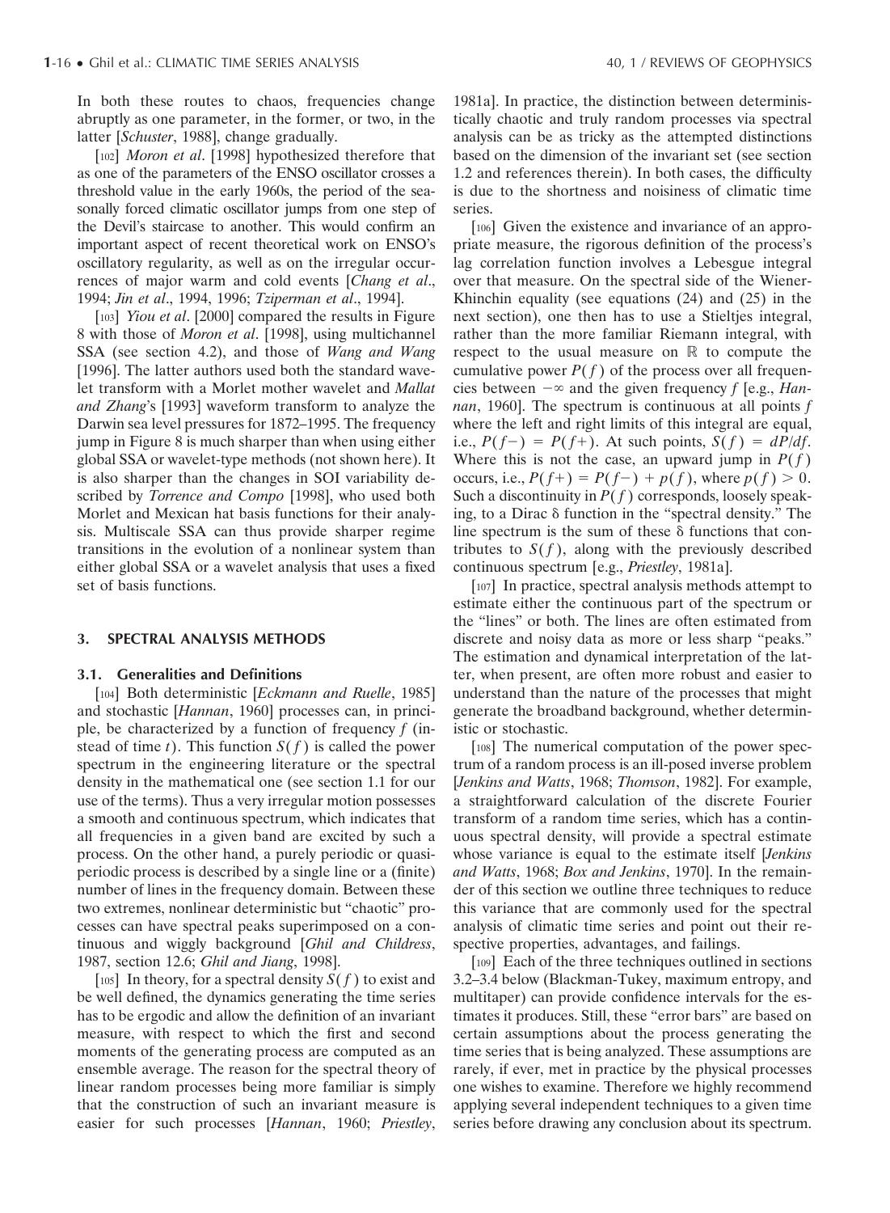In both these routes to chaos, frequencies change abruptly as one parameter, in the former, or two, in the latter [*Schuster*, 1988], change gradually.

[102] *Moron et al*. [1998] hypothesized therefore that as one of the parameters of the ENSO oscillator crosses a threshold value in the early 1960s, the period of the seasonally forced climatic oscillator jumps from one step of the Devil's staircase to another. This would confirm an important aspect of recent theoretical work on ENSO's oscillatory regularity, as well as on the irregular occurrences of major warm and cold events [*Chang et al*., 1994; *Jin et al*., 1994, 1996; *Tziperman et al*., 1994].

[103] *Yiou et al*. [2000] compared the results in Figure 8 with those of *Moron et al*. [1998], using multichannel SSA (see section 4.2), and those of *Wang and Wang* [1996]. The latter authors used both the standard wavelet transform with a Morlet mother wavelet and *Mallat and Zhang*'s [1993] waveform transform to analyze the Darwin sea level pressures for 1872–1995. The frequency jump in Figure 8 is much sharper than when using either global SSA or wavelet-type methods (not shown here). It is also sharper than the changes in SOI variability described by *Torrence and Compo* [1998], who used both Morlet and Mexican hat basis functions for their analysis. Multiscale SSA can thus provide sharper regime transitions in the evolution of a nonlinear system than either global SSA or a wavelet analysis that uses a fixed set of basis functions.

## 3. SPECTRAL ANALYSIS METHODS

### 3.1. Generalities and Definitions

[104] Both deterministic [*Eckmann and Ruelle*, 1985] and stochastic [*Hannan*, 1960] processes can, in principle, be characterized by a function of frequency $f$ (instead of time $t$). This function $S(f)$ is called the power spectrum in the engineering literature or the spectral density in the mathematical one (see section 1.1 for our use of the terms). Thus a very irregular motion possesses a smooth and continuous spectrum, which indicates that all frequencies in a given band are excited by such a process. On the other hand, a purely periodic or quasi-periodic process is described by a single line or a (finite) number of lines in the frequency domain. Between these two extremes, nonlinear deterministic but "chaotic" processes can have spectral peaks superimposed on a continuous and wiggly background [*Ghil and Childress*, 1987, section 12.6; *Ghil and Jiang*, 1998].

[105] In theory, for a spectral density $S(f)$ to exist and be well defined, the dynamics generating the time series has to be ergodic and allow the definition of an invariant measure, with respect to which the first and second moments of the generating process are computed as an ensemble average. The reason for the spectral theory of linear random processes being more familiar is simply that the construction of such an invariant measure is easier for such processes [*Hannan*, 1960; *Priestley*, 1981a]. In practice, the distinction between deterministically chaotic and truly random processes via spectral analysis can be as tricky as the attempted distinctions based on the dimension of the invariant set (see section 1.2 and references therein). In both cases, the difficulty is due to the shortness and noisiness of climatic time series.

[106] Given the existence and invariance of an appropriate measure, the rigorous definition of the process's lag correlation function involves a Lebesgue integral over that measure. On the spectral side of the Wiener-Khinchin equality (see equations (24) and (25) in the next section), one then has to use a Stieltjes integral, rather than the more familiar Riemann integral, with respect to the usual measure on $\mathbb{R}$ to compute the cumulative power $P(f)$ of the process over all frequencies between $-\infty$ and the given frequency $f$ [e.g., *Hannan*, 1960]. The spectrum is continuous at all points $f$ where the left and right limits of this integral are equal, i.e., $P(f-) = P(f+)$. At such points, $S(f) = dP/df$. Where this is not the case, an upward jump in $P(f)$ occurs, i.e., $P(f+) = P(f-) + p(f)$, where $p(f) > 0$. Such a discontinuity in $P(f)$ corresponds, loosely speaking, to a Dirac $\delta$ function in the "spectral density." The line spectrum is the sum of these $\delta$ functions that contributes to $S(f)$, along with the previously described continuous spectrum [e.g., *Priestley*, 1981a].

[107] In practice, spectral analysis methods attempt to estimate either the continuous part of the spectrum or the "lines" or both. The lines are often estimated from discrete and noisy data as more or less sharp "peaks." The estimation and dynamical interpretation of the latter, when present, are often more robust and easier to understand than the nature of the processes that might generate the broadband background, whether deterministic or stochastic.

[108] The numerical computation of the power spectrum of a random process is an ill-posed inverse problem [*Jenkins and Watts*, 1968; *Thomson*, 1982]. For example, a straightforward calculation of the discrete Fourier transform of a random time series, which has a continuous spectral density, will provide a spectral estimate whose variance is equal to the estimate itself [*Jenkins and Watts*, 1968; *Box and Jenkins*, 1970]. In the remainder of this section we outline three techniques to reduce this variance that are commonly used for the spectral analysis of climatic time series and point out their respective properties, advantages, and failings.

[109] Each of the three techniques outlined in sections 3.2–3.4 below (Blackman-Tukey, maximum entropy, and multitaper) can provide confidence intervals for the estimates it produces. Still, these "error bars" are based on certain assumptions about the process generating the time series that is being analyzed. These assumptions are rarely, if ever, met in practice by the physical processes one wishes to examine. Therefore we highly recommend applying several independent techniques to a given time series before drawing any conclusion about its spectrum.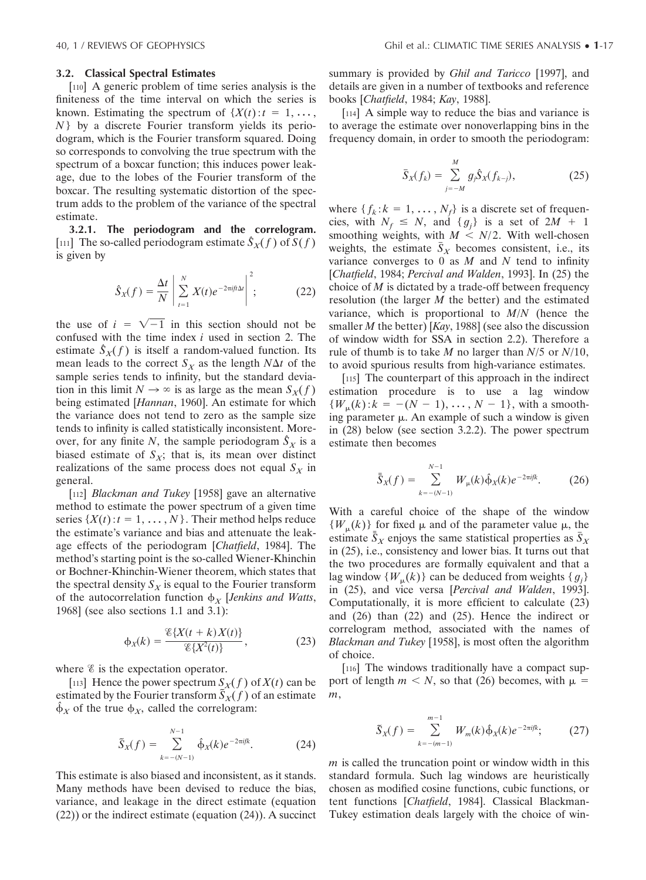### 3.2. Classical Spectral Estimates

[110] A generic problem of time series analysis is the finiteness of the time interval on which the series is known. Estimating the spectrum of $\{X(t): t = 1, \ldots, N\}$ by a discrete Fourier transform yields its periodogram, which is the Fourier transform squared. Doing so corresponds to convolving the true spectrum with the spectrum of a boxcar function; this induces power leakage, due to the lobes of the Fourier transform of the boxcar. The resulting systematic distortion of the spectrum adds to the problem of the variance of the spectral estimate.

#### 3.2.1. The periodogram and the correlogram.

[111] The so-called periodogram estimate $\hat{S}_X(f)$ of $S(f)$ is given by

$$\hat{S}_X(f) = \frac{\Delta t}{N} \left| \sum_{t=1}^{N} X(t) e^{-2\pi i f t \Delta t} \right|^2; \tag{22}$$

the use of $i = \sqrt{-1}$ in this section should not be confused with the time index $i$ used in section 2. The estimate $\hat{S}_X(f)$ is itself a random-valued function. Its mean leads to the correct $S_X$ as the length $N\Delta t$ of the sample series tends to infinity, but the standard deviation in this limit $N \to \infty$ is as large as the mean $S_X(f)$ being estimated [*Hannan*, 1960]. An estimate for which the variance does not tend to zero as the sample size tends to infinity is called statistically inconsistent. Moreover, for any finite $N$, the sample periodogram $\hat{S}_X$ is a biased estimate of $S_X$; that is, its mean over distinct realizations of the same process does not equal $S_X$ in general.

[112] *Blackman and Tukey* [1958] gave an alternative method to estimate the power spectrum of a given time series $\{X(t): t = 1, \ldots, N\}$. Their method helps reduce the estimate's variance and bias and attenuate the leakage effects of the periodogram [*Chatfield*, 1984]. The method's starting point is the so-called Wiener-Khinchin or Bochner-Khinchin-Wiener theorem, which states that the spectral density $S_X$ is equal to the Fourier transform of the autocorrelation function $\phi_X$ [*Jenkins and Watts*, 1968] (see also sections 1.1 and 3.1):

$$\phi_X(k) = \frac{\mathscr{E}\{X(t+k)X(t)\}}{\mathscr{E}\{X^2(t)\}}, \tag{23}$$

where $\mathscr{E}$ is the expectation operator.

[113] Hence the power spectrum $S_X(f)$ of $X(t)$ can be estimated by the Fourier transform $\tilde{S}_X(f)$ of an estimate $\hat{\phi}_X$ of the true $\phi_X$, called the correlogram:

$$\tilde{S}_X(f) = \sum_{k=-(N-1)}^{N-1} \hat{\phi}_X(k) e^{-2\pi i f k}. \tag{24}$$

This estimate is also biased and inconsistent, as it stands. Many methods have been devised to reduce the bias, variance, and leakage in the direct estimate (equation (22)) or the indirect estimate (equation (24)). A succinct summary is provided by *Ghil and Taricco* [1997], and details are given in a number of textbooks and reference books [*Chatfield*, 1984; *Kay*, 1988].

[114] A simple way to reduce the bias and variance is to average the estimate over nonoverlapping bins in the frequency domain, in order to smooth the periodogram:

$$\bar{S}_X(f_k) = \sum_{j=-M}^{M} g_j \hat{S}_X(f_{k-j}), \tag{25}$$

where $\{f_k: k = 1, \ldots, N_f\}$ is a discrete set of frequencies, with $N_f \leq N$, and $\{g_j\}$ is a set of $2M + 1$ smoothing weights, with $M < N/2$. With well-chosen weights, the estimate $\bar{S}_X$ becomes consistent, i.e., its variance converges to 0 as $M$ and $N$ tend to infinity [*Chatfield*, 1984; *Percival and Walden*, 1993]. In (25) the choice of $M$ is dictated by a trade-off between frequency resolution (the larger $M$ the better) and the estimated variance, which is proportional to $M/N$ (hence the smaller $M$ the better) [*Kay*, 1988] (see also the discussion of window width for SSA in section 2.2). Therefore a rule of thumb is to take $M$ no larger than $N/5$ or $N/10$, to avoid spurious results from high-variance estimates.

[115] The counterpart of this approach in the indirect estimation procedure is to use a lag window $\{W_\mu(k): k = -(N-1), \ldots, N-1\}$, with a smoothing parameter $\mu$. An example of such a window is given in (28) below (see section 3.2.2). The power spectrum estimate then becomes

$$\bar{\bar{S}}_X(f) = \sum_{k=-(N-1)}^{N-1} W_\mu(k) \hat{\phi}_X(k) e^{-2\pi i f k}. \tag{26}$$

With a careful choice of the shape of the window $\{W_\mu(k)\}$ for fixed $\mu$ and of the parameter value $\mu$, the estimate $\bar{\bar{S}}_X$ enjoys the same statistical properties as $\bar{S}_X$ in (25), i.e., consistency and lower bias. It turns out that the two procedures are formally equivalent and that a lag window $\{W_\mu(k)\}$ can be deduced from weights $\{g_j\}$ in (25), and vice versa [*Percival and Walden*, 1993]. Computationally, it is more efficient to calculate (23) and (26) than (22) and (25). Hence the indirect or correlogram method, associated with the names of *Blackman and Tukey* [1958], is most often the algorithm of choice.

[116] The windows traditionally have a compact support of length $m < N$, so that (26) becomes, with $\mu = m$,

$$\bar{\bar{S}}_X(f) = \sum_{k=-(m-1)}^{m-1} W_m(k) \hat{\phi}_X(k) e^{-2\pi i f k}; \tag{27}$$

$m$ is called the truncation point or window width in this standard formula. Such lag windows are heuristically chosen as modified cosine functions, cubic functions, or tent functions [*Chatfield*, 1984]. Classical Blackman-Tukey estimation deals largely with the choice of win-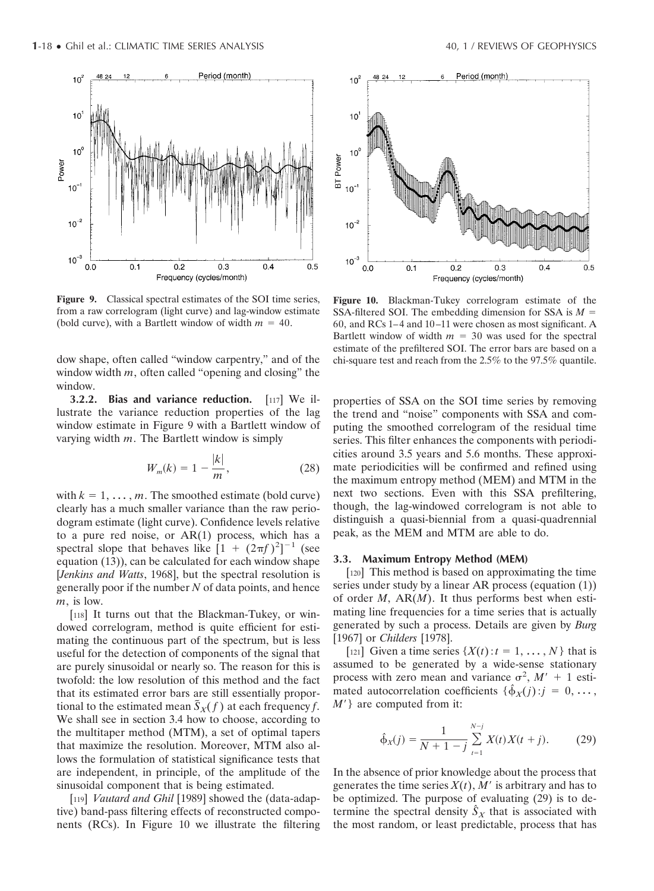Figure 9. Classical spectral estimates of the SOI time series, from a raw correlogram (light curve) and lag-window estimate (bold curve), with a Bartlett window of width $m = 40$.

Figure 10. Blackman-Tukey correlogram estimate of the SSA-filtered SOI. The embedding dimension for SSA is $M = 60$, and RCs 1–4 and 10–11 were chosen as most significant. A Bartlett window of width $m = 30$ was used for the spectral estimate of the prefiltered SOI. The error bars are based on a chi-square test and reach from the 2.5% to the 97.5% quantile.

dow shape, often called "window carpentry," and of the window width $m$, often called "opening and closing" the window.

**3.2.2. Bias and variance reduction.** [117] We illustrate the variance reduction properties of the lag window estimate in Figure 9 with a Bartlett window of varying width $m$. The Bartlett window is simply

$$W_m(k) = 1 - \frac{|k|}{m}, \tag{28}$$

with $k = 1, \ldots, m$. The smoothed estimate (bold curve) clearly has a much smaller variance than the raw periodogram estimate (light curve). Confidence levels relative to a pure red noise, or AR(1) process, which has a spectral slope that behaves like $[1 + (2\pi f)^2]^{-1}$ (see equation (13)), can be calculated for each window shape [*Jenkins and Watts*, 1968], but the spectral resolution is generally poor if the number $N$ of data points, and hence $m$, is low.

[118] It turns out that the Blackman-Tukey, or windowed correlogram, method is quite efficient for estimating the continuous part of the spectrum, but is less useful for the detection of components of the signal that are purely sinusoidal or nearly so. The reason for this is twofold: the low resolution of this method and the fact that its estimated error bars are still essentially proportional to the estimated mean $\tilde{S}_X(f)$ at each frequency $f$. We shall see in section 3.4 how to choose, according to the multitaper method (MTM), a set of optimal tapers that maximize the resolution. Moreover, MTM also allows the formulation of statistical significance tests that are independent, in principle, of the amplitude of the sinusoidal component that is being estimated.

[119] *Vautard and Ghil* [1989] showed the (data-adaptive) band-pass filtering effects of reconstructed components (RCs). In Figure 10 we illustrate the filtering properties of SSA on the SOI time series by removing the trend and "noise" components with SSA and computing the smoothed correlogram of the residual time series. This filter enhances the components with periodicities around 3.5 years and 5.6 months. These approximate periodicities will be confirmed and refined using the maximum entropy method (MEM) and MTM in the next two sections. Even with this SSA prefiltering, though, the lag-windowed correlogram is not able to distinguish a quasi-biennial from a quasi-quadrennial peak, as the MEM and MTM are able to do.

### 3.3. Maximum Entropy Method (MEM)

[120] This method is based on approximating the time series under study by a linear AR process (equation (1)) of order $M$, AR($M$). It thus performs best when estimating line frequencies for a time series that is actually generated by such a process. Details are given by *Burg* [1967] or *Childers* [1978].

[121] Given a time series $\{X(t): t = 1, \ldots, N\}$ that is assumed to be generated by a wide-sense stationary process with zero mean and variance $\sigma^2$, $M' + 1$ estimated autocorrelation coefficients $\{\hat{\phi}_X(j): j = 0, \ldots, M'\}$ are computed from it:

$$\hat{\phi}_X(j) = \frac{1}{N + 1 - j} \sum_{t=1}^{N-j} X(t)X(t + j). \tag{29}$$

In the absence of prior knowledge about the process that generates the time series $X(t)$, $M'$ is arbitrary and has to be optimized. The purpose of evaluating (29) is to determine the spectral density $\hat{S}_X$ that is associated with the most random, or least predictable, process that has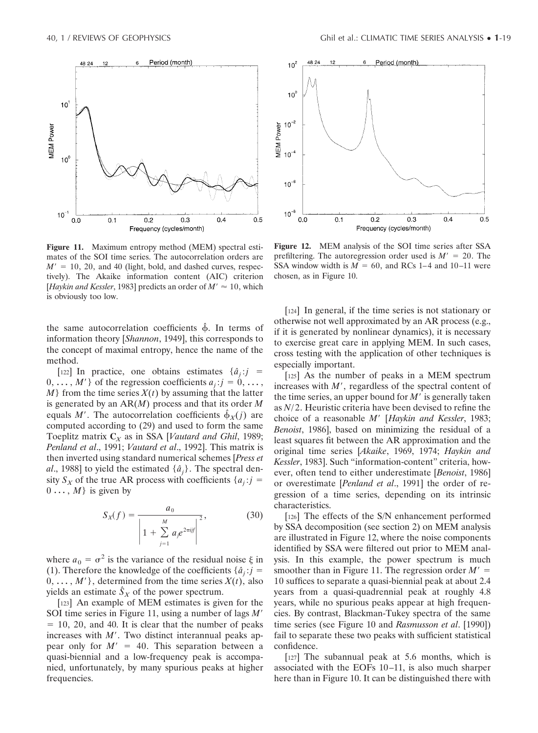**Figure 11.** Maximum entropy method (MEM) spectral estimates of the SOI time series. The autocorrelation orders are $M' = 10$, 20, and 40 (light, bold, and dashed curves, respectively). The Akaike information content (AIC) criterion [*Haykin and Kessler*, 1983] predicts an order of $M' \approx 10$, which is obviously too low.

**Figure 12.** MEM analysis of the SOI time series after SSA prefiltering. The autoregression order used is $M' = 20$. The SSA window width is $M = 60$, and RCs 1–4 and 10–11 were chosen, as in Figure 10.

the same autocorrelation coefficients $\hat{\phi}$. In terms of information theory [*Shannon*, 1949], this corresponds to the concept of maximal entropy, hence the name of the method.

[122] In practice, one obtains estimates $\{\hat{a}_j : j = 0, \ldots, M'\}$ of the regression coefficients $a_j : j = 0, \ldots, M\}$ from the time series $X(t)$ by assuming that the latter is generated by an AR($M$) process and that its order $M$ equals $M'$. The autocorrelation coefficients $\hat{\phi}_X(j)$ are computed according to (29) and used to form the same Toeplitz matrix $\mathbf{C}_X$ as in SSA [*Vautard and Ghil*, 1989; *Penland et al*., 1991; *Vautard et al*., 1992]. This matrix is then inverted using standard numerical schemes [*Press et al*., 1988] to yield the estimated $\{\hat{a}_j\}$. The spectral density $S_X$ of the true AR process with coefficients $\{a_j : j = 0 \ldots, M\}$ is given by

$$S_X(f) = \frac{a_0}{\left|1 + \sum_{j=1}^{M} a_j e^{2\pi i j f}\right|^2}, \tag{30}$$

where $a_0 = \sigma^2$ is the variance of the residual noise $\xi$ in (1). Therefore the knowledge of the coefficients $\{\hat{a}_j : j = 0, \ldots, M'\}$, determined from the time series $X(t)$, also yields an estimate $\hat{S}_X$ of the power spectrum.

[123] An example of MEM estimates is given for the SOI time series in Figure 11, using a number of lags $M' = 10$, 20, and 40. It is clear that the number of peaks increases with $M'$. Two distinct interannual peaks appear only for $M' = 40$. This separation between a quasi-biennial and a low-frequency peak is accompanied, unfortunately, by many spurious peaks at higher frequencies.

[124] In general, if the time series is not stationary or otherwise not well approximated by an AR process (e.g., if it is generated by nonlinear dynamics), it is necessary to exercise great care in applying MEM. In such cases, cross testing with the application of other techniques is especially important.

[125] As the number of peaks in a MEM spectrum increases with $M'$, regardless of the spectral content of the time series, an upper bound for $M'$ is generally taken as $N/2$. Heuristic criteria have been devised to refine the choice of a reasonable $M'$ [*Haykin and Kessler*, 1983; *Benoist*, 1986], based on minimizing the residual of a least squares fit between the AR approximation and the original time series [*Akaike*, 1969, 1974; *Haykin and Kessler*, 1983]. Such "information-content" criteria, however, often tend to either underestimate [*Benoist*, 1986] or overestimate [*Penland et al*., 1991] the order of regression of a time series, depending on its intrinsic characteristics.

[126] The effects of the S/N enhancement performed by SSA decomposition (see section 2) on MEM analysis are illustrated in Figure 12, where the noise components identified by SSA were filtered out prior to MEM analysis. In this example, the power spectrum is much smoother than in Figure 11. The regression order $M' = 10$ suffices to separate a quasi-biennial peak at about 2.4 years from a quasi-quadrennial peak at roughly 4.8 years, while no spurious peaks appear at high frequencies. By contrast, Blackman-Tukey spectra of the same time series (see Figure 10 and *Rasmusson et al*. [1990]) fail to separate these two peaks with sufficient statistical confidence.

[127] The subannual peak at 5.6 months, which is associated with the EOFs 10–11, is also much sharper here than in Figure 10. It can be distinguished there with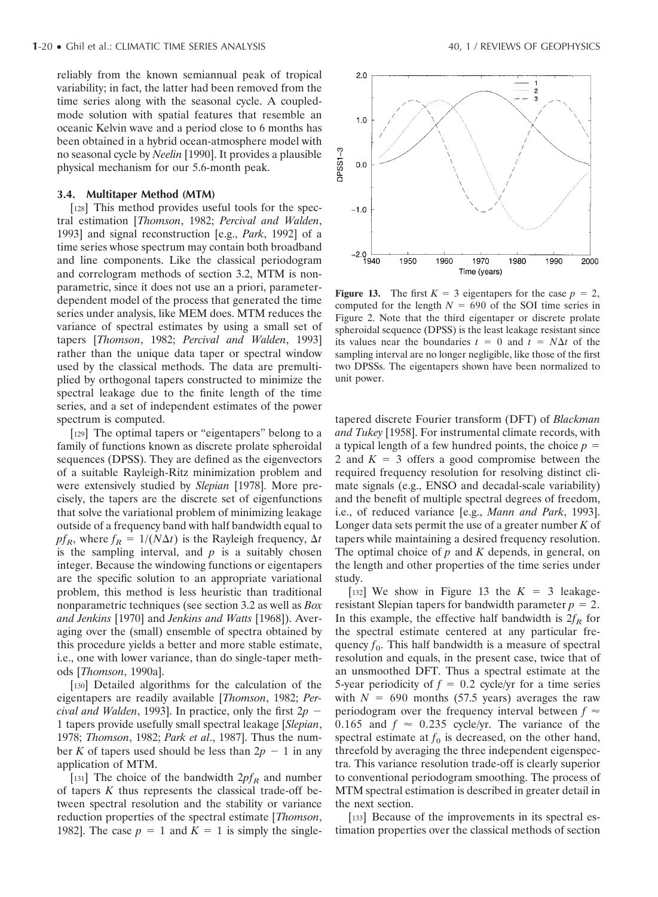reliably from the known semiannual peak of tropical variability; in fact, the latter had been removed from the time series along with the seasonal cycle. A coupled-mode solution with spatial features that resemble an oceanic Kelvin wave and a period close to 6 months has been obtained in a hybrid ocean-atmosphere model with no seasonal cycle by *Neelin* [1990]. It provides a plausible physical mechanism for our 5.6-month peak.

### 3.4. Multitaper Method (MTM)

[128] This method provides useful tools for the spectral estimation [*Thomson*, 1982; *Percival and Walden*, 1993] and signal reconstruction [e.g., *Park*, 1992] of a time series whose spectrum may contain both broadband and line components. Like the classical periodogram and correlogram methods of section 3.2, MTM is nonparametric, since it does not use an a priori, parameter-dependent model of the process that generated the time series under analysis, like MEM does. MTM reduces the variance of spectral estimates by using a small set of tapers [*Thomson*, 1982; *Percival and Walden*, 1993] rather than the unique data taper or spectral window used by the classical methods. The data are premultiplied by orthogonal tapers constructed to minimize the spectral leakage due to the finite length of the time series, and a set of independent estimates of the power spectrum is computed.

[129] The optimal tapers or "eigentapers" belong to a family of functions known as discrete prolate spheroidal sequences (DPSS). They are defined as the eigenvectors of a suitable Rayleigh-Ritz minimization problem and were extensively studied by *Slepian* [1978]. More precisely, the tapers are the discrete set of eigenfunctions that solve the variational problem of minimizing leakage outside of a frequency band with half bandwidth equal to $pf_R$, where $f_R = 1/(N\Delta t)$ is the Rayleigh frequency, $\Delta t$ is the sampling interval, and $p$ is a suitably chosen integer. Because the windowing functions or eigentapers are the specific solution to an appropriate variational problem, this method is less heuristic than traditional nonparametric techniques (see section 3.2 as well as *Box and Jenkins* [1970] and *Jenkins and Watts* [1968]). Averaging over the (small) ensemble of spectra obtained by this procedure yields a better and more stable estimate, i.e., one with lower variance, than do single-taper methods [*Thomson*, 1990a].

[130] Detailed algorithms for the calculation of the eigentapers are readily available [*Thomson*, 1982; *Percival and Walden*, 1993]. In practice, only the first $2p - 1$ tapers provide usefully small spectral leakage [*Slepian*, 1978; *Thomson*, 1982; *Park et al.*, 1987]. Thus the number $K$ of tapers used should be less than $2p - 1$ in any application of MTM.

[131] The choice of the bandwidth $2pf_R$ and number of tapers $K$ thus represents the classical trade-off between spectral resolution and the stability or variance reduction properties of the spectral estimate [*Thomson*, 1982]. The case $p = 1$ and $K = 1$ is simply the single-tapered discrete Fourier transform (DFT) of *Blackman and Tukey* [1958]. For instrumental climate records, with a typical length of a few hundred points, the choice $p = 2$ and $K = 3$ offers a good compromise between the required frequency resolution for resolving distinct climate signals (e.g., ENSO and decadal-scale variability) and the benefit of multiple spectral degrees of freedom, i.e., of reduced variance [e.g., *Mann and Park*, 1993]. Longer data sets permit the use of a greater number $K$ of tapers while maintaining a desired frequency resolution. The optimal choice of $p$ and $K$ depends, in general, on the length and other properties of the time series under study.

**Figure 13.** The first $K = 3$ eigentapers for the case $p = 2$, computed for the length $N = 690$ of the SOI time series in Figure 2. Note that the third eigentaper or discrete prolate spheroidal sequence (DPSS) is the least leakage resistant since its values near the boundaries $t = 0$ and $t = N\Delta t$ of the sampling interval are no longer negligible, like those of the first two DPSSs. The eigentapers shown have been normalized to unit power.

[132] We show in Figure 13 the $K = 3$ leakage-resistant Slepian tapers for bandwidth parameter $p = 2$. In this example, the effective half bandwidth is $2f_R$ for the spectral estimate centered at any particular frequency $f_0$. This half bandwidth is a measure of spectral resolution and equals, in the present case, twice that of an unsmoothed DFT. Thus a spectral estimate at the 5-year periodicity of $f = 0.2$ cycle/yr for a time series with $N = 690$ months (57.5 years) averages the raw periodogram over the frequency interval between $f \approx 0.165$ and $f \approx 0.235$ cycle/yr. The variance of the spectral estimate at $f_0$ is decreased, on the other hand, threefold by averaging the three independent eigenspectra. This variance resolution trade-off is clearly superior to conventional periodogram smoothing. The process of MTM spectral estimation is described in greater detail in the next section.

[133] Because of the improvements in its spectral estimation properties over the classical methods of section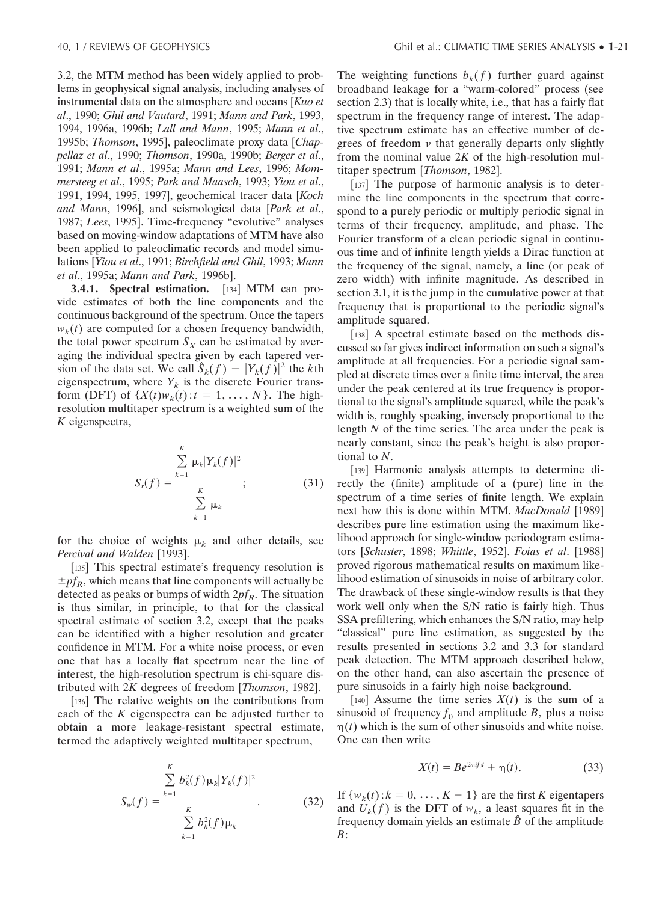3.2, the MTM method has been widely applied to problems in geophysical signal analysis, including analyses of instrumental data on the atmosphere and oceans [*Kuo et al*., 1990; *Ghil and Vautard*, 1991; *Mann and Park*, 1993, 1994, 1996a, 1996b; *Lall and Mann*, 1995; *Mann et al*., 1995b; *Thomson*, 1995], paleoclimate proxy data [*Chappellaz et al*., 1990; *Thomson*, 1990a, 1990b; *Berger et al*., 1991; *Mann et al*., 1995a; *Mann and Lees*, 1996; *Mommersteeg et al*., 1995; *Park and Maasch*, 1993; *Yiou et al*., 1991, 1994, 1995, 1997], geochemical tracer data [*Koch and Mann*, 1996], and seismological data [*Park et al*., 1987; *Lees*, 1995]. Time-frequency "evolutive" analyses based on moving-window adaptations of MTM have also been applied to paleoclimatic records and model simulations [*Yiou et al*., 1991; *Birchfield and Ghil*, 1993; *Mann et al*., 1995a; *Mann and Park*, 1996b].

**3.4.1. Spectral estimation.** [134] MTM can provide estimates of both the line components and the continuous background of the spectrum. Once the tapers $w_k(t)$ are computed for a chosen frequency bandwidth, the total power spectrum $S_X$ can be estimated by averaging the individual spectra given by each tapered version of the data set. We call $\hat{S}_k(f) \equiv |Y_k(f)|^2$ the $k$th eigenspectrum, where $Y_k$ is the discrete Fourier transform (DFT) of $\{X(t)w_k(t): t = 1, \ldots, N\}$. The high-resolution multitaper spectrum is a weighted sum of the $K$ eigenspectra,

$$S_r(f) = \frac{\sum_{k=1}^{K} \mu_k |Y_k(f)|^2}{\sum_{k=1}^{K} \mu_k}; \tag{31}$$

for the choice of weights $\mu_k$ and other details, see *Percival and Walden* [1993].

[135] This spectral estimate's frequency resolution is $\pm pf_R$, which means that line components will actually be detected as peaks or bumps of width $2pf_R$. The situation is thus similar, in principle, to that for the classical spectral estimate of section 3.2, except that the peaks can be identified with a higher resolution and greater confidence in MTM. For a white noise process, or even one that has a locally flat spectrum near the line of interest, the high-resolution spectrum is chi-square distributed with $2K$ degrees of freedom [*Thomson*, 1982].

[136] The relative weights on the contributions from each of the $K$ eigenspectra can be adjusted further to obtain a more leakage-resistant spectral estimate, termed the adaptively weighted multitaper spectrum,

$$S_w(f) = \frac{\sum_{k=1}^{K} b_k^2(f) \mu_k |Y_k(f)|^2}{\sum_{k=1}^{K} b_k^2(f) \mu_k}. \tag{32}$$

The weighting functions $b_k(f)$ further guard against broadband leakage for a "warm-colored" process (see section 2.3) that is locally white, i.e., that has a fairly flat spectrum in the frequency range of interest. The adaptive spectrum estimate has an effective number of degrees of freedom $\nu$ that generally departs only slightly from the nominal value $2K$ of the high-resolution multitaper spectrum [*Thomson*, 1982].

[137] The purpose of harmonic analysis is to determine the line components in the spectrum that correspond to a purely periodic or multiply periodic signal in terms of their frequency, amplitude, and phase. The Fourier transform of a clean periodic signal in continuous time and of infinite length yields a Dirac function at the frequency of the signal, namely, a line (or peak of zero width) with infinite magnitude. As described in section 3.1, it is the jump in the cumulative power at that frequency that is proportional to the periodic signal's amplitude squared.

[138] A spectral estimate based on the methods discussed so far gives indirect information on such a signal's amplitude at all frequencies. For a periodic signal sampled at discrete times over a finite time interval, the area under the peak centered at its true frequency is proportional to the signal's amplitude squared, while the peak's width is, roughly speaking, inversely proportional to the length $N$ of the time series. The area under the peak is nearly constant, since the peak's height is also proportional to $N$.

[139] Harmonic analysis attempts to determine directly the (finite) amplitude of a (pure) line in the spectrum of a time series of finite length. We explain next how this is done within MTM. *MacDonald* [1989] describes pure line estimation using the maximum likelihood approach for single-window periodogram estimators [*Schuster*, 1898; *Whittle*, 1952]. *Foias et al*. [1988] proved rigorous mathematical results on maximum likelihood estimation of sinusoids in noise of arbitrary color. The drawback of these single-window results is that they work well only when the S/N ratio is fairly high. Thus SSA prefiltering, which enhances the S/N ratio, may help "classical" pure line estimation, as suggested by the results presented in sections 3.2 and 3.3 for standard peak detection. The MTM approach described below, on the other hand, can also ascertain the presence of pure sinusoids in a fairly high noise background.

[140] Assume the time series $X(t)$ is the sum of a sinusoid of frequency $f_0$ and amplitude $B$, plus a noise $\eta(t)$ which is the sum of other sinusoids and white noise. One can then write

$$X(t) = Be^{2\pi i f_0 t} + \eta(t). \tag{33}$$

If $\{w_k(t): k = 0, \ldots, K - 1\}$ are the first $K$ eigentapers and $U_k(f)$ is the DFT of $w_k$, a least squares fit in the frequency domain yields an estimate $\hat{B}$ of the amplitude $B$: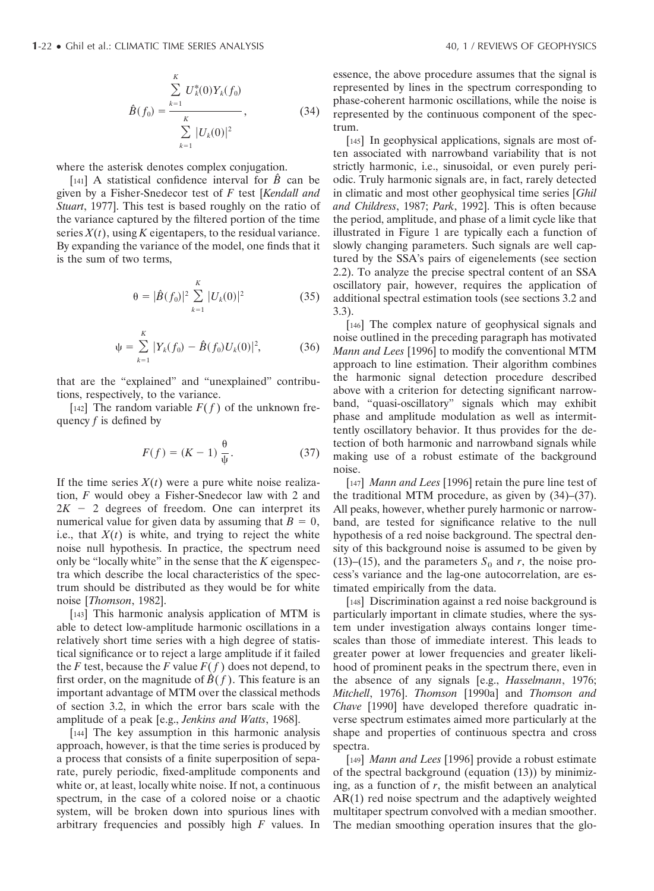$$\hat{B}(f_0) = \frac{\sum_{k=1}^{K} U_k^*(0) Y_k(f_0)}{\sum_{k=1}^{K} |U_k(0)|^2}, \tag{34}$$

where the asterisk denotes complex conjugation.

[141] A statistical confidence interval for $\hat{B}$ can be given by a Fisher-Snedecor test of $F$ test [*Kendall and Stuart*, 1977]. This test is based roughly on the ratio of the variance captured by the filtered portion of the time series $X(t)$, using $K$ eigentapers, to the residual variance. By expanding the variance of the model, one finds that it is the sum of two terms,

$$\theta = |\hat{B}(f_0)|^2 \sum_{k=1}^{K} |U_k(0)|^2 \tag{35}$$

$$\psi = \sum_{k=1}^{K} |Y_k(f_0) - \hat{B}(f_0) U_k(0)|^2, \tag{36}$$

that are the "explained" and "unexplained" contributions, respectively, to the variance.

[142] The random variable $F(f)$ of the unknown frequency $f$ is defined by

$$F(f) = (K - 1) \frac{\theta}{\psi}. \tag{37}$$

If the time series $X(t)$ were a pure white noise realization, $F$ would obey a Fisher-Snedecor law with 2 and $2K - 2$ degrees of freedom. One can interpret its numerical value for given data by assuming that $B = 0$, i.e., that $X(t)$ is white, and trying to reject the white noise null hypothesis. In practice, the spectrum need only be "locally white" in the sense that the $K$ eigenspectra which describe the local characteristics of the spectrum should be distributed as they would be for white noise [*Thomson*, 1982].

[143] This harmonic analysis application of MTM is able to detect low-amplitude harmonic oscillations in a relatively short time series with a high degree of statistical significance or to reject a large amplitude if it failed the $F$ test, because the $F$ value $F(f)$ does not depend, to first order, on the magnitude of $\hat{B}(f)$. This feature is an important advantage of MTM over the classical methods of section 3.2, in which the error bars scale with the amplitude of a peak [e.g., *Jenkins and Watts*, 1968].

[144] The key assumption in this harmonic analysis approach, however, is that the time series is produced by a process that consists of a finite superposition of separate, purely periodic, fixed-amplitude components and white or, at least, locally white noise. If not, a continuous spectrum, in the case of a colored noise or a chaotic system, will be broken down into spurious lines with arbitrary frequencies and possibly high $F$ values. In essence, the above procedure assumes that the signal is represented by lines in the spectrum corresponding to phase-coherent harmonic oscillations, while the noise is represented by the continuous component of the spectrum.

[145] In geophysical applications, signals are most often associated with narrowband variability that is not strictly harmonic, i.e., sinusoidal, or even purely periodic. Truly harmonic signals are, in fact, rarely detected in climatic and most other geophysical time series [*Ghil and Childress*, 1987; *Park*, 1992]. This is often because the period, amplitude, and phase of a limit cycle like that illustrated in Figure 1 are typically each a function of slowly changing parameters. Such signals are well captured by the SSA's pairs of eigenelements (see section 2.2). To analyze the precise spectral content of an SSA oscillatory pair, however, requires the application of additional spectral estimation tools (see sections 3.2 and 3.3).

[146] The complex nature of geophysical signals and noise outlined in the preceding paragraph has motivated *Mann and Lees* [1996] to modify the conventional MTM approach to line estimation. Their algorithm combines the harmonic signal detection procedure described above with a criterion for detecting significant narrowband, "quasi-oscillatory" signals which may exhibit phase and amplitude modulation as well as intermittently oscillatory behavior. It thus provides for the detection of both harmonic and narrowband signals while making use of a robust estimate of the background noise.

[147] *Mann and Lees* [1996] retain the pure line test of the traditional MTM procedure, as given by (34)–(37). All peaks, however, whether purely harmonic or narrowband, are tested for significance relative to the null hypothesis of a red noise background. The spectral density of this background noise is assumed to be given by (13)–(15), and the parameters $S_0$ and $r$, the noise process's variance and the lag-one autocorrelation, are estimated empirically from the data.

[148] Discrimination against a red noise background is particularly important in climate studies, where the system under investigation always contains longer timescales than those of immediate interest. This leads to greater power at lower frequencies and greater likelihood of prominent peaks in the spectrum there, even in the absence of any signals [e.g., *Hasselmann*, 1976; *Mitchell*, 1976]. *Thomson* [1990a] and *Thomson and Chave* [1990] have developed therefore quadratic inverse spectrum estimates aimed more particularly at the shape and properties of continuous spectra and cross spectra.

[149] *Mann and Lees* [1996] provide a robust estimate of the spectral background (equation (13)) by minimizing, as a function of $r$, the misfit between an analytical AR(1) red noise spectrum and the adaptively weighted multitaper spectrum convolved with a median smoother. The median smoothing operation insures that the glo-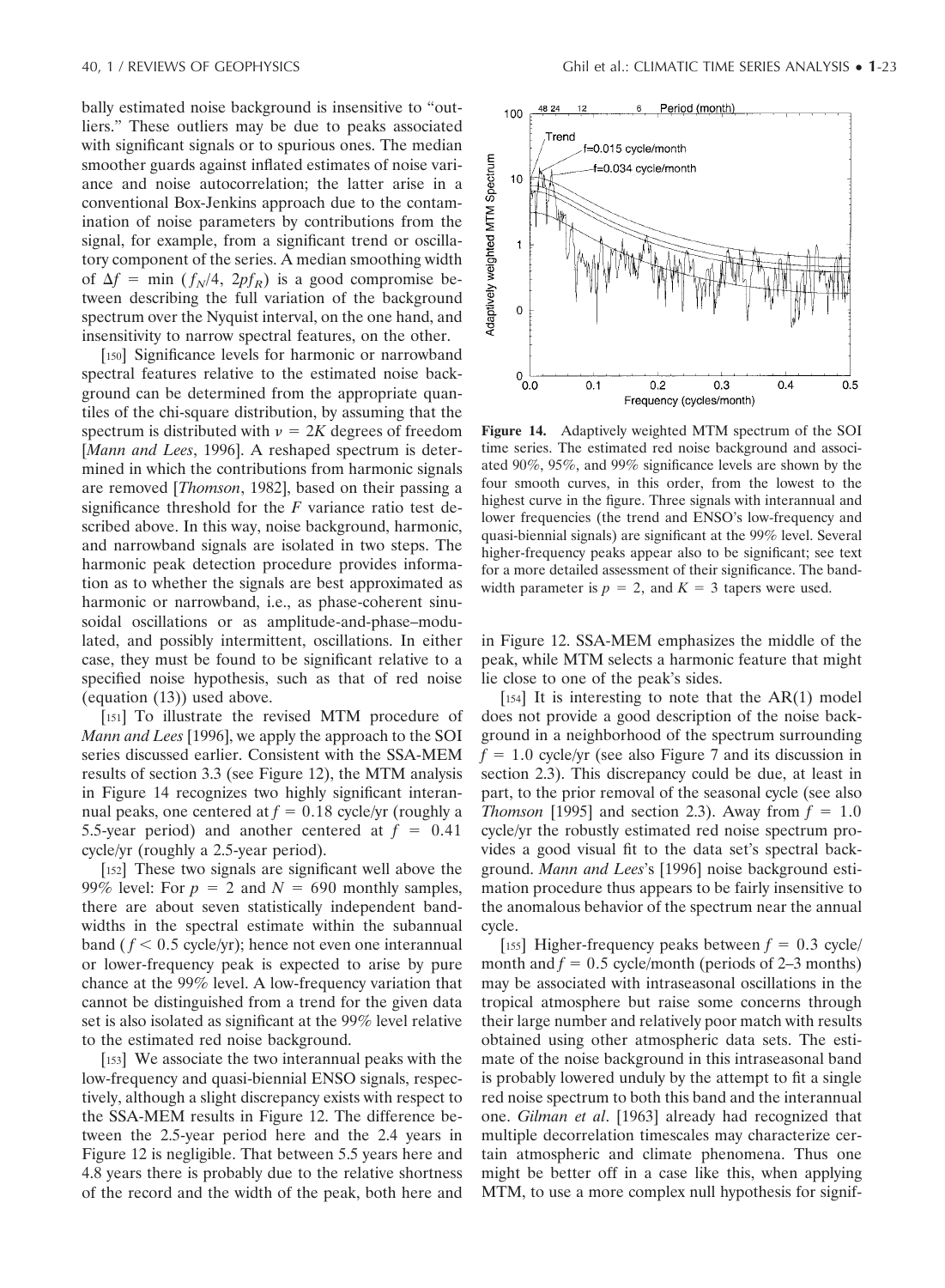bally estimated noise background is insensitive to "outliers." These outliers may be due to peaks associated with significant signals or to spurious ones. The median smoother guards against inflated estimates of noise variance and noise autocorrelation; the latter arise in a conventional Box-Jenkins approach due to the contamination of noise parameters by contributions from the signal, for example, from a significant trend or oscillatory component of the series. A median smoothing width of $\Delta f = \min(f_N/4, 2pf_R)$ is a good compromise between describing the full variation of the background spectrum over the Nyquist interval, on the one hand, and insensitivity to narrow spectral features, on the other.

[150] Significance levels for harmonic or narrowband spectral features relative to the estimated noise background can be determined from the appropriate quantiles of the chi-square distribution, by assuming that the spectrum is distributed with $\nu = 2K$ degrees of freedom [*Mann and Lees*, 1996]. A reshaped spectrum is determined in which the contributions from harmonic signals are removed [*Thomson*, 1982], based on their passing a significance threshold for the $F$ variance ratio test described above. In this way, noise background, harmonic, and narrowband signals are isolated in two steps. The harmonic peak detection procedure provides information as to whether the signals are best approximated as harmonic or narrowband, i.e., as phase-coherent sinusoidal oscillations or as amplitude-and-phase–modulated, and possibly intermittent, oscillations. In either case, they must be found to be significant relative to a specified noise hypothesis, such as that of red noise (equation (13)) used above.

[151] To illustrate the revised MTM procedure of *Mann and Lees* [1996], we apply the approach to the SOI series discussed earlier. Consistent with the SSA-MEM results of section 3.3 (see Figure 12), the MTM analysis in Figure 14 recognizes two highly significant interannual peaks, one centered at $f = 0.18$ cycle/yr (roughly a 5.5-year period) and another centered at $f = 0.41$ cycle/yr (roughly a 2.5-year period).

[152] These two signals are significant well above the 99% level: For $p = 2$ and $N = 690$ monthly samples, there are about seven statistically independent bandwidths in the spectral estimate within the subannual band ($f < 0.5$ cycle/yr); hence not even one interannual or lower-frequency peak is expected to arise by pure chance at the 99% level. A low-frequency variation that cannot be distinguished from a trend for the given data set is also isolated as significant at the 99% level relative to the estimated red noise background.

[153] We associate the two interannual peaks with the low-frequency and quasi-biennial ENSO signals, respectively, although a slight discrepancy exists with respect to the SSA-MEM results in Figure 12. The difference between the 2.5-year period here and the 2.4 years in Figure 12 is negligible. That between 5.5 years here and 4.8 years there is probably due to the relative shortness of the record and the width of the peak, both here and in Figure 12. SSA-MEM emphasizes the middle of the peak, while MTM selects a harmonic feature that might lie close to one of the peak's sides.

**Figure 14.** Adaptively weighted MTM spectrum of the SOI time series. The estimated red noise background and associated 90%, 95%, and 99% significance levels are shown by the four smooth curves, in this order, from the lowest to the highest curve in the figure. Three signals with interannual and lower frequencies (the trend and ENSO's low-frequency and quasi-biennial signals) are significant at the 99% level. Several higher-frequency peaks appear also to be significant; see text for a more detailed assessment of their significance. The bandwidth parameter is $p = 2$, and $K = 3$ tapers were used.

[154] It is interesting to note that the AR(1) model does not provide a good description of the noise background in a neighborhood of the spectrum surrounding $f = 1.0$ cycle/yr (see also Figure 7 and its discussion in section 2.3). This discrepancy could be due, at least in part, to the prior removal of the seasonal cycle (see also *Thomson* [1995] and section 2.3). Away from $f = 1.0$ cycle/yr the robustly estimated red noise spectrum provides a good visual fit to the data set's spectral background. *Mann and Lees*'s [1996] noise background estimation procedure thus appears to be fairly insensitive to the anomalous behavior of the spectrum near the annual cycle.

[155] Higher-frequency peaks between $f = 0.3$ cycle/month and $f = 0.5$ cycle/month (periods of 2–3 months) may be associated with intraseasonal oscillations in the tropical atmosphere but raise some concerns through their large number and relatively poor match with results obtained using other atmospheric data sets. The estimate of the noise background in this intraseasonal band is probably lowered unduly by the attempt to fit a single red noise spectrum to both this band and the interannual one. *Gilman et al*. [1963] already had recognized that multiple decorrelation timescales may characterize certain atmospheric and climate phenomena. Thus one might be better off in a case like this, when applying MTM, to use a more complex null hypothesis for signif-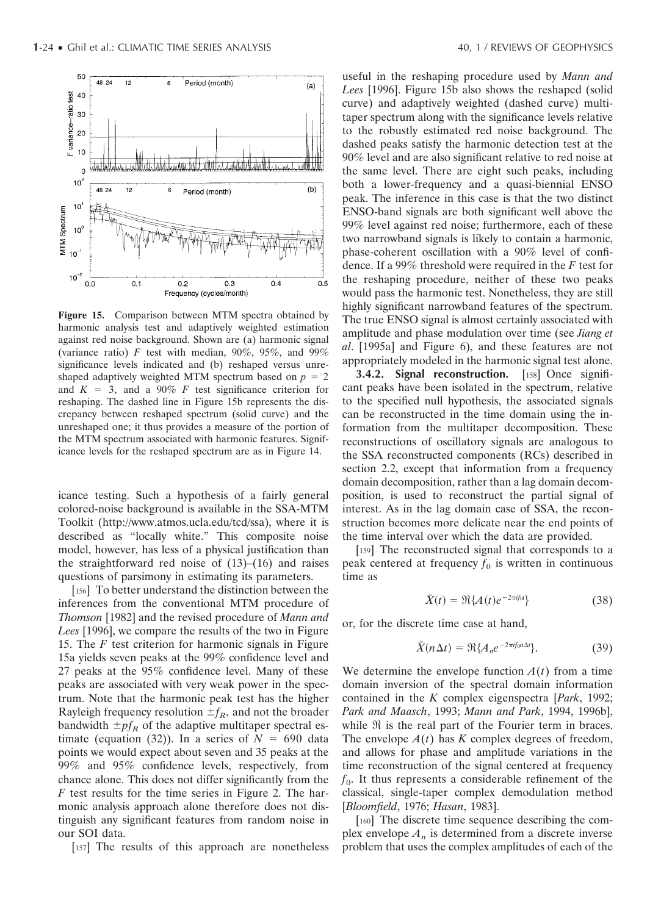**Figure 15.** Comparison between MTM spectra obtained by harmonic analysis test and adaptively weighted estimation against red noise background. Shown are (a) harmonic signal (variance ratio) $F$ test with median, 90%, 95%, and 99% significance levels indicated and (b) reshaped versus unreshaped adaptively weighted MTM spectrum based on $p = 2$ and $K = 3$, and a 90% $F$ test significance criterion for reshaping. The dashed line in Figure 15b represents the discrepancy between reshaped spectrum (solid curve) and the unreshaped one; it thus provides a measure of the portion of the MTM spectrum associated with harmonic features. Significance levels for the reshaped spectrum are as in Figure 14.

icance testing. Such a hypothesis of a fairly general colored-noise background is available in the SSA-MTM Toolkit (http://www.atmos.ucla.edu/tcd/ssa), where it is described as "locally white." This composite noise model, however, has less of a physical justification than the straightforward red noise of (13)–(16) and raises questions of parsimony in estimating its parameters.

[156] To better understand the distinction between the inferences from the conventional MTM procedure of *Thomson* [1982] and the revised procedure of *Mann and Lees* [1996], we compare the results of the two in Figure 15. The $F$ test criterion for harmonic signals in Figure 15a yields seven peaks at the 99% confidence level and 27 peaks at the 95% confidence level. Many of these peaks are associated with very weak power in the spectrum. Note that the harmonic peak test has the higher Rayleigh frequency resolution $\pm f_R$, and not the broader bandwidth $\pm p f_R$ of the adaptive multitaper spectral estimate (equation (32)). In a series of $N = 690$ data points we would expect about seven and 35 peaks at the 99% and 95% confidence levels, respectively, from chance alone. This does not differ significantly from the $F$ test results for the time series in Figure 2. The harmonic analysis approach alone therefore does not distinguish any significant features from random noise in our SOI data.

[157] The results of this approach are nonetheless useful in the reshaping procedure used by *Mann and Lees* [1996]. Figure 15b also shows the reshaped (solid curve) and adaptively weighted (dashed curve) multitaper spectrum along with the significance levels relative to the robustly estimated red noise background. The dashed peaks satisfy the harmonic detection test at the 90% level and are also significant relative to red noise at the same level. There are eight such peaks, including both a lower-frequency and a quasi-biennial ENSO peak. The inference in this case is that the two distinct ENSO-band signals are both significant well above the 99% level against red noise; furthermore, each of these two narrowband signals is likely to contain a harmonic, phase-coherent oscillation with a 90% level of confidence. If a 99% threshold were required in the $F$ test for the reshaping procedure, neither of these two peaks would pass the harmonic test. Nonetheless, they are still highly significant narrowband features of the spectrum. The true ENSO signal is almost certainly associated with amplitude and phase modulation over time (see *Jiang et al*. [1995a] and Figure 6), and these features are not appropriately modeled in the harmonic signal test alone.

#### 3.4.2. Signal reconstruction.

[158] Once significant peaks have been isolated in the spectrum, relative to the specified null hypothesis, the associated signals can be reconstructed in the time domain using the information from the multitaper decomposition. These reconstructions of oscillatory signals are analogous to the SSA reconstructed components (RCs) described in section 2.2, except that information from a frequency domain decomposition, rather than a lag domain decomposition, is used to reconstruct the partial signal of interest. As in the lag domain case of SSA, the reconstruction becomes more delicate near the end points of the time interval over which the data are provided.

[159] The reconstructed signal that corresponds to a peak centered at frequency $f_0$ is written in continuous time as

$$\tilde{X}(t) = \Re\{A(t)e^{-2\pi i f_0 t}\} \tag{38}$$

or, for the discrete time case at hand,

$$\tilde{X}(n\Delta t) = \Re\{A_n e^{-2\pi i f_0 n \Delta t}\}. \tag{39}$$

We determine the envelope function $A(t)$ from a time domain inversion of the spectral domain information contained in the $K$ complex eigenspectra [*Park*, 1992; *Park and Maasch*, 1993; *Mann and Park*, 1994, 1996b], while $\Re$ is the real part of the Fourier term in braces. The envelope $A(t)$ has $K$ complex degrees of freedom, and allows for phase and amplitude variations in the time reconstruction of the signal centered at frequency $f_0$. It thus represents a considerable refinement of the classical, single-taper complex demodulation method [*Bloomfield*, 1976; *Hasan*, 1983].

[160] The discrete time sequence describing the complex envelope $A_n$ is determined from a discrete inverse problem that uses the complex amplitudes of each of the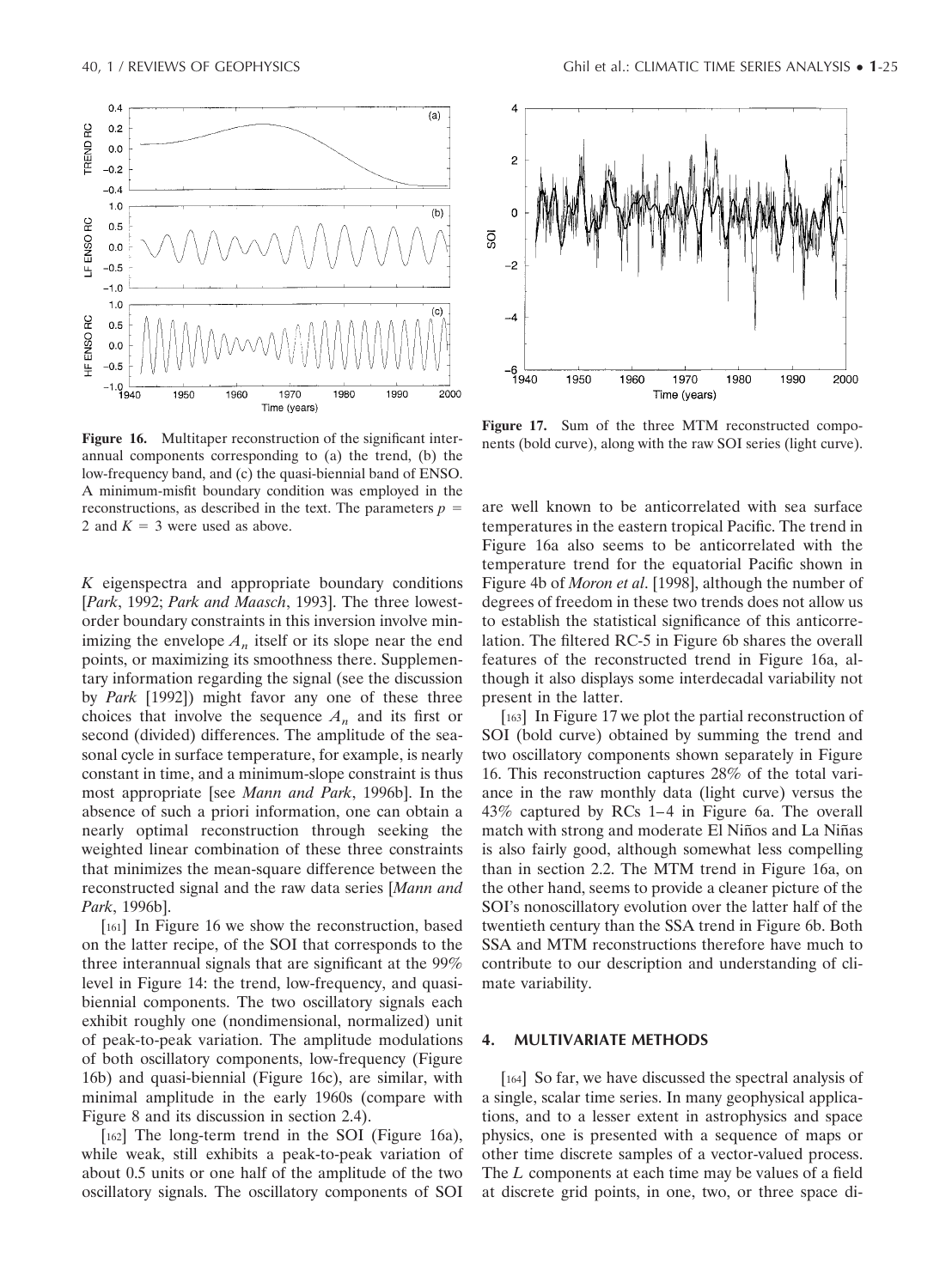Figure 16. Multitaper reconstruction of the significant interannual components corresponding to (a) the trend, (b) the low-frequency band, and (c) the quasi-biennial band of ENSO. A minimum-misfit boundary condition was employed in the reconstructions, as described in the text. The parameters $p = 2$ and $K = 3$ were used as above.

Figure 17. Sum of the three MTM reconstructed components (bold curve), along with the raw SOI series (light curve).

$K$ eigenspectra and appropriate boundary conditions [*Park*, 1992; *Park and Maasch*, 1993]. The three lowest-order boundary constraints in this inversion involve minimizing the envelope $A_n$ itself or its slope near the end points, or maximizing its smoothness there. Supplementary information regarding the signal (see the discussion by *Park* [1992]) might favor any one of these three choices that involve the sequence $A_n$ and its first or second (divided) differences. The amplitude of the seasonal cycle in surface temperature, for example, is nearly constant in time, and a minimum-slope constraint is thus most appropriate [see *Mann and Park*, 1996b]. In the absence of such a priori information, one can obtain a nearly optimal reconstruction through seeking the weighted linear combination of these three constraints that minimizes the mean-square difference between the reconstructed signal and the raw data series [*Mann and Park*, 1996b].

[161] In Figure 16 we show the reconstruction, based on the latter recipe, of the SOI that corresponds to the three interannual signals that are significant at the 99% level in Figure 14: the trend, low-frequency, and quasi-biennial components. The two oscillatory signals each exhibit roughly one (nondimensional, normalized) unit of peak-to-peak variation. The amplitude modulations of both oscillatory components, low-frequency (Figure 16b) and quasi-biennial (Figure 16c), are similar, with minimal amplitude in the early 1960s (compare with Figure 8 and its discussion in section 2.4).

[162] The long-term trend in the SOI (Figure 16a), while weak, still exhibits a peak-to-peak variation of about 0.5 units or one half of the amplitude of the two oscillatory signals. The oscillatory components of SOI are well known to be anticorrelated with sea surface temperatures in the eastern tropical Pacific. The trend in Figure 16a also seems to be anticorrelated with the temperature trend for the equatorial Pacific shown in Figure 4b of *Moron et al*. [1998], although the number of degrees of freedom in these two trends does not allow us to establish the statistical significance of this anticorrelation. The filtered RC-5 in Figure 6b shares the overall features of the reconstructed trend in Figure 16a, although it also displays some interdecadal variability not present in the latter.

[163] In Figure 17 we plot the partial reconstruction of SOI (bold curve) obtained by summing the trend and two oscillatory components shown separately in Figure 16. This reconstruction captures 28% of the total variance in the raw monthly data (light curve) versus the 43% captured by RCs 1–4 in Figure 6a. The overall match with strong and moderate El Niños and La Niñas is also fairly good, although somewhat less compelling than in section 2.2. The MTM trend in Figure 16a, on the other hand, seems to provide a cleaner picture of the SOI's nonoscillatory evolution over the latter half of the twentieth century than the SSA trend in Figure 6b. Both SSA and MTM reconstructions therefore have much to contribute to our description and understanding of climate variability.

## 4. MULTIVARIATE METHODS

[164] So far, we have discussed the spectral analysis of a single, scalar time series. In many geophysical applications, and to a lesser extent in astrophysics and space physics, one is presented with a sequence of maps or other time discrete samples of a vector-valued process. The $L$ components at each time may be values of a field at discrete grid points, in one, two, or three space di-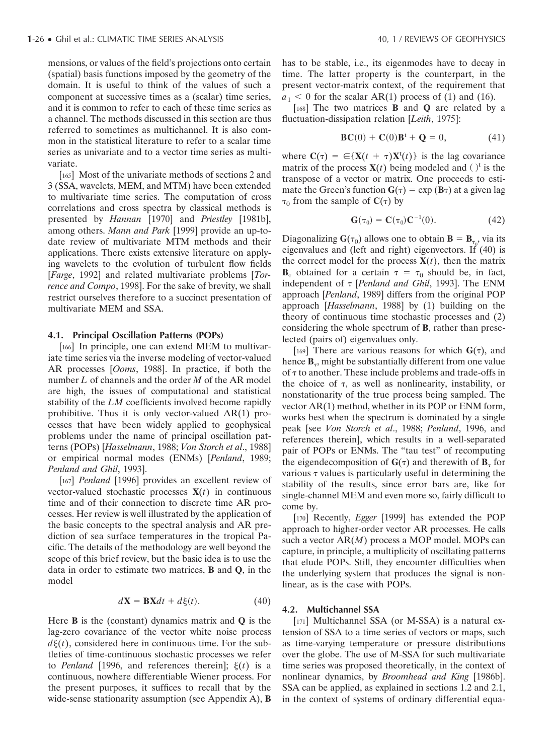mensions, or values of the field's projections onto certain (spatial) basis functions imposed by the geometry of the domain. It is useful to think of the values of such a component at successive times as a (scalar) time series, and it is common to refer to each of these time series as a channel. The methods discussed in this section are thus referred to sometimes as multichannel. It is also common in the statistical literature to refer to a scalar time series as univariate and to a vector time series as multivariate.

[165] Most of the univariate methods of sections 2 and 3 (SSA, wavelets, MEM, and MTM) have been extended to multivariate time series. The computation of cross correlations and cross spectra by classical methods is presented by *Hannan* [1970] and *Priestley* [1981b], among others. *Mann and Park* [1999] provide an up-to-date review of multivariate MTM methods and their applications. There exists extensive literature on applying wavelets to the evolution of turbulent flow fields [*Farge*, 1992] and related multivariate problems [*Torrence and Compo*, 1998]. For the sake of brevity, we shall restrict ourselves therefore to a succinct presentation of multivariate MEM and SSA.

### 4.1. Principal Oscillation Patterns (POPs)

[166] In principle, one can extend MEM to multivariate time series via the inverse modeling of vector-valued AR processes [*Ooms*, 1988]. In practice, if both the number $L$ of channels and the order $M$ of the AR model are high, the issues of computational and statistical stability of the $LM$ coefficients involved become rapidly prohibitive. Thus it is only vector-valued AR(1) processes that have been widely applied to geophysical problems under the name of principal oscillation patterns (POPs) [*Hasselmann*, 1988; *Von Storch et al*., 1988] or empirical normal modes (ENMs) [*Penland*, 1989; *Penland and Ghil*, 1993].

[167] *Penland* [1996] provides an excellent review of vector-valued stochastic processes $\mathbf{X}(t)$ in continuous time and of their connection to discrete time AR processes. Her review is well illustrated by the application of the basic concepts to the spectral analysis and AR prediction of sea surface temperatures in the tropical Pacific. The details of the methodology are well beyond the scope of this brief review, but the basic idea is to use the data in order to estimate two matrices, $\mathbf{B}$ and $\mathbf{Q}$, in the model

$$d\mathbf{X} = \mathbf{B}\mathbf{X}dt + d\xi(t). \tag{40}$$

Here $\mathbf{B}$ is the (constant) dynamics matrix and $\mathbf{Q}$ is the lag-zero covariance of the vector white noise process $d\xi(t)$, considered here in continuous time. For the subtleties of time-continuous stochastic processes we refer to *Penland* [1996, and references therein]; $\xi(t)$ is a continuous, nowhere differentiable Wiener process. For the present purposes, it suffices to recall that by the wide-sense stationarity assumption (see Appendix A), $\mathbf{B}$ has to be stable, i.e., its eigenmodes have to decay in time. The latter property is the counterpart, in the present vector-matrix context, of the requirement that $a_1 < 0$ for the scalar AR(1) process of (1) and (16).

[168] The two matrices $\mathbf{B}$ and $\mathbf{Q}$ are related by a fluctuation-dissipation relation [*Leith*, 1975]:

$$\mathbf{B}\mathbf{C}(0) + \mathbf{C}(0)\mathbf{B}^{t} + \mathbf{Q} = 0, \tag{41}$$

where $\mathbf{C}(\tau) = \in\{\mathbf{X}(t+\tau)\mathbf{X}^{t}(t)\}$ is the lag covariance matrix of the process $\mathbf{X}(t)$ being modeled and $(\,)^{t}$ is the transpose of a vector or matrix. One proceeds to estimate the Green's function $\mathbf{G}(\tau) = \exp(\mathbf{B}\tau)$ at a given lag $\tau_0$ from the sample of $\mathbf{C}(\tau)$ by

$$\mathbf{G}(\tau_0) = \mathbf{C}(\tau_0)\mathbf{C}^{-1}(0). \tag{42}$$

Diagonalizing $\mathbf{G}(\tau_0)$ allows one to obtain $\mathbf{B} = \mathbf{B}_{\tau_0}$, via its eigenvalues and (left and right) eigenvectors. If (40) is the correct model for the process $\mathbf{X}(t)$, then the matrix $\mathbf{B}_\tau$ obtained for a certain $\tau = \tau_0$ should be, in fact, independent of $\tau$ [*Penland and Ghil*, 1993]. The ENM approach [*Penland*, 1989] differs from the original POP approach [*Hasselmann*, 1988] by (1) building on the theory of continuous time stochastic processes and (2) considering the whole spectrum of $\mathbf{B}$, rather than preselected (pairs of) eigenvalues only.

[169] There are various reasons for which $\mathbf{G}(\tau)$, and hence $\mathbf{B}_\tau$, might be substantially different from one value of $\tau$ to another. These include problems and trade-offs in the choice of $\tau$, as well as nonlinearity, instability, or nonstationarity of the true process being sampled. The vector AR(1) method, whether in its POP or ENM form, works best when the spectrum is dominated by a single peak [see *Von Storch et al*., 1988; *Penland*, 1996, and references therein], which results in a well-separated pair of POPs or ENMs. The "tau test" of recomputing the eigendecomposition of $\mathbf{G}(\tau)$ and therewith of $\mathbf{B}_\tau$ for various $\tau$ values is particularly useful in determining the stability of the results, since error bars are, like for single-channel MEM and even more so, fairly difficult to come by.

[170] Recently, *Egger* [1999] has extended the POP approach to higher-order vector AR processes. He calls such a vector AR($M$) process a MOP model. MOPs can capture, in principle, a multiplicity of oscillating patterns that elude POPs. Still, they encounter difficulties when the underlying system that produces the signal is nonlinear, as is the case with POPs.

### 4.2. Multichannel SSA

[171] Multichannel SSA (or M-SSA) is a natural extension of SSA to a time series of vectors or maps, such as time-varying temperature or pressure distributions over the globe. The use of M-SSA for such multivariate time series was proposed theoretically, in the context of nonlinear dynamics, by *Broomhead and King* [1986b]. SSA can be applied, as explained in sections 1.2 and 2.1, in the context of systems of ordinary differential equa-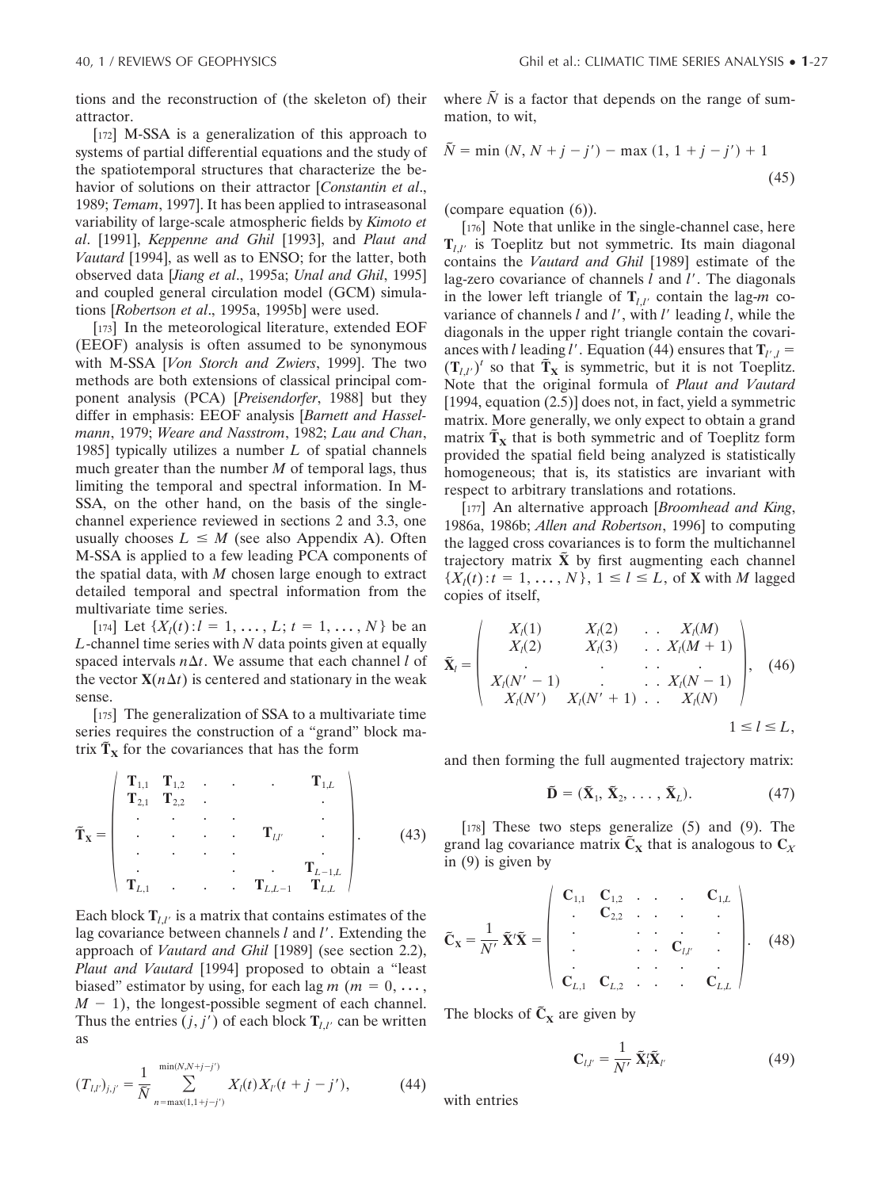tions and the reconstruction of (the skeleton of) their attractor.

[172] M-SSA is a generalization of this approach to systems of partial differential equations and the study of the spatiotemporal structures that characterize the behavior of solutions on their attractor [*Constantin et al*., 1989; *Temam*, 1997]. It has been applied to intraseasonal variability of large-scale atmospheric fields by *Kimoto et al*. [1991], *Keppenne and Ghil* [1993], and *Plaut and Vautard* [1994], as well as to ENSO; for the latter, both observed data [*Jiang et al*., 1995a; *Unal and Ghil*, 1995] and coupled general circulation model (GCM) simulations [*Robertson et al*., 1995a, 1995b] were used.

[173] In the meteorological literature, extended EOF (EEOF) analysis is often assumed to be synonymous with M-SSA [*Von Storch and Zwiers*, 1999]. The two methods are both extensions of classical principal component analysis (PCA) [*Preisendorfer*, 1988] but they differ in emphasis: EEOF analysis [*Barnett and Hasselmann*, 1979; *Weare and Nasstrom*, 1982; *Lau and Chan*, 1985] typically utilizes a number $L$ of spatial channels much greater than the number $M$ of temporal lags, thus limiting the temporal and spectral information. In M-SSA, on the other hand, on the basis of the single-channel experience reviewed in sections 2 and 3.3, one usually chooses $L \leq M$ (see also Appendix A). Often M-SSA is applied to a few leading PCA components of the spatial data, with $M$ chosen large enough to extract detailed temporal and spectral information from the multivariate time series.

[174] Let $\{X_l(t): l = 1, \ldots, L;\ t = 1, \ldots, N\}$ be an $L$-channel time series with $N$ data points given at equally spaced intervals $n\Delta t$. We assume that each channel $l$ of the vector $\mathbf{X}(n\Delta t)$ is centered and stationary in the weak sense.

[175] The generalization of SSA to a multivariate time series requires the construction of a "grand" block matrix $\tilde{\mathbf{T}}_\mathbf{X}$ for the covariances that has the form

$$
\tilde{\mathbf{T}}_\mathbf{X} = \begin{pmatrix}
\mathbf{T}_{1,1} & \mathbf{T}_{1,2} & \cdot & \cdot & \cdot & \mathbf{T}_{1,L} \\
\mathbf{T}_{2,1} & \mathbf{T}_{2,2} & \cdot & & & \cdot \\
\cdot & \cdot & \cdot & \cdot & & \cdot \\
\cdot & \cdot & \cdot & \cdot & \mathbf{T}_{l,l'} & \cdot \\
\cdot & \cdot & \cdot & \cdot & & \cdot \\
\cdot & & & \cdot & \cdot & \mathbf{T}_{L-1,L} \\
\mathbf{T}_{L,1} & \cdot & \cdot & \cdot & \mathbf{T}_{L,L-1} & \mathbf{T}_{L,L}
\end{pmatrix}. \tag{43}
$$

Each block $\mathbf{T}_{l,l'}$ is a matrix that contains estimates of the lag covariance between channels $l$ and $l'$. Extending the approach of *Vautard and Ghil* [1989] (see section 2.2), *Plaut and Vautard* [1994] proposed to obtain a "least biased" estimator by using, for each lag $m$ ($m = 0, \ldots, M-1$), the longest-possible segment of each channel. Thus the entries $(j, j')$ of each block $\mathbf{T}_{l,l'}$ can be written as

$$
(T_{l,l'})_{j,j'} = \frac{1}{\tilde{N}} \sum_{n=\max(1,1+j-j')}^{\min(N,N+j-j')} X_l(t) X_{l'}(t + j - j'), \tag{44}
$$

where $\tilde{N}$ is a factor that depends on the range of summation, to wit,

$$
\tilde{N} = \min(N, N + j - j') - \max(1, 1 + j - j') + 1 \tag{45}
$$

(compare equation (6)).

[176] Note that unlike in the single-channel case, here $\mathbf{T}_{l,l'}$ is Toeplitz but not symmetric. Its main diagonal contains the *Vautard and Ghil* [1989] estimate of the lag-zero covariance of channels $l$ and $l'$. The diagonals in the lower left triangle of $\mathbf{T}_{l,l'}$ contain the lag-$m$ covariance of channels $l$ and $l'$, with $l'$ leading $l$, while the diagonals in the upper right triangle contain the covariances with $l$ leading $l'$. Equation (44) ensures that $\mathbf{T}_{l',l} = (\mathbf{T}_{l,l'})^t$ so that $\tilde{\mathbf{T}}_\mathbf{X}$ is symmetric, but it is not Toeplitz. Note that the original formula of *Plaut and Vautard* [1994, equation (2.5)] does not, in fact, yield a symmetric matrix. More generally, we only expect to obtain a grand matrix $\tilde{\mathbf{T}}_\mathbf{X}$ that is both symmetric and of Toeplitz form provided the spatial field being analyzed is statistically homogeneous; that is, its statistics are invariant with respect to arbitrary translations and rotations.

[177] An alternative approach [*Broomhead and King*, 1986a, 1986b; *Allen and Robertson*, 1996] to computing the lagged cross covariances is to form the multichannel trajectory matrix $\tilde{\mathbf{X}}$ by first augmenting each channel $\{X_l(t): t = 1, \ldots, N\}$, $1 \leq l \leq L$, of $\mathbf{X}$ with $M$ lagged copies of itself,

$$
\tilde{\mathbf{X}}_l = \begin{pmatrix}
X_l(1) & X_l(2) & \cdot\ \cdot & X_l(M) \\
X_l(2) & X_l(3) & \cdot\ \cdot & X_l(M+1) \\
\cdot & \cdot & \cdot\ \cdot & \cdot \\
X_l(N'-1) & \cdot & \cdot\ \cdot & X_l(N-1) \\
X_l(N') & X_l(N'+1) & \cdot\ \cdot & X_l(N)
\end{pmatrix}, \quad 1 \leq l \leq L, \tag{46}
$$

and then forming the full augmented trajectory matrix:

$$
\tilde{\mathbf{D}} = (\tilde{\mathbf{X}}_1, \tilde{\mathbf{X}}_2, \ldots, \tilde{\mathbf{X}}_L). \tag{47}
$$

[178] These two steps generalize (5) and (9). The grand lag covariance matrix $\tilde{\mathbf{C}}_\mathbf{X}$ that is analogous to $\mathbf{C}_X$ in (9) is given by

$$
\tilde{\mathbf{C}}_\mathbf{X} = \frac{1}{N'} \tilde{\mathbf{X}}^t \tilde{\mathbf{X}} = \begin{pmatrix}
\mathbf{C}_{1,1} & \mathbf{C}_{1,2} & \cdot & \cdot & \cdot & \mathbf{C}_{1,L} \\
\cdot & \mathbf{C}_{2,2} & \cdot & \cdot & \cdot & \cdot \\
\cdot & & \cdot & \cdot & \cdot & \cdot \\
\cdot & & \cdot & \cdot & \mathbf{C}_{l,l'} & \cdot \\
\cdot & & \cdot & \cdot & \cdot & \cdot \\
\mathbf{C}_{L,1} & \mathbf{C}_{L,2} & \cdot & \cdot & \cdot & \mathbf{C}_{L,L}
\end{pmatrix}. \tag{48}
$$

The blocks of $\tilde{\mathbf{C}}_\mathbf{X}$ are given by

$$
\mathbf{C}_{l,l'} = \frac{1}{N'} \tilde{\mathbf{X}}_l^t \tilde{\mathbf{X}}_{l'} \tag{49}
$$

with entries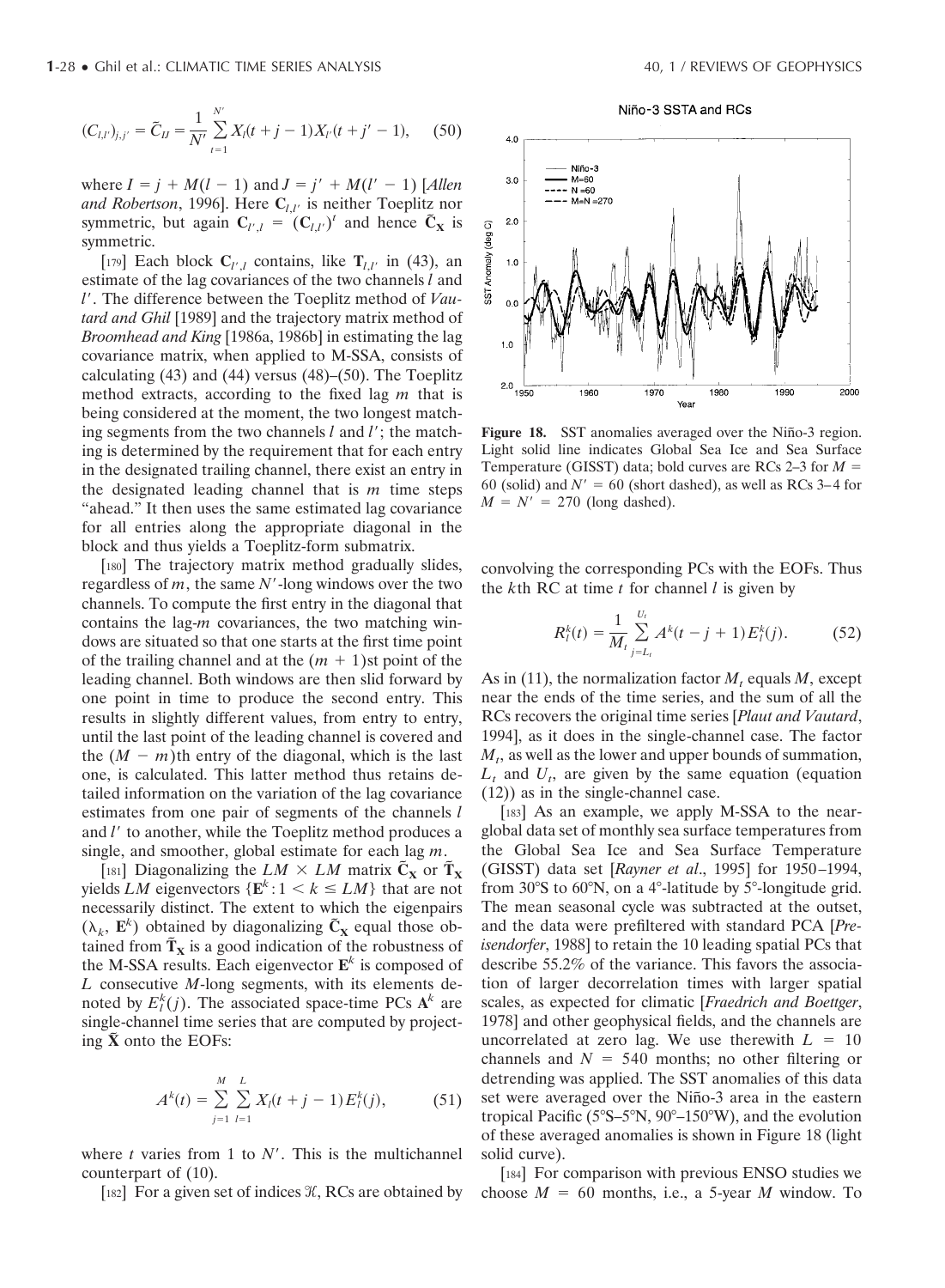$$(C_{l,l'})_{j,j'} = \tilde{C}_{IJ} = \frac{1}{N'} \sum_{t=1}^{N'} X_l(t+j-1) X_{l'}(t+j'-1), \qquad (50)$$

where $I = j + M(l - 1)$ and $J = j' + M(l' - 1)$ [*Allen and Robertson*, 1996]. Here $\mathbf{C}_{l,l'}$ is neither Toeplitz nor symmetric, but again $\mathbf{C}_{l',l} = (\mathbf{C}_{l,l'})^t$ and hence $\tilde{\mathbf{C}}_{\mathbf{X}}$ is symmetric.

[179] Each block $\mathbf{C}_{l',l}$ contains, like $\mathbf{T}_{l,l'}$ in (43), an estimate of the lag covariances of the two channels $l$ and $l'$. The difference between the Toeplitz method of *Vautard and Ghil* [1989] and the trajectory matrix method of *Broomhead and King* [1986a, 1986b] in estimating the lag covariance matrix, when applied to M-SSA, consists of calculating (43) and (44) versus (48)–(50). The Toeplitz method extracts, according to the fixed lag $m$ that is being considered at the moment, the two longest matching segments from the two channels $l$ and $l'$; the matching is determined by the requirement that for each entry in the designated trailing channel, there exist an entry in the designated leading channel that is $m$ time steps "ahead." It then uses the same estimated lag covariance for all entries along the appropriate diagonal in the block and thus yields a Toeplitz-form submatrix.

[180] The trajectory matrix method gradually slides, regardless of $m$, the same $N'$-long windows over the two channels. To compute the first entry in the diagonal that contains the lag-$m$ covariances, the two matching windows are situated so that one starts at the first time point of the trailing channel and at the $(m + 1)$st point of the leading channel. Both windows are then slid forward by one point in time to produce the second entry. This results in slightly different values, from entry to entry, until the last point of the leading channel is covered and the $(M - m)$th entry of the diagonal, which is the last one, is calculated. This latter method thus retains detailed information on the variation of the lag covariance estimates from one pair of segments of the channels $l$ and $l'$ to another, while the Toeplitz method produces a single, and smoother, global estimate for each lag $m$.

[181] Diagonalizing the $LM \times LM$ matrix $\tilde{\mathbf{C}}_{\mathbf{X}}$ or $\tilde{\mathbf{T}}_{\mathbf{X}}$ yields $LM$ eigenvectors $\{\mathbf{E}^k : 1 < k \leq LM\}$ that are not necessarily distinct. The extent to which the eigenpairs $(\lambda_k, \mathbf{E}^k)$ obtained by diagonalizing $\tilde{\mathbf{C}}_{\mathbf{X}}$ equal those obtained from $\tilde{\mathbf{T}}_{\mathbf{X}}$ is a good indication of the robustness of the M-SSA results. Each eigenvector $\mathbf{E}^k$ is composed of $L$ consecutive $M$-long segments, with its elements denoted by $E_l^k(j)$. The associated space-time PCs $\mathbf{A}^k$ are single-channel time series that are computed by projecting $\tilde{\mathbf{X}}$ onto the EOFs:

$$A^k(t) = \sum_{j=1}^{M} \sum_{l=1}^{L} X_l(t+j-1) E_l^k(j), \qquad (51)$$

where $t$ varies from 1 to $N'$. This is the multichannel counterpart of (10).

[182] For a given set of indices $\mathcal{K}$, RCs are obtained by convolving the corresponding PCs with the EOFs. Thus the $k$th RC at time $t$ for channel $l$ is given by

$$R_l^k(t) = \frac{1}{M_t} \sum_{j=L_t}^{U_t} A^k(t-j+1) E_l^k(j). \qquad (52)$$

As in (11), the normalization factor $M_t$ equals $M$, except near the ends of the time series, and the sum of all the RCs recovers the original time series [*Plaut and Vautard*, 1994], as it does in the single-channel case. The factor $M_t$, as well as the lower and upper bounds of summation, $L_t$ and $U_t$, are given by the same equation (equation (12)) as in the single-channel case.

[183] As an example, we apply M-SSA to the near-global data set of monthly sea surface temperatures from the Global Sea Ice and Sea Surface Temperature (GISST) data set [*Rayner et al.*, 1995] for 1950–1994, from 30°S to 60°N, on a 4°-latitude by 5°-longitude grid. The mean seasonal cycle was subtracted at the outset, and the data were prefiltered with standard PCA [*Preisendorfer*, 1988] to retain the 10 leading spatial PCs that describe 55.2% of the variance. This favors the association of larger decorrelation times with larger spatial scales, as expected for climatic [*Fraedrich and Boettger*, 1978] and other geophysical fields, and the channels are uncorrelated at zero lag. We use therewith $L = 10$ channels and $N = 540$ months; no other filtering or detrending was applied. The SST anomalies of this data set were averaged over the Niño-3 area in the eastern tropical Pacific (5°S–5°N, 90°–150°W), and the evolution of these averaged anomalies is shown in Figure 18 (light solid curve).

[184] For comparison with previous ENSO studies we choose $M = 60$ months, i.e., a 5-year $M$ window. To

**Figure 18.** SST anomalies averaged over the Niño-3 region. Light solid line indicates Global Sea Ice and Sea Surface Temperature (GISST) data; bold curves are RCs 2–3 for $M = 60$ (solid) and $N' = 60$ (short dashed), as well as RCs 3–4 for $M = N' = 270$ (long dashed).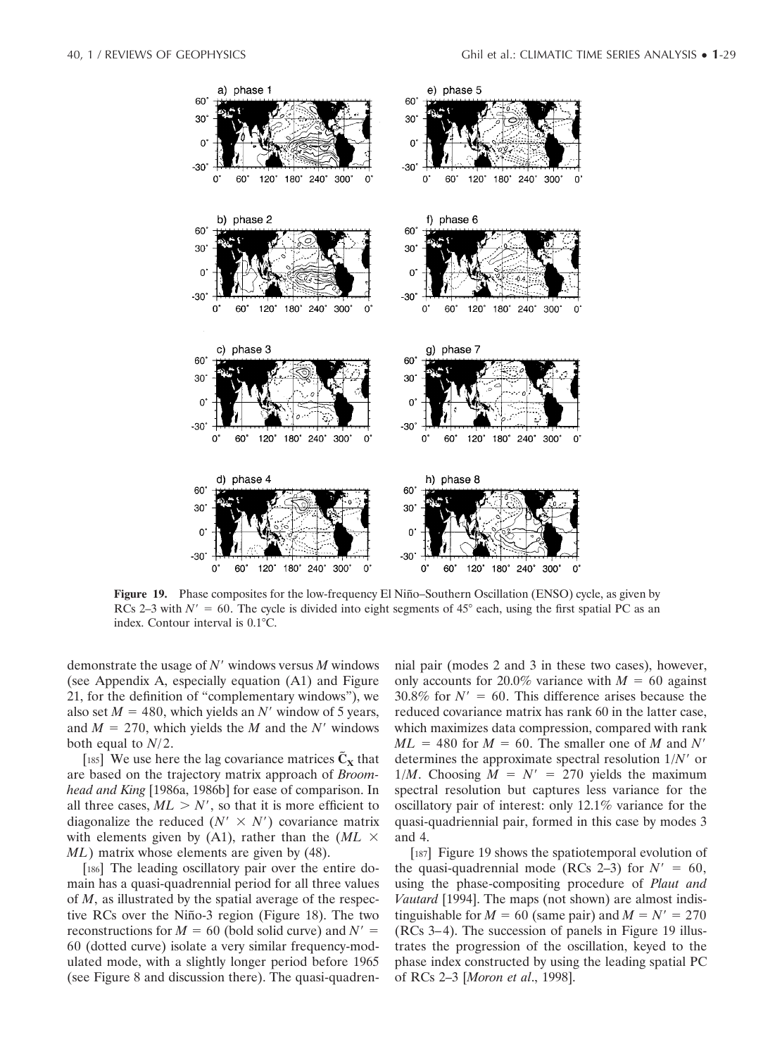**Figure 19.** Phase composites for the low-frequency El Niño–Southern Oscillation (ENSO) cycle, as given by RCs 2–3 with $N' = 60$. The cycle is divided into eight segments of 45° each, using the first spatial PC as an index. Contour interval is 0.1°C.

demonstrate the usage of $N'$ windows versus $M$ windows (see Appendix A, especially equation (A1) and Figure 21, for the definition of "complementary windows"), we also set $M = 480$, which yields an $N'$ window of 5 years, and $M = 270$, which yields the $M$ and the $N'$ windows both equal to $N/2$.

[185] We use here the lag covariance matrices $\tilde{\mathbf{C}}_{\mathbf{X}}$ that are based on the trajectory matrix approach of *Broomhead and King* [1986a, 1986b] for ease of comparison. In all three cases, $ML > N'$, so that it is more efficient to diagonalize the reduced $(N' \times N')$ covariance matrix with elements given by (A1), rather than the $(ML \times ML)$ matrix whose elements are given by (48).

[186] The leading oscillatory pair over the entire domain has a quasi-quadrennial period for all three values of $M$, as illustrated by the spatial average of the respective RCs over the Niño-3 region (Figure 18). The two reconstructions for $M = 60$ (bold solid curve) and $N' = 60$ (dotted curve) isolate a very similar frequency-modulated mode, with a slightly longer period before 1965 (see Figure 8 and discussion there). The quasi-quadrennial pair (modes 2 and 3 in these two cases), however, only accounts for 20.0% variance with $M = 60$ against 30.8% for $N' = 60$. This difference arises because the reduced covariance matrix has rank 60 in the latter case, which maximizes data compression, compared with rank $ML = 480$ for $M = 60$. The smaller one of $M$ and $N'$ determines the approximate spectral resolution $1/N'$ or $1/M$. Choosing $M = N' = 270$ yields the maximum spectral resolution but captures less variance for the oscillatory pair of interest: only 12.1% variance for the quasi-quadriennial pair, formed in this case by modes 3 and 4.

[187] Figure 19 shows the spatiotemporal evolution of the quasi-quadrennial mode (RCs 2–3) for $N' = 60$, using the phase-compositing procedure of *Plaut and Vautard* [1994]. The maps (not shown) are almost indistinguishable for $M = 60$ (same pair) and $M = N' = 270$ (RCs 3–4). The succession of panels in Figure 19 illustrates the progression of the oscillation, keyed to the phase index constructed by using the leading spatial PC of RCs 2–3 [*Moron et al*., 1998].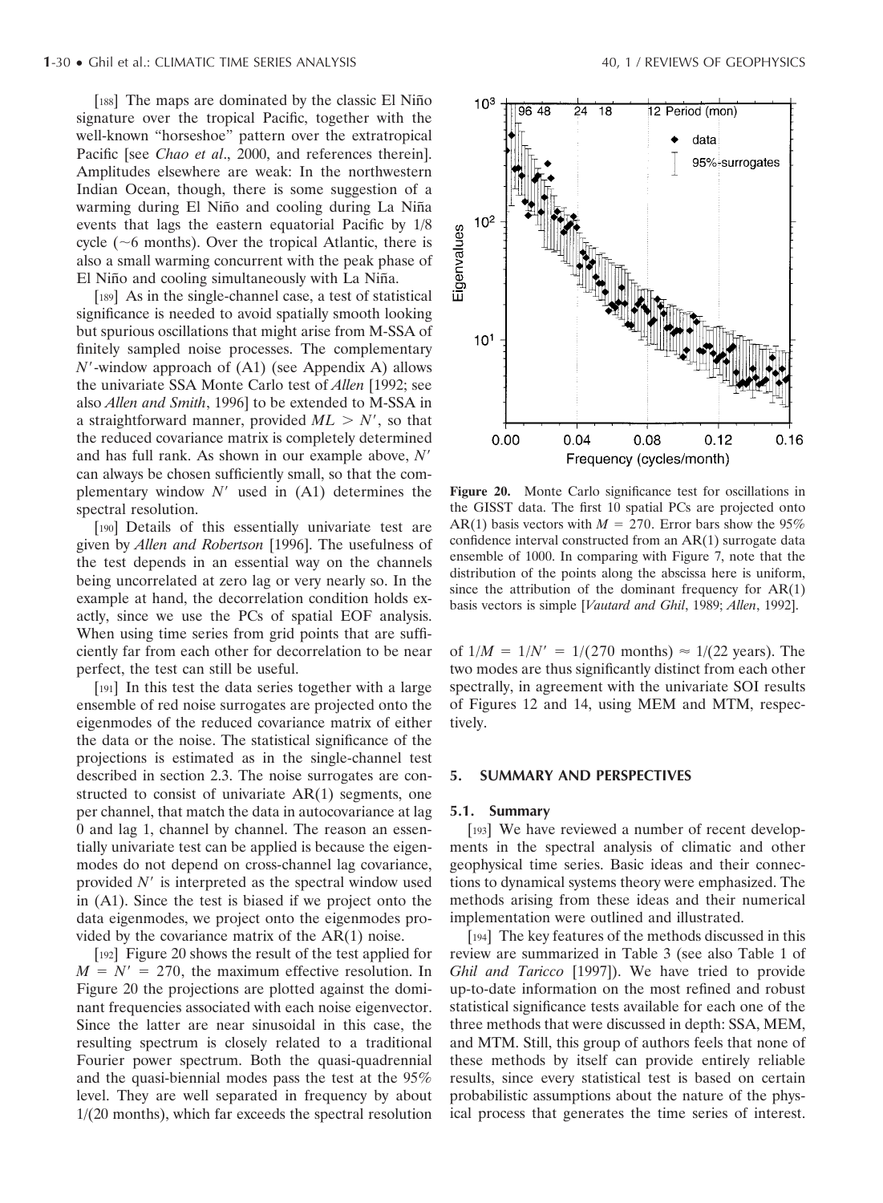[188] The maps are dominated by the classic El Niño signature over the tropical Pacific, together with the well-known "horseshoe" pattern over the extratropical Pacific [see *Chao et al*., 2000, and references therein]. Amplitudes elsewhere are weak: In the northwestern Indian Ocean, though, there is some suggestion of a warming during El Niño and cooling during La Niña events that lags the eastern equatorial Pacific by 1/8 cycle (~6 months). Over the tropical Atlantic, there is also a small warming concurrent with the peak phase of El Niño and cooling simultaneously with La Niña.

[189] As in the single-channel case, a test of statistical significance is needed to avoid spatially smooth looking but spurious oscillations that might arise from M-SSA of finitely sampled noise processes. The complementary $N'$-window approach of (A1) (see Appendix A) allows the univariate SSA Monte Carlo test of *Allen* [1992; see also *Allen and Smith*, 1996] to be extended to M-SSA in a straightforward manner, provided $ML > N'$, so that the reduced covariance matrix is completely determined and has full rank. As shown in our example above, $N'$ can always be chosen sufficiently small, so that the complementary window $N'$ used in (A1) determines the spectral resolution.

[190] Details of this essentially univariate test are given by *Allen and Robertson* [1996]. The usefulness of the test depends in an essential way on the channels being uncorrelated at zero lag or very nearly so. In the example at hand, the decorrelation condition holds exactly, since we use the PCs of spatial EOF analysis. When using time series from grid points that are sufficiently far from each other for decorrelation to be near perfect, the test can still be useful.

[191] In this test the data series together with a large ensemble of red noise surrogates are projected onto the eigenmodes of the reduced covariance matrix of either the data or the noise. The statistical significance of the projections is estimated as in the single-channel test described in section 2.3. The noise surrogates are constructed to consist of univariate AR(1) segments, one per channel, that match the data in autocovariance at lag 0 and lag 1, channel by channel. The reason an essentially univariate test can be applied is because the eigenmodes do not depend on cross-channel lag covariance, provided $N'$ is interpreted as the spectral window used in (A1). Since the test is biased if we project onto the data eigenmodes, we project onto the eigenmodes provided by the covariance matrix of the AR(1) noise.

[192] Figure 20 shows the result of the test applied for $M = N' = 270$, the maximum effective resolution. In Figure 20 the projections are plotted against the dominant frequencies associated with each noise eigenvector. Since the latter are near sinusoidal in this case, the resulting spectrum is closely related to a traditional Fourier power spectrum. Both the quasi-quadrennial and the quasi-biennial modes pass the test at the 95% level. They are well separated in frequency by about 1/(20 months), which far exceeds the spectral resolution of $1/M = 1/N' = 1/(270 \text{ months}) \approx 1/(22 \text{ years})$. The two modes are thus significantly distinct from each other spectrally, in agreement with the univariate SOI results of Figures 12 and 14, using MEM and MTM, respectively.

**Figure 20.** Monte Carlo significance test for oscillations in the GISST data. The first 10 spatial PCs are projected onto AR(1) basis vectors with $M = 270$. Error bars show the 95% confidence interval constructed from an AR(1) surrogate data ensemble of 1000. In comparing with Figure 7, note that the distribution of the points along the abscissa here is uniform, since the attribution of the dominant frequency for AR(1) basis vectors is simple [*Vautard and Ghil*, 1989; *Allen*, 1992].

## 5. SUMMARY AND PERSPECTIVES

### 5.1. Summary

[193] We have reviewed a number of recent developments in the spectral analysis of climatic and other geophysical time series. Basic ideas and their connections to dynamical systems theory were emphasized. The methods arising from these ideas and their numerical implementation were outlined and illustrated.

[194] The key features of the methods discussed in this review are summarized in Table 3 (see also Table 1 of *Ghil and Taricco* [1997]). We have tried to provide up-to-date information on the most refined and robust statistical significance tests available for each one of the three methods that were discussed in depth: SSA, MEM, and MTM. Still, this group of authors feels that none of these methods by itself can provide entirely reliable results, since every statistical test is based on certain probabilistic assumptions about the nature of the physical process that generates the time series of interest.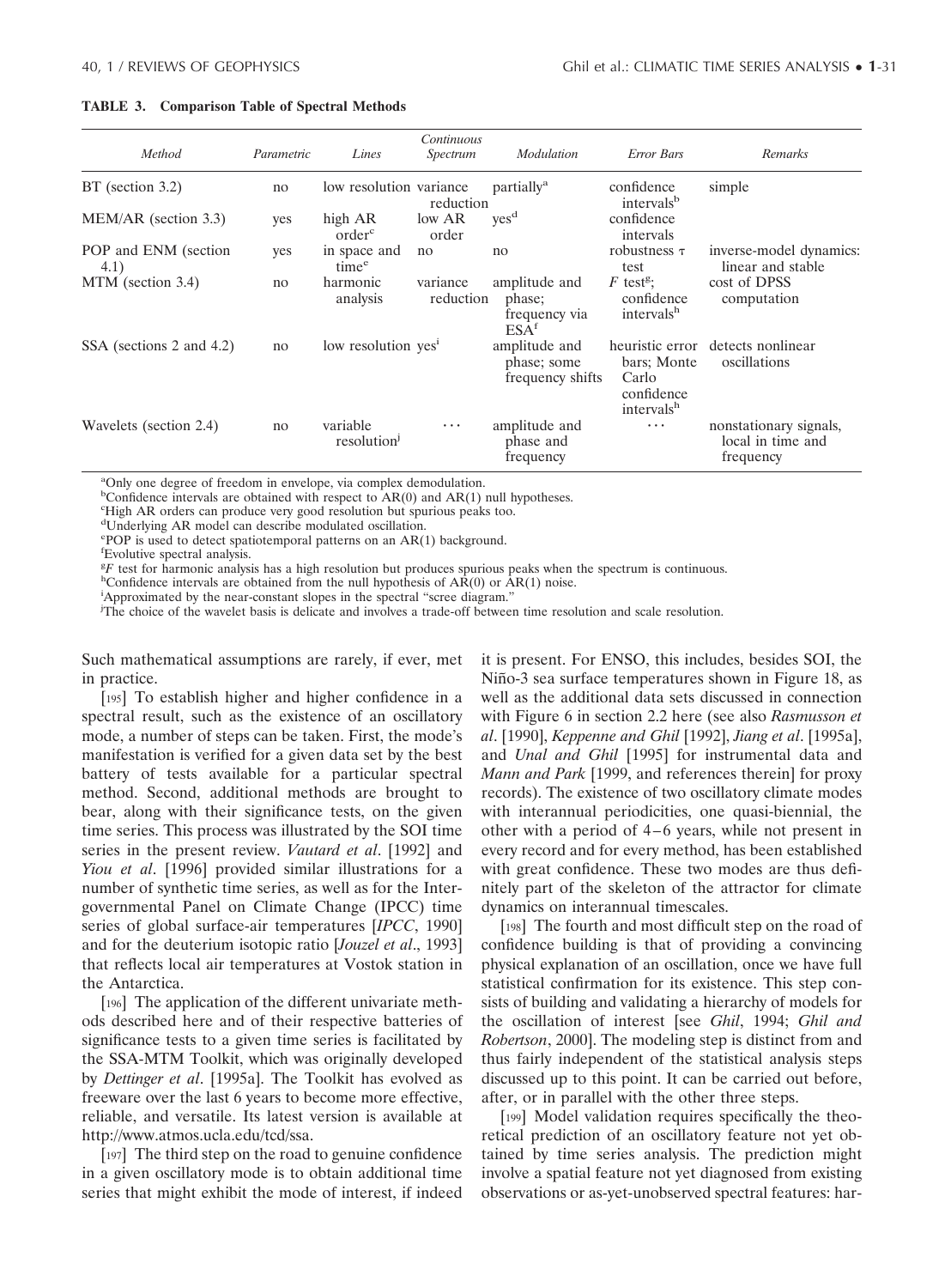**TABLE 3. Comparison Table of Spectral Methods**

| Method | Parametric | Lines | Continuous Spectrum | Modulation | Error Bars | Remarks |
|---|---|---|---|---|---|---|
| BT (section 3.2) | no | low resolution | variance reduction | partially[a] | confidence intervals[b] | simple |
| MEM/AR (section 3.3) | yes | high AR order[c] | low AR order | yes[d] | confidence intervals | |
| POP and ENM (section 4.1) | yes | in space and time[e] | no | no | robustness $\tau$ test | inverse-model dynamics: linear and stable |
| MTM (section 3.4) | no | harmonic analysis | variance reduction | amplitude and phase; frequency via ESA[f] | $F$ test[g]; confidence intervals[h] | cost of DPSS computation |
| SSA (sections 2 and 4.2) | no | low resolution | yes[i] | amplitude and phase; some frequency shifts | heuristic error bars; Monte Carlo confidence intervals[h] | detects nonlinear oscillations |
| Wavelets (section 2.4) | no | variable resolution[j] | ... | amplitude and phase and frequency | ... | nonstationary signals, local in time and frequency |

[a]Only one degree of freedom in envelope, via complex demodulation.
[b]Confidence intervals are obtained with respect to AR(0) and AR(1) null hypotheses.
[c]High AR orders can produce very good resolution but spurious peaks too.
[d]Underlying AR model can describe modulated oscillation.
[e]POP is used to detect spatiotemporal patterns on an AR(1) background.
[f]Evolutive spectral analysis.
[g]$F$ test for harmonic analysis has a high resolution but produces spurious peaks when the spectrum is continuous.
[h]Confidence intervals are obtained from the null hypothesis of AR(0) or AR(1) noise.
[i]Approximated by the near-constant slopes in the spectral "scree diagram."
[j]The choice of the wavelet basis is delicate and involves a trade-off between time resolution and scale resolution.

Such mathematical assumptions are rarely, if ever, met in practice.

[195] To establish higher and higher confidence in a spectral result, such as the existence of an oscillatory mode, a number of steps can be taken. First, the mode's manifestation is verified for a given data set by the best battery of tests available for a particular spectral method. Second, additional methods are brought to bear, along with their significance tests, on the given time series. This process was illustrated by the SOI time series in the present review. *Vautard et al*. [1992] and *Yiou et al*. [1996] provided similar illustrations for a number of synthetic time series, as well as for the Intergovernmental Panel on Climate Change (IPCC) time series of global surface-air temperatures [*IPCC*, 1990] and for the deuterium isotopic ratio [*Jouzel et al*., 1993] that reflects local air temperatures at Vostok station in the Antarctica.

[196] The application of the different univariate methods described here and of their respective batteries of significance tests to a given time series is facilitated by the SSA-MTM Toolkit, which was originally developed by *Dettinger et al*. [1995a]. The Toolkit has evolved as freeware over the last 6 years to become more effective, reliable, and versatile. Its latest version is available at http://www.atmos.ucla.edu/tcd/ssa.

[197] The third step on the road to genuine confidence in a given oscillatory mode is to obtain additional time series that might exhibit the mode of interest, if indeed it is present. For ENSO, this includes, besides SOI, the Niño-3 sea surface temperatures shown in Figure 18, as well as the additional data sets discussed in connection with Figure 6 in section 2.2 here (see also *Rasmusson et al*. [1990], *Keppenne and Ghil* [1992], *Jiang et al*. [1995a], and *Unal and Ghil* [1995] for instrumental data and *Mann and Park* [1999, and references therein] for proxy records). The existence of two oscillatory climate modes with interannual periodicities, one quasi-biennial, the other with a period of 4–6 years, while not present in every record and for every method, has been established with great confidence. These two modes are thus definitely part of the skeleton of the attractor for climate dynamics on interannual timescales.

[198] The fourth and most difficult step on the road of confidence building is that of providing a convincing physical explanation of an oscillation, once we have full statistical confirmation for its existence. This step consists of building and validating a hierarchy of models for the oscillation of interest [see *Ghil*, 1994; *Ghil and Robertson*, 2000]. The modeling step is distinct from and thus fairly independent of the statistical analysis steps discussed up to this point. It can be carried out before, after, or in parallel with the other three steps.

[199] Model validation requires specifically the theoretical prediction of an oscillatory feature not yet obtained by time series analysis. The prediction might involve a spatial feature not yet diagnosed from existing observations or as-yet-unobserved spectral features: har-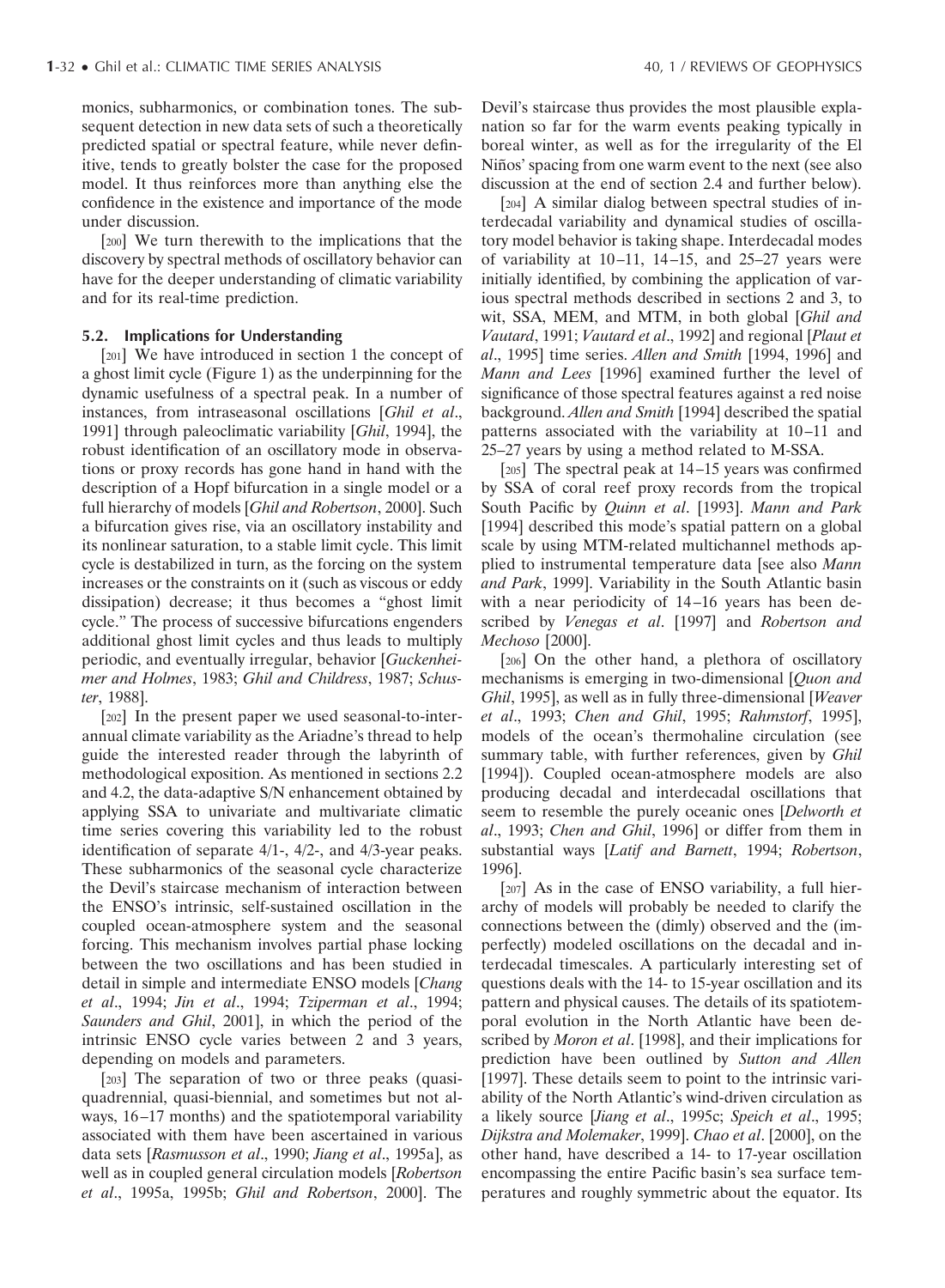monics, subharmonics, or combination tones. The subsequent detection in new data sets of such a theoretically predicted spatial or spectral feature, while never definitive, tends to greatly bolster the case for the proposed model. It thus reinforces more than anything else the confidence in the existence and importance of the mode under discussion.

[200] We turn therewith to the implications that the discovery by spectral methods of oscillatory behavior can have for the deeper understanding of climatic variability and for its real-time prediction.

### 5.2. Implications for Understanding

[201] We have introduced in section 1 the concept of a ghost limit cycle (Figure 1) as the underpinning for the dynamic usefulness of a spectral peak. In a number of instances, from intraseasonal oscillations [*Ghil et al*., 1991] through paleoclimatic variability [*Ghil*, 1994], the robust identification of an oscillatory mode in observations or proxy records has gone hand in hand with the description of a Hopf bifurcation in a single model or a full hierarchy of models [*Ghil and Robertson*, 2000]. Such a bifurcation gives rise, via an oscillatory instability and its nonlinear saturation, to a stable limit cycle. This limit cycle is destabilized in turn, as the forcing on the system increases or the constraints on it (such as viscous or eddy dissipation) decrease; it thus becomes a "ghost limit cycle." The process of successive bifurcations engenders additional ghost limit cycles and thus leads to multiply periodic, and eventually irregular, behavior [*Guckenheimer and Holmes*, 1983; *Ghil and Childress*, 1987; *Schuster*, 1988].

[202] In the present paper we used seasonal-to-interannual climate variability as the Ariadne's thread to help guide the interested reader through the labyrinth of methodological exposition. As mentioned in sections 2.2 and 4.2, the data-adaptive S/N enhancement obtained by applying SSA to univariate and multivariate climatic time series covering this variability led to the robust identification of separate 4/1-, 4/2-, and 4/3-year peaks. These subharmonics of the seasonal cycle characterize the Devil's staircase mechanism of interaction between the ENSO's intrinsic, self-sustained oscillation in the coupled ocean-atmosphere system and the seasonal forcing. This mechanism involves partial phase locking between the two oscillations and has been studied in detail in simple and intermediate ENSO models [*Chang et al*., 1994; *Jin et al*., 1994; *Tziperman et al*., 1994; *Saunders and Ghil*, 2001], in which the period of the intrinsic ENSO cycle varies between 2 and 3 years, depending on models and parameters.

[203] The separation of two or three peaks (quasi-quadrennial, quasi-biennial, and sometimes but not always, 16–17 months) and the spatiotemporal variability associated with them have been ascertained in various data sets [*Rasmusson et al*., 1990; *Jiang et al*., 1995a], as well as in coupled general circulation models [*Robertson et al*., 1995a, 1995b; *Ghil and Robertson*, 2000]. The Devil's staircase thus provides the most plausible explanation so far for the warm events peaking typically in boreal winter, as well as for the irregularity of the El Niños' spacing from one warm event to the next (see also discussion at the end of section 2.4 and further below).

[204] A similar dialog between spectral studies of interdecadal variability and dynamical studies of oscillatory model behavior is taking shape. Interdecadal modes of variability at 10–11, 14–15, and 25–27 years were initially identified, by combining the application of various spectral methods described in sections 2 and 3, to wit, SSA, MEM, and MTM, in both global [*Ghil and Vautard*, 1991; *Vautard et al*., 1992] and regional [*Plaut et al*., 1995] time series. *Allen and Smith* [1994, 1996] and *Mann and Lees* [1996] examined further the level of significance of those spectral features against a red noise background. *Allen and Smith* [1994] described the spatial patterns associated with the variability at 10–11 and 25–27 years by using a method related to M-SSA.

[205] The spectral peak at 14–15 years was confirmed by SSA of coral reef proxy records from the tropical South Pacific by *Quinn et al*. [1993]. *Mann and Park* [1994] described this mode's spatial pattern on a global scale by using MTM-related multichannel methods applied to instrumental temperature data [see also *Mann and Park*, 1999]. Variability in the South Atlantic basin with a near periodicity of 14–16 years has been described by *Venegas et al*. [1997] and *Robertson and Mechoso* [2000].

[206] On the other hand, a plethora of oscillatory mechanisms is emerging in two-dimensional [*Quon and Ghil*, 1995], as well as in fully three-dimensional [*Weaver et al*., 1993; *Chen and Ghil*, 1995; *Rahmstorf*, 1995], models of the ocean's thermohaline circulation (see summary table, with further references, given by *Ghil* [1994]). Coupled ocean-atmosphere models are also producing decadal and interdecadal oscillations that seem to resemble the purely oceanic ones [*Delworth et al*., 1993; *Chen and Ghil*, 1996] or differ from them in substantial ways [*Latif and Barnett*, 1994; *Robertson*, 1996].

[207] As in the case of ENSO variability, a full hierarchy of models will probably be needed to clarify the connections between the (dimly) observed and the (imperfectly) modeled oscillations on the decadal and interdecadal timescales. A particularly interesting set of questions deals with the 14- to 15-year oscillation and its pattern and physical causes. The details of its spatiotemporal evolution in the North Atlantic have been described by *Moron et al*. [1998], and their implications for prediction have been outlined by *Sutton and Allen* [1997]. These details seem to point to the intrinsic variability of the North Atlantic's wind-driven circulation as a likely source [*Jiang et al*., 1995c; *Speich et al*., 1995; *Dijkstra and Molemaker*, 1999]. *Chao et al*. [2000], on the other hand, have described a 14- to 17-year oscillation encompassing the entire Pacific basin's sea surface temperatures and roughly symmetric about the equator. Its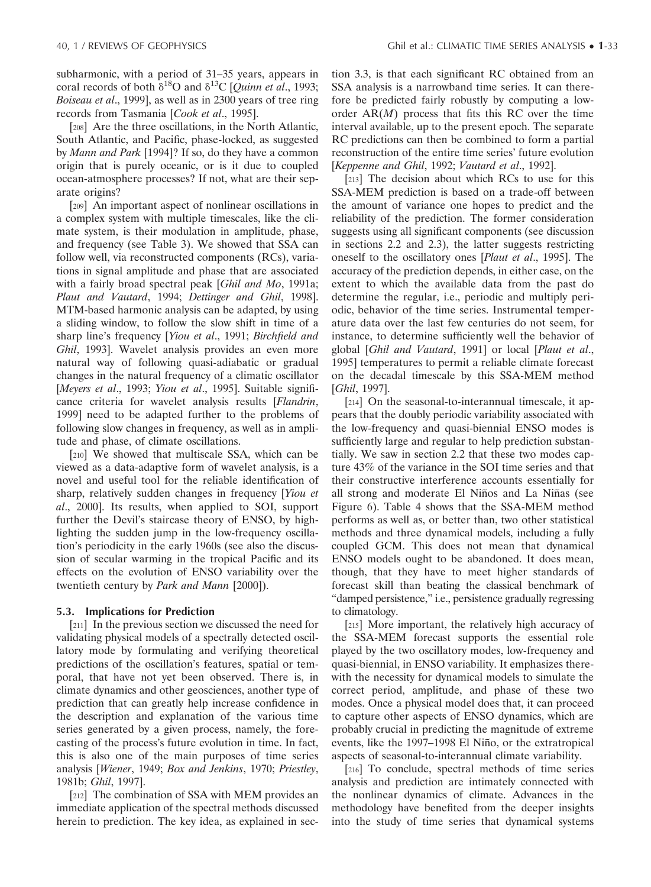subharmonic, with a period of 31–35 years, appears in coral records of both $\delta^{18}O$ and $\delta^{13}C$ [*Quinn et al*., 1993; *Boiseau et al*., 1999], as well as in 2300 years of tree ring records from Tasmania [*Cook et al*., 1995].

[208] Are the three oscillations, in the North Atlantic, South Atlantic, and Pacific, phase-locked, as suggested by *Mann and Park* [1994]? If so, do they have a common origin that is purely oceanic, or is it due to coupled ocean-atmosphere processes? If not, what are their separate origins?

[209] An important aspect of nonlinear oscillations in a complex system with multiple timescales, like the climate system, is their modulation in amplitude, phase, and frequency (see Table 3). We showed that SSA can follow well, via reconstructed components (RCs), variations in signal amplitude and phase that are associated with a fairly broad spectral peak [*Ghil and Mo*, 1991a; *Plaut and Vautard*, 1994; *Dettinger and Ghil*, 1998]. MTM-based harmonic analysis can be adapted, by using a sliding window, to follow the slow shift in time of a sharp line's frequency [*Yiou et al*., 1991; *Birchfield and Ghil*, 1993]. Wavelet analysis provides an even more natural way of following quasi-adiabatic or gradual changes in the natural frequency of a climatic oscillator [*Meyers et al*., 1993; *Yiou et al*., 1995]. Suitable significance criteria for wavelet analysis results [*Flandrin*, 1999] need to be adapted further to the problems of following slow changes in frequency, as well as in amplitude and phase, of climate oscillations.

[210] We showed that multiscale SSA, which can be viewed as a data-adaptive form of wavelet analysis, is a novel and useful tool for the reliable identification of sharp, relatively sudden changes in frequency [*Yiou et al*., 2000]. Its results, when applied to SOI, support further the Devil's staircase theory of ENSO, by highlighting the sudden jump in the low-frequency oscillation's periodicity in the early 1960s (see also the discussion of secular warming in the tropical Pacific and its effects on the evolution of ENSO variability over the twentieth century by *Park and Mann* [2000]).

### 5.3. Implications for Prediction

[211] In the previous section we discussed the need for validating physical models of a spectrally detected oscillatory mode by formulating and verifying theoretical predictions of the oscillation's features, spatial or temporal, that have not yet been observed. There is, in climate dynamics and other geosciences, another type of prediction that can greatly help increase confidence in the description and explanation of the various time series generated by a given process, namely, the forecasting of the process's future evolution in time. In fact, this is also one of the main purposes of time series analysis [*Wiener*, 1949; *Box and Jenkins*, 1970; *Priestley*, 1981b; *Ghil*, 1997].

[212] The combination of SSA with MEM provides an immediate application of the spectral methods discussed herein to prediction. The key idea, as explained in section 3.3, is that each significant RC obtained from an SSA analysis is a narrowband time series. It can therefore be predicted fairly robustly by computing a low-order AR($M$) process that fits this RC over the time interval available, up to the present epoch. The separate RC predictions can then be combined to form a partial reconstruction of the entire time series' future evolution [*Keppenne and Ghil*, 1992; *Vautard et al*., 1992].

[213] The decision about which RCs to use for this SSA-MEM prediction is based on a trade-off between the amount of variance one hopes to predict and the reliability of the prediction. The former consideration suggests using all significant components (see discussion in sections 2.2 and 2.3), the latter suggests restricting oneself to the oscillatory ones [*Plaut et al*., 1995]. The accuracy of the prediction depends, in either case, on the extent to which the available data from the past do determine the regular, i.e., periodic and multiply periodic, behavior of the time series. Instrumental temperature data over the last few centuries do not seem, for instance, to determine sufficiently well the behavior of global [*Ghil and Vautard*, 1991] or local [*Plaut et al*., 1995] temperatures to permit a reliable climate forecast on the decadal timescale by this SSA-MEM method [*Ghil*, 1997].

[214] On the seasonal-to-interannual timescale, it appears that the doubly periodic variability associated with the low-frequency and quasi-biennial ENSO modes is sufficiently large and regular to help prediction substantially. We saw in section 2.2 that these two modes capture 43% of the variance in the SOI time series and that their constructive interference accounts essentially for all strong and moderate El Niños and La Niñas (see Figure 6). Table 4 shows that the SSA-MEM method performs as well as, or better than, two other statistical methods and three dynamical models, including a fully coupled GCM. This does not mean that dynamical ENSO models ought to be abandoned. It does mean, though, that they have to meet higher standards of forecast skill than beating the classical benchmark of "damped persistence," i.e., persistence gradually regressing to climatology.

[215] More important, the relatively high accuracy of the SSA-MEM forecast supports the essential role played by the two oscillatory modes, low-frequency and quasi-biennial, in ENSO variability. It emphasizes therewith the necessity for dynamical models to simulate the correct period, amplitude, and phase of these two modes. Once a physical model does that, it can proceed to capture other aspects of ENSO dynamics, which are probably crucial in predicting the magnitude of extreme events, like the 1997–1998 El Niño, or the extratropical aspects of seasonal-to-interannual climate variability.

[216] To conclude, spectral methods of time series analysis and prediction are intimately connected with the nonlinear dynamics of climate. Advances in the methodology have benefited from the deeper insights into the study of time series that dynamical systems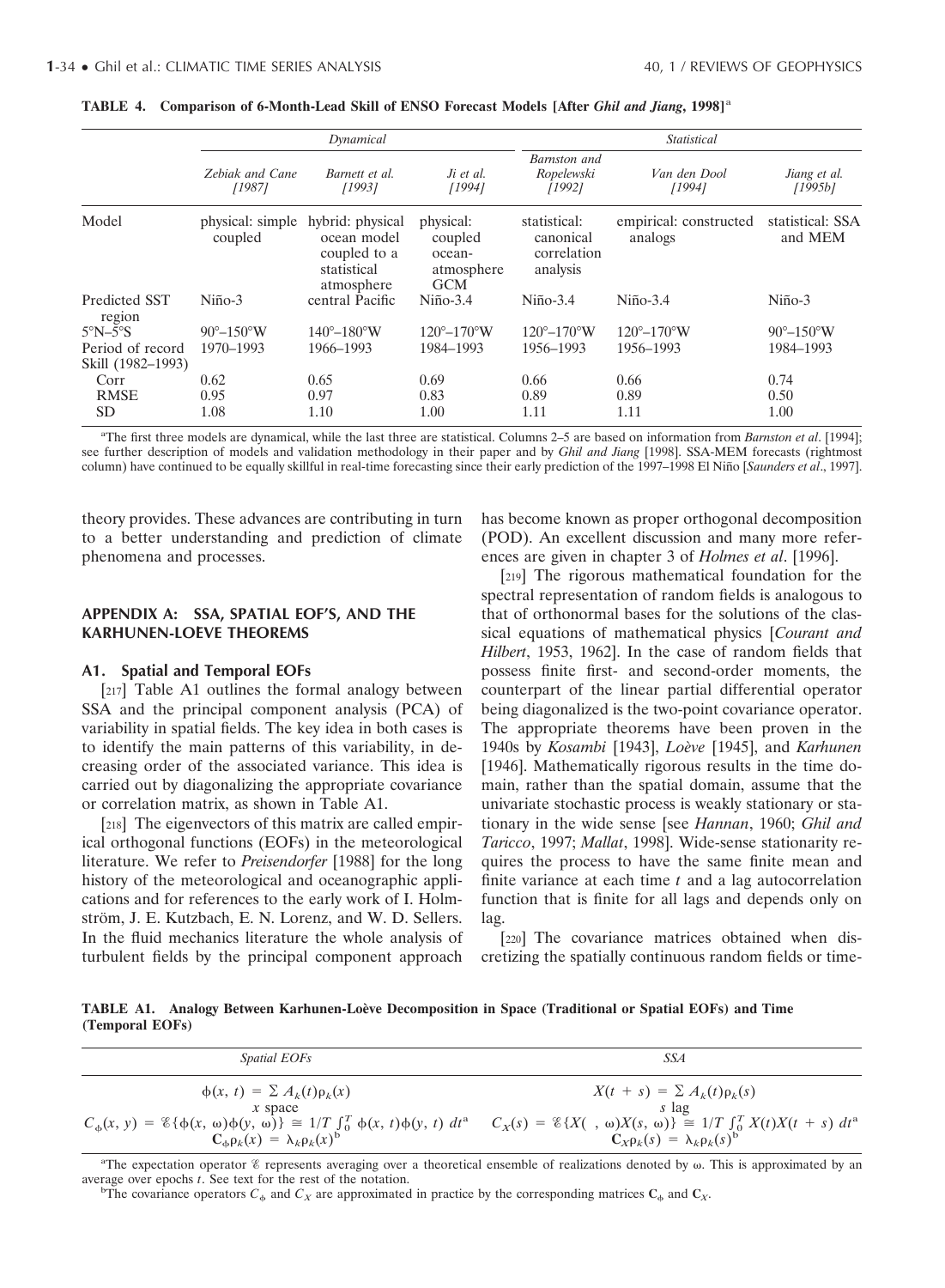**TABLE 4. Comparison of 6-Month-Lead Skill of ENSO Forecast Models [After *Ghil and Jiang*, 1998][a]**

| | *Dynamical* | | | *Statistical* | | |
|---|---|---|---|---|---|---|
| | *Zebiak and Cane [1987]* | *Barnett et al. [1993]* | *Ji et al. [1994]* | *Barnston and Ropelewski [1992]* | *Van den Dool [1994]* | *Jiang et al. [1995b]* |
| Model | physical: simple coupled | hybrid: physical ocean model coupled to a statistical atmosphere | physical: coupled ocean-atmosphere GCM | statistical: canonical correlation analysis | empirical: constructed analogs | statistical: SSA and MEM |
| Predicted SST region | Niño-3 | central Pacific | Niño-3.4 | Niño-3.4 | Niño-3.4 | Niño-3 |
| 5°N–5°S | 90°–150°W | 140°–180°W | 120°–170°W | 120°–170°W | 120°–170°W | 90°–150°W |
| Period of record | 1970–1993 | 1966–1993 | 1984–1993 | 1956–1993 | 1956–1993 | 1984–1993 |
| Skill (1982–1993) | | | | | | |
| Corr | 0.62 | 0.65 | 0.69 | 0.66 | 0.66 | 0.74 |
| RMSE | 0.95 | 0.97 | 0.83 | 0.89 | 0.89 | 0.50 |
| SD | 1.08 | 1.10 | 1.00 | 1.11 | 1.11 | 1.00 |

[a]The first three models are dynamical, while the last three are statistical. Columns 2–5 are based on information from *Barnston et al*. [1994]; see further description of models and validation methodology in their paper and by *Ghil and Jiang* [1998]. SSA-MEM forecasts (rightmost column) have continued to be equally skillful in real-time forecasting since their early prediction of the 1997–1998 El Niño [*Saunders et al*., 1997].

theory provides. These advances are contributing in turn to a better understanding and prediction of climate phenomena and processes.

## APPENDIX A: SSA, SPATIAL EOF'S, AND THE KARHUNEN-LOEVE THEOREMS

### A1. Spatial and Temporal EOFs

[217] Table A1 outlines the formal analogy between SSA and the principal component analysis (PCA) of variability in spatial fields. The key idea in both cases is to identify the main patterns of this variability, in decreasing order of the associated variance. This idea is carried out by diagonalizing the appropriate covariance or correlation matrix, as shown in Table A1.

[218] The eigenvectors of this matrix are called empirical orthogonal functions (EOFs) in the meteorological literature. We refer to *Preisendorfer* [1988] for the long history of the meteorological and oceanographic applications and for references to the early work of I. Holmström, J. E. Kutzbach, E. N. Lorenz, and W. D. Sellers. In the fluid mechanics literature the whole analysis of turbulent fields by the principal component approach has become known as proper orthogonal decomposition (POD). An excellent discussion and many more references are given in chapter 3 of *Holmes et al*. [1996].

[219] The rigorous mathematical foundation for the spectral representation of random fields is analogous to that of orthonormal bases for the solutions of the classical equations of mathematical physics [*Courant and Hilbert*, 1953, 1962]. In the case of random fields that possess finite first- and second-order moments, the counterpart of the linear partial differential operator being diagonalized is the two-point covariance operator. The appropriate theorems have been proven in the 1940s by *Kosambi* [1943], *Loève* [1945], and *Karhunen* [1946]. Mathematically rigorous results in the time domain, rather than the spatial domain, assume that the univariate stochastic process is weakly stationary or stationary in the wide sense [see *Hannan*, 1960; *Ghil and Taricco*, 1997; *Mallat*, 1998]. Wide-sense stationarity requires the process to have the same finite mean and finite variance at each time $t$ and a lag autocorrelation function that is finite for all lags and depends only on lag.

[220] The covariance matrices obtained when discretizing the spatially continuous random fields or time-

**TABLE A1. Analogy Between Karhunen-Loève Decomposition in Space (Traditional or Spatial EOFs) and Time (Temporal EOFs)**

| *Spatial EOFs* | *SSA* |
|---|---|
| $\phi(x, t) = \sum A_k(t)\rho_k(x)$ | $X(t + s) = \sum A_k(t)\rho_k(s)$ |
| $x$ space | $s$ lag |
| $C_\phi(x, y) = \mathscr{E}\{\phi(x, \omega)\phi(y, \omega)\} \cong 1/T \int_0^T \phi(x, t)\phi(y, t)\, dt$[a] | $C_X(s) = \mathscr{E}\{X( \;, \omega)X(s, \omega)\} \cong 1/T \int_0^T X(t)X(t + s)\, dt$[a] |
| $\mathbf{C}_\phi \rho_k(x) = \lambda_k \rho_k(x)$[b] | $\mathbf{C}_X \rho_k(s) = \lambda_k \rho_k(s)$[b] |

[a]The expectation operator $\mathscr{E}$ represents averaging over a theoretical ensemble of realizations denoted by $\omega$. This is approximated by an average over epochs $t$. See text for the rest of the notation.

[b]The covariance operators $C_\phi$ and $C_X$ are approximated in practice by the corresponding matrices $\mathbf{C}_\phi$ and $\mathbf{C}_X$.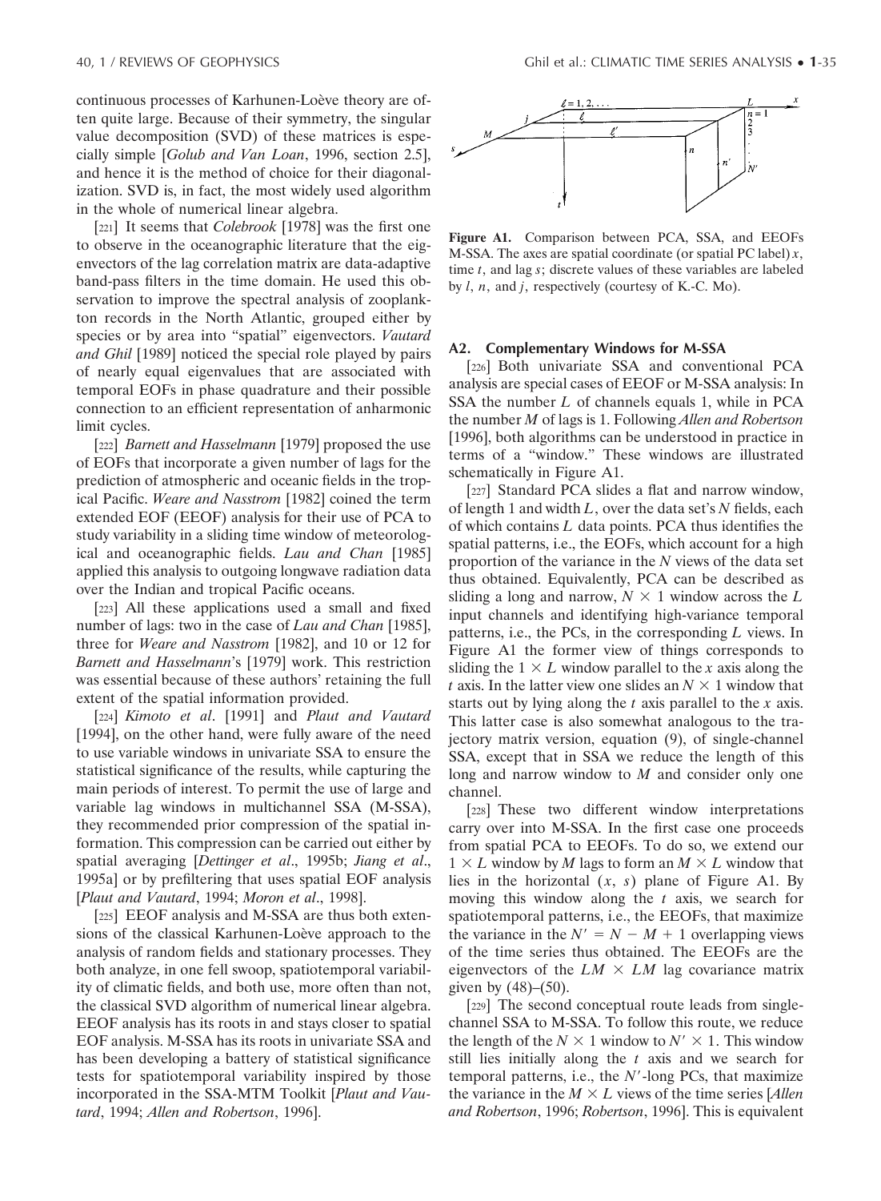continuous processes of Karhunen-Loève theory are often quite large. Because of their symmetry, the singular value decomposition (SVD) of these matrices is especially simple [*Golub and Van Loan*, 1996, section 2.5], and hence it is the method of choice for their diagonalization. SVD is, in fact, the most widely used algorithm in the whole of numerical linear algebra.

[221] It seems that *Colebrook* [1978] was the first one to observe in the oceanographic literature that the eigenvectors of the lag correlation matrix are data-adaptive band-pass filters in the time domain. He used this observation to improve the spectral analysis of zooplankton records in the North Atlantic, grouped either by species or by area into "spatial" eigenvectors. *Vautard and Ghil* [1989] noticed the special role played by pairs of nearly equal eigenvalues that are associated with temporal EOFs in phase quadrature and their possible connection to an efficient representation of anharmonic limit cycles.

[222] *Barnett and Hasselmann* [1979] proposed the use of EOFs that incorporate a given number of lags for the prediction of atmospheric and oceanic fields in the tropical Pacific. *Weare and Nasstrom* [1982] coined the term extended EOF (EEOF) analysis for their use of PCA to study variability in a sliding time window of meteorological and oceanographic fields. *Lau and Chan* [1985] applied this analysis to outgoing longwave radiation data over the Indian and tropical Pacific oceans.

[223] All these applications used a small and fixed number of lags: two in the case of *Lau and Chan* [1985], three for *Weare and Nasstrom* [1982], and 10 or 12 for *Barnett and Hasselmann*'s [1979] work. This restriction was essential because of these authors' retaining the full extent of the spatial information provided.

[224] *Kimoto et al*. [1991] and *Plaut and Vautard* [1994], on the other hand, were fully aware of the need to use variable windows in univariate SSA to ensure the statistical significance of the results, while capturing the main periods of interest. To permit the use of large and variable lag windows in multichannel SSA (M-SSA), they recommended prior compression of the spatial information. This compression can be carried out either by spatial averaging [*Dettinger et al*., 1995b; *Jiang et al*., 1995a] or by prefiltering that uses spatial EOF analysis [*Plaut and Vautard*, 1994; *Moron et al*., 1998].

[225] EEOF analysis and M-SSA are thus both extensions of the classical Karhunen-Loève approach to the analysis of random fields and stationary processes. They both analyze, in one fell swoop, spatiotemporal variability of climatic fields, and both use, more often than not, the classical SVD algorithm of numerical linear algebra. EEOF analysis has its roots in and stays closer to spatial EOF analysis. M-SSA has its roots in univariate SSA and has been developing a battery of statistical significance tests for spatiotemporal variability inspired by those incorporated in the SSA-MTM Toolkit [*Plaut and Vautard*, 1994; *Allen and Robertson*, 1996].

**Figure A1.** Comparison between PCA, SSA, and EEOFs M-SSA. The axes are spatial coordinate (or spatial PC label) $x$, time $t$, and lag $s$; discrete values of these variables are labeled by $l$, $n$, and $j$, respectively (courtesy of K.-C. Mo).

## A2. Complementary Windows for M-SSA

[226] Both univariate SSA and conventional PCA analysis are special cases of EEOF or M-SSA analysis: In SSA the number $L$ of channels equals 1, while in PCA the number $M$ of lags is 1. Following *Allen and Robertson* [1996], both algorithms can be understood in practice in terms of a "window." These windows are illustrated schematically in Figure A1.

[227] Standard PCA slides a flat and narrow window, of length 1 and width $L$, over the data set's $N$ fields, each of which contains $L$ data points. PCA thus identifies the spatial patterns, i.e., the EOFs, which account for a high proportion of the variance in the $N$ views of the data set thus obtained. Equivalently, PCA can be described as sliding a long and narrow, $N \times 1$ window across the $L$ input channels and identifying high-variance temporal patterns, i.e., the PCs, in the corresponding $L$ views. In Figure A1 the former view of things corresponds to sliding the $1 \times L$ window parallel to the $x$ axis along the $t$ axis. In the latter view one slides an $N \times 1$ window that starts out by lying along the $t$ axis parallel to the $x$ axis. This latter case is also somewhat analogous to the trajectory matrix version, equation (9), of single-channel SSA, except that in SSA we reduce the length of this long and narrow window to $M$ and consider only one channel.

[228] These two different window interpretations carry over into M-SSA. In the first case one proceeds from spatial PCA to EEOFs. To do so, we extend our $1 \times L$ window by $M$ lags to form an $M \times L$ window that lies in the horizontal $(x, s)$ plane of Figure A1. By moving this window along the $t$ axis, we search for spatiotemporal patterns, i.e., the EEOFs, that maximize the variance in the $N' = N - M + 1$ overlapping views of the time series thus obtained. The EEOFs are the eigenvectors of the $LM \times LM$ lag covariance matrix given by (48)–(50).

[229] The second conceptual route leads from single-channel SSA to M-SSA. To follow this route, we reduce the length of the $N \times 1$ window to $N' \times 1$. This window still lies initially along the $t$ axis and we search for temporal patterns, i.e., the $N'$-long PCs, that maximize the variance in the $M \times L$ views of the time series [*Allen and Robertson*, 1996; *Robertson*, 1996]. This is equivalent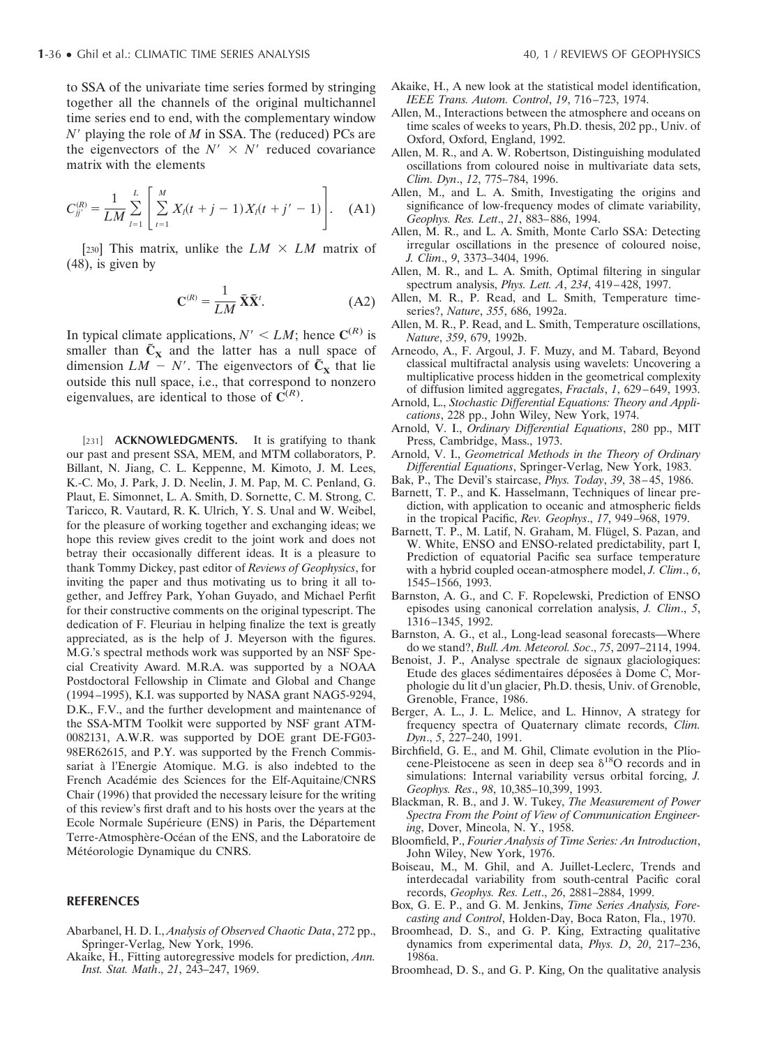to SSA of the univariate time series formed by stringing together all the channels of the original multichannel time series end to end, with the complementary window $N'$ playing the role of $M$ in SSA. The (reduced) PCs are the eigenvectors of the $N' \times N'$ reduced covariance matrix with the elements

$$C_{jj'}^{(R)} = \frac{1}{LM} \sum_{l=1}^{L} \left[ \sum_{t=1}^{M} X_l(t+j-1) X_l(t+j'-1) \right]. \quad \text{(A1)}$$

[230] This matrix, unlike the $LM \times LM$ matrix of (48), is given by

$$\mathbf{C}^{(R)} = \frac{1}{LM} \tilde{\mathbf{X}} \tilde{\mathbf{X}}^t. \quad \text{(A2)}$$

In typical climate applications, $N' < LM$; hence $\mathbf{C}^{(R)}$ is smaller than $\tilde{\mathbf{C}}_\mathbf{X}$ and the latter has a null space of dimension $LM - N'$. The eigenvectors of $\tilde{\mathbf{C}}_\mathbf{X}$ that lie outside this null space, i.e., that correspond to nonzero eigenvalues, are identical to those of $\mathbf{C}^{(R)}$.

[231] **ACKNOWLEDGMENTS.** It is gratifying to thank our past and present SSA, MEM, and MTM collaborators, P. Billant, N. Jiang, C. L. Keppenne, M. Kimoto, J. M. Lees, K.-C. Mo, J. Park, J. D. Neelin, J. M. Pap, M. C. Penland, G. Plaut, E. Simonnet, L. A. Smith, D. Sornette, C. M. Strong, C. Taricco, R. Vautard, R. K. Ulrich, Y. S. Unal and W. Weibel, for the pleasure of working together and exchanging ideas; we hope this review gives credit to the joint work and does not betray their occasionally different ideas. It is a pleasure to thank Tommy Dickey, past editor of *Reviews of Geophysics*, for inviting the paper and thus motivating us to bring it all together, and Jeffrey Park, Yohan Guyado, and Michael Perfit for their constructive comments on the original typescript. The dedication of F. Fleuriau in helping finalize the text is greatly appreciated, as is the help of J. Meyerson with the figures. M.G.'s spectral methods work was supported by an NSF Special Creativity Award. M.R.A. was supported by a NOAA Postdoctoral Fellowship in Climate and Global and Change (1994–1995), K.I. was supported by NASA grant NAG5-9294, D.K., F.V., and the further development and maintenance of the SSA-MTM Toolkit were supported by NSF grant ATM-0082131, A.W.R. was supported by DOE grant DE-FG03-98ER62615, and P.Y. was supported by the French Commissariat à l'Energie Atomique. M.G. is also indebted to the French Académie des Sciences for the Elf-Aquitaine/CNRS Chair (1996) that provided the necessary leisure for the writing of this review's first draft and to his hosts over the years at the Ecole Normale Supérieure (ENS) in Paris, the Département Terre-Atmosphère-Océan of the ENS, and the Laboratoire de Météorologie Dynamique du CNRS.

## REFERENCES

Abarbanel, H. D. I., *Analysis of Observed Chaotic Data*, 272 pp., Springer-Verlag, New York, 1996.

Akaike, H., Fitting autoregressive models for prediction, *Ann. Inst. Stat. Math*., *21*, 243–247, 1969.

Akaike, H., A new look at the statistical model identification, *IEEE Trans. Autom. Control*, *19*, 716–723, 1974.

Allen, M., Interactions between the atmosphere and oceans on time scales of weeks to years, Ph.D. thesis, 202 pp., Univ. of Oxford, Oxford, England, 1992.

Allen, M. R., and A. W. Robertson, Distinguishing modulated oscillations from coloured noise in multivariate data sets, *Clim. Dyn*., *12*, 775–784, 1996.

Allen, M., and L. A. Smith, Investigating the origins and significance of low-frequency modes of climate variability, *Geophys. Res. Lett*., *21*, 883–886, 1994.

Allen, M. R., and L. A. Smith, Monte Carlo SSA: Detecting irregular oscillations in the presence of coloured noise, *J. Clim*., *9*, 3373–3404, 1996.

Allen, M. R., and L. A. Smith, Optimal filtering in singular spectrum analysis, *Phys. Lett. A*, *234*, 419–428, 1997.

Allen, M. R., P. Read, and L. Smith, Temperature time-series?, *Nature*, *355*, 686, 1992a.

Allen, M. R., P. Read, and L. Smith, Temperature oscillations, *Nature*, *359*, 679, 1992b.

Arneodo, A., F. Argoul, J. F. Muzy, and M. Tabard, Beyond classical multifractal analysis using wavelets: Uncovering a multiplicative process hidden in the geometrical complexity of diffusion limited aggregates, *Fractals*, *1*, 629–649, 1993.

Arnold, L., *Stochastic Differential Equations: Theory and Applications*, 228 pp., John Wiley, New York, 1974.

Arnold, V. I., *Ordinary Differential Equations*, 280 pp., MIT Press, Cambridge, Mass., 1973.

Arnold, V. I., *Geometrical Methods in the Theory of Ordinary Differential Equations*, Springer-Verlag, New York, 1983.

Bak, P., The Devil's staircase, *Phys. Today*, *39*, 38–45, 1986.

Barnett, T. P., and K. Hasselmann, Techniques of linear prediction, with application to oceanic and atmospheric fields in the tropical Pacific, *Rev. Geophys*., *17*, 949–968, 1979.

Barnett, T. P., M. Latif, N. Graham, M. Flügel, S. Pazan, and W. White, ENSO and ENSO-related predictability, part I, Prediction of equatorial Pacific sea surface temperature with a hybrid coupled ocean-atmosphere model, *J. Clim*., *6*, 1545–1566, 1993.

Barnston, A. G., and C. F. Ropelewski, Prediction of ENSO episodes using canonical correlation analysis, *J. Clim*., *5*, 1316–1345, 1992.

Barnston, A. G., et al., Long-lead seasonal forecasts—Where do we stand?, *Bull. Am. Meteorol. Soc*., *75*, 2097–2114, 1994.

Benoist, J. P., Analyse spectrale de signaux glaciologiques: Etude des glaces sédimentaires déposées à Dome C, Morphologie du lit d'un glacier, Ph.D. thesis, Univ. of Grenoble, Grenoble, France, 1986.

Berger, A. L., J. L. Melice, and L. Hinnov, A strategy for frequency spectra of Quaternary climate records, *Clim. Dyn*., *5*, 227–240, 1991.

Birchfield, G. E., and M. Ghil, Climate evolution in the Pliocene-Pleistocene as seen in deep sea $\delta^{18}$O records and in simulations: Internal variability versus orbital forcing, *J. Geophys. Res*., *98*, 10,385–10,399, 1993.

Blackman, R. B., and J. W. Tukey, *The Measurement of Power Spectra From the Point of View of Communication Engineering*, Dover, Mineola, N. Y., 1958.

Bloomfield, P., *Fourier Analysis of Time Series: An Introduction*, John Wiley, New York, 1976.

Boiseau, M., M. Ghil, and A. Juillet-Leclerc, Trends and interdecadal variability from south-central Pacific coral records, *Geophys. Res. Lett*., *26*, 2881–2884, 1999.

Box, G. E. P., and G. M. Jenkins, *Time Series Analysis, Forecasting and Control*, Holden-Day, Boca Raton, Fla., 1970.

Broomhead, D. S., and G. P. King, Extracting qualitative dynamics from experimental data, *Phys. D*, *20*, 217–236, 1986a.

Broomhead, D. S., and G. P. King, On the qualitative analysis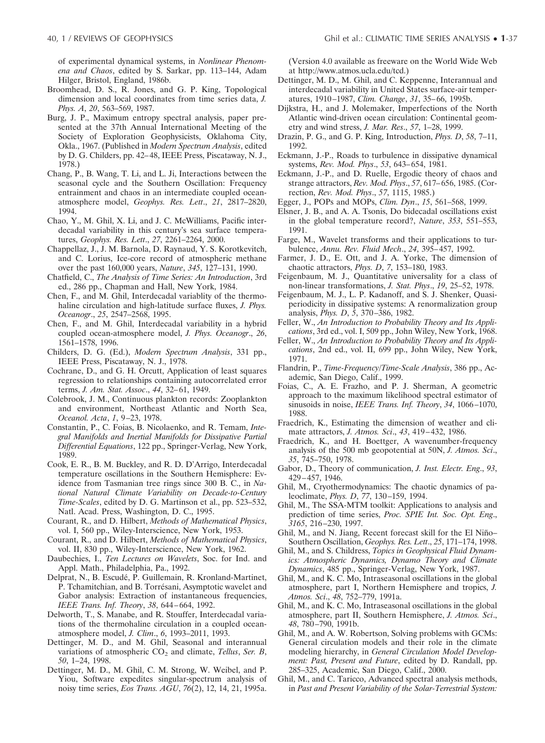of experimental dynamical systems, in *Nonlinear Phenomena and Chaos*, edited by S. Sarkar, pp. 113–144, Adam Hilger, Bristol, England, 1986b.

Broomhead, D. S., R. Jones, and G. P. King, Topological dimension and local coordinates from time series data, *J. Phys. A*, *20*, 563–569, 1987.

Burg, J. P., Maximum entropy spectral analysis, paper presented at the 37th Annual International Meeting of the Society of Exploration Geophysicists, Oklahoma City, Okla., 1967. (Published in *Modern Spectrum Analysis*, edited by D. G. Childers, pp. 42–48, IEEE Press, Piscataway, N. J., 1978.)

Chang, P., B. Wang, T. Li, and L. Ji, Interactions between the seasonal cycle and the Southern Oscillation: Frequency entrainment and chaos in an intermediate coupled ocean-atmosphere model, *Geophys. Res. Lett*., *21*, 2817–2820, 1994.

Chao, Y., M. Ghil, X. Li, and J. C. McWilliams, Pacific interdecadal variability in this century's sea surface temperatures, *Geophys. Res. Lett*., *27*, 2261–2264, 2000.

Chappellaz, J., J. M. Barnola, D. Raynaud, Y. S. Korotkevitch, and C. Lorius, Ice-core record of atmospheric methane over the past 160,000 years, *Nature*, *345*, 127–131, 1990.

Chatfield, C., *The Analysis of Time Series: An Introduction*, 3rd ed., 286 pp., Chapman and Hall, New York, 1984.

Chen, F., and M. Ghil, Interdecadal variablity of the thermohaline circulation and high-latitude surface fluxes, *J. Phys. Oceanogr*., *25*, 2547–2568, 1995.

Chen, F., and M. Ghil, Interdecadal variability in a hybrid coupled ocean-atmosphere model, *J. Phys. Oceanogr*., *26*, 1561–1578, 1996.

Childers, D. G. (Ed.), *Modern Spectrum Analysis*, 331 pp., IEEE Press, Piscataway, N. J., 1978.

Cochrane, D., and G. H. Orcutt, Application of least squares regression to relationships containing autocorrelated error terms, *J. Am. Stat. Assoc*., *44*, 32–61, 1949.

Colebrook, J. M., Continuous plankton records: Zooplankton and environment, Northeast Atlantic and North Sea, *Oceanol. Acta*, *1*, 9–23, 1978.

Constantin, P., C. Foias, B. Nicolaenko, and R. Temam, *Integral Manifolds and Inertial Manifolds for Dissipative Partial Differential Equations*, 122 pp., Springer-Verlag, New York, 1989.

Cook, E. R., B. M. Buckley, and R. D. D'Arrigo, Interdecadal temperature oscillations in the Southern Hemisphere: Evidence from Tasmanian tree rings since 300 B. C., in *National Natural Climate Variability on Decade-to-Century Time-Scales*, edited by D. G. Martinson et al., pp. 523–532, Natl. Acad. Press, Washington, D. C., 1995.

Courant, R., and D. Hilbert, *Methods of Mathematical Physics*, vol. I, 560 pp., Wiley-Interscience, New York, 1953.

Courant, R., and D. Hilbert, *Methods of Mathematical Physics*, vol. II, 830 pp., Wiley-Interscience, New York, 1962.

Daubechies, I., *Ten Lectures on Wavelets*, Soc. for Ind. and Appl. Math., Philadelphia, Pa., 1992.

Delprat, N., B. Escudé, P. Guillemain, R. Kronland-Martinet, P. Tchamitchian, and B. Torrésani, Asymptotic wavelet and Gabor analysis: Extraction of instantaneous frequencies, *IEEE Trans. Inf. Theory*, *38*, 644–664, 1992.

Delworth, T., S. Manabe, and R. Stouffer, Interdecadal variations of the thermohaline circulation in a coupled ocean-atmosphere model, *J. Clim*., *6*, 1993–2011, 1993.

Dettinger, M. D., and M. Ghil, Seasonal and interannual variations of atmospheric $CO_2$ and climate, *Tellus*, *Ser. B*, *50*, 1–24, 1998.

Dettinger, M. D., M. Ghil, C. M. Strong, W. Weibel, and P. Yiou, Software expedites singular-spectrum analysis of noisy time series, *Eos Trans. AGU*, *76*(2), 12, 14, 21, 1995a. (Version 4.0 available as freeware on the World Wide Web at http://www.atmos.ucla.edu/tcd.)

Dettinger, M. D., M. Ghil, and C. Keppenne, Interannual and interdecadal variability in United States surface-air temperatures, 1910–1987, *Clim. Change*, *31*, 35–66, 1995b.

Dijkstra, H., and J. Molemaker, Imperfections of the North Atlantic wind-driven ocean circulation: Continental geometry and wind stress, *J. Mar. Res*., *57*, 1–28, 1999.

Drazin, P. G., and G. P. King, Introduction, *Phys. D*, *58*, 7–11, 1992.

Eckmann, J.-P., Roads to turbulence in dissipative dynamical systems, *Rev. Mod. Phys*., *53*, 643–654, 1981.

Eckmann, J.-P., and D. Ruelle, Ergodic theory of chaos and strange attractors, *Rev. Mod. Phys*., *57*, 617–656, 1985. (Correction, *Rev. Mod. Phys*., *57*, 1115, 1985.)

Egger, J., POPs and MOPs, *Clim. Dyn*., *15*, 561–568, 1999.

Elsner, J. B., and A. A. Tsonis, Do bidecadal oscillations exist in the global temperature record?, *Nature*, *353*, 551–553, 1991.

Farge, M., Wavelet transforms and their applications to turbulence, *Annu. Rev. Fluid Mech*., *24*, 395–457, 1992.

Farmer, J. D., E. Ott, and J. A. Yorke, The dimension of chaotic attractors, *Phys. D*, *7*, 153–180, 1983.

Feigenbaum, M. J., Quantitative universality for a class of non-linear transformations, *J. Stat. Phys*., *19*, 25–52, 1978.

Feigenbaum, M. J., L. P. Kadanoff, and S. J. Shenker, Quasi-periodicity in dissipative systems: A renormalization group analysis, *Phys. D*, *5*, 370–386, 1982.

Feller, W., *An Introduction to Probability Theory and Its Applications*, 3rd ed., vol. I, 509 pp., John Wiley, New York, 1968.

Feller, W., *An Introduction to Probability Theory and Its Applications*, 2nd ed., vol. II, 699 pp., John Wiley, New York, 1971.

Flandrin, P., *Time-Frequency/Time-Scale Analysis*, 386 pp., Academic, San Diego, Calif., 1999.

Foias, C., A. E. Frazho, and P. J. Sherman, A geometric approach to the maximum likelihood spectral estimator of sinusoids in noise, *IEEE Trans. Inf. Theory*, *34*, 1066–1070, 1988.

Fraedrich, K., Estimating the dimension of weather and climate attractors, *J. Atmos. Sci*., *43*, 419–432, 1986.

Fraedrich, K., and H. Boettger, A wavenumber-frequency analysis of the 500 mb geopotential at 50N, *J. Atmos. Sci*., *35*, 745–750, 1978.

Gabor, D., Theory of communication, *J. Inst. Electr. Eng*., *93*, 429–457, 1946.

Ghil, M., Cryothermodynamics: The chaotic dynamics of paleoclimate, *Phys. D*, *77*, 130–159, 1994.

Ghil, M., The SSA-MTM toolkit: Applications to analysis and prediction of time series, *Proc. SPIE Int. Soc. Opt. Eng*., *3165*, 216–230, 1997.

Ghil, M., and N. Jiang, Recent forecast skill for the El Niño–Southern Oscillation, *Geophys. Res. Lett*., *25*, 171–174, 1998.

Ghil, M., and S. Childress, *Topics in Geophysical Fluid Dynamics: Atmospheric Dynamics, Dynamo Theory and Climate Dynamics*, 485 pp., Springer-Verlag, New York, 1987.

Ghil, M., and K. C. Mo, Intraseasonal oscillations in the global atmosphere, part I, Northern Hemisphere and tropics, *J. Atmos. Sci*., *48*, 752–779, 1991a.

Ghil, M., and K. C. Mo, Intraseasonal oscillations in the global atmosphere, part II, Southern Hemisphere, *J. Atmos. Sci*., *48*, 780–790, 1991b.

Ghil, M., and A. W. Robertson, Solving problems with GCMs: General circulation models and their role in the climate modeling hierarchy, in *General Circulation Model Development: Past, Present and Future*, edited by D. Randall, pp. 285–325, Academic, San Diego, Calif., 2000.

Ghil, M., and C. Taricco, Advanced spectral analysis methods, in *Past and Present Variability of the Solar-Terrestrial System:*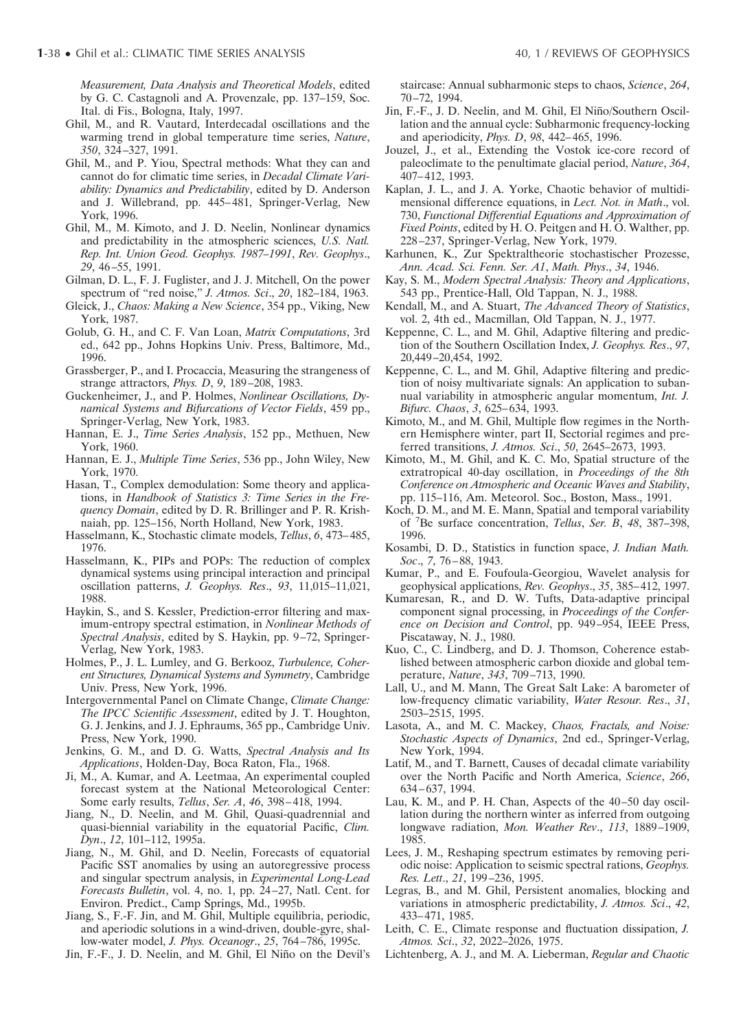*Measurement, Data Analysis and Theoretical Models*, edited by G. C. Castagnoli and A. Provenzale, pp. 137–159, Soc. Ital. di Fis., Bologna, Italy, 1997.

Ghil, M., and R. Vautard, Interdecadal oscillations and the warming trend in global temperature time series, *Nature*, *350*, 324–327, 1991.

Ghil, M., and P. Yiou, Spectral methods: What they can and cannot do for climatic time series, in *Decadal Climate Variability: Dynamics and Predictability*, edited by D. Anderson and J. Willebrand, pp. 445–481, Springer-Verlag, New York, 1996.

Ghil, M., M. Kimoto, and J. D. Neelin, Nonlinear dynamics and predictability in the atmospheric sciences, *U.S. Natl. Rep. Int. Union Geod. Geophys. 1987–1991*, *Rev. Geophys*., *29*, 46–55, 1991.

Gilman, D. L., F. J. Fuglister, and J. J. Mitchell, On the power spectrum of "red noise," *J. Atmos. Sci*., *20*, 182–184, 1963.

Gleick, J., *Chaos: Making a New Science*, 354 pp., Viking, New York, 1987.

Golub, G. H., and C. F. Van Loan, *Matrix Computations*, 3rd ed., 642 pp., Johns Hopkins Univ. Press, Baltimore, Md., 1996.

Grassberger, P., and I. Procaccia, Measuring the strangeness of strange attractors, *Phys. D*, *9*, 189–208, 1983.

Guckenheimer, J., and P. Holmes, *Nonlinear Oscillations, Dynamical Systems and Bifurcations of Vector Fields*, 459 pp., Springer-Verlag, New York, 1983.

Hannan, E. J., *Time Series Analysis*, 152 pp., Methuen, New York, 1960.

Hannan, E. J., *Multiple Time Series*, 536 pp., John Wiley, New York, 1970.

Hasan, T., Complex demodulation: Some theory and applications, in *Handbook of Statistics 3: Time Series in the Frequency Domain*, edited by D. R. Brillinger and P. R. Krishnaiah, pp. 125–156, North Holland, New York, 1983.

Hasselmann, K., Stochastic climate models, *Tellus*, *6*, 473–485, 1976.

Hasselmann, K., PIPs and POPs: The reduction of complex dynamical systems using principal interaction and principal oscillation patterns, *J. Geophys. Res*., *93*, 11,015–11,021, 1988.

Haykin, S., and S. Kessler, Prediction-error filtering and maximum-entropy spectral estimation, in *Nonlinear Methods of Spectral Analysis*, edited by S. Haykin, pp. 9–72, Springer-Verlag, New York, 1983.

Holmes, P., J. L. Lumley, and G. Berkooz, *Turbulence, Coherent Structures, Dynamical Systems and Symmetry*, Cambridge Univ. Press, New York, 1996.

Intergovernmental Panel on Climate Change, *Climate Change: The IPCC Scientific Assessment*, edited by J. T. Houghton, G. J. Jenkins, and J. J. Ephraums, 365 pp., Cambridge Univ. Press, New York, 1990.

Jenkins, G. M., and D. G. Watts, *Spectral Analysis and Its Applications*, Holden-Day, Boca Raton, Fla., 1968.

Ji, M., A. Kumar, and A. Leetmaa, An experimental coupled forecast system at the National Meteorological Center: Some early results, *Tellus*, *Ser. A*, *46*, 398–418, 1994.

Jiang, N., D. Neelin, and M. Ghil, Quasi-quadrennial and quasi-biennial variability in the equatorial Pacific, *Clim. Dyn*., *12*, 101–112, 1995a.

Jiang, N., M. Ghil, and D. Neelin, Forecasts of equatorial Pacific SST anomalies by using an autoregressive process and singular spectrum analysis, in *Experimental Long-Lead Forecasts Bulletin*, vol. 4, no. 1, pp. 24–27, Natl. Cent. for Environ. Predict., Camp Springs, Md., 1995b.

Jiang, S., F.-F. Jin, and M. Ghil, Multiple equilibria, periodic, and aperiodic solutions in a wind-driven, double-gyre, shallow-water model, *J. Phys. Oceanogr*., *25*, 764–786, 1995c.

Jin, F.-F., J. D. Neelin, and M. Ghil, El Niño on the Devil's staircase: Annual subharmonic steps to chaos, *Science*, *264*, 70–72, 1994.

Jin, F.-F., J. D. Neelin, and M. Ghil, El Niño/Southern Oscillation and the annual cycle: Subharmonic frequency-locking and aperiodicity, *Phys. D*, *98*, 442–465, 1996.

Jouzel, J., et al., Extending the Vostok ice-core record of paleoclimate to the penultimate glacial period, *Nature*, *364*, 407–412, 1993.

Kaplan, J. L., and J. A. Yorke, Chaotic behavior of multidimensional difference equations, in *Lect. Not. in Math*., vol. 730, *Functional Differential Equations and Approximation of Fixed Points*, edited by H. O. Peitgen and H. O. Walther, pp. 228–237, Springer-Verlag, New York, 1979.

Karhunen, K., Zur Spektraltheorie stochastischer Prozesse, *Ann. Acad. Sci. Fenn. Ser. A1*, *Math. Phys*., *34*, 1946.

Kay, S. M., *Modern Spectral Analysis: Theory and Applications*, 543 pp., Prentice-Hall, Old Tappan, N. J., 1988.

Kendall, M., and A. Stuart, *The Advanced Theory of Statistics*, vol. 2, 4th ed., Macmillan, Old Tappan, N. J., 1977.

Keppenne, C. L., and M. Ghil, Adaptive filtering and prediction of the Southern Oscillation Index, *J. Geophys. Res*., *97*, 20,449–20,454, 1992.

Keppenne, C. L., and M. Ghil, Adaptive filtering and prediction of noisy multivariate signals: An application to subannual variability in atmospheric angular momentum, *Int. J. Bifurc. Chaos*, *3*, 625–634, 1993.

Kimoto, M., and M. Ghil, Multiple flow regimes in the Northern Hemisphere winter, part II, Sectorial regimes and preferred transitions, *J. Atmos. Sci*., *50*, 2645–2673, 1993.

Kimoto, M., M. Ghil, and K. C. Mo, Spatial structure of the extratropical 40-day oscillation, in *Proceedings of the 8th Conference on Atmospheric and Oceanic Waves and Stability*, pp. 115–116, Am. Meteorol. Soc., Boston, Mass., 1991.

Koch, D. M., and M. E. Mann, Spatial and temporal variability of $^{7}$Be surface concentration, *Tellus*, *Ser. B*, *48*, 387–398, 1996.

Kosambi, D. D., Statistics in function space, *J. Indian Math. Soc*., *7*, 76–88, 1943.

Kumar, P., and E. Foufoula-Georgiou, Wavelet analysis for geophysical applications, *Rev. Geophys*., *35*, 385–412, 1997.

Kumaresan, R., and D. W. Tufts, Data-adaptive principal component signal processing, in *Proceedings of the Conference on Decision and Control*, pp. 949–954, IEEE Press, Piscataway, N. J., 1980.

Kuo, C., C. Lindberg, and D. J. Thomson, Coherence established between atmospheric carbon dioxide and global temperature, *Nature*, *343*, 709–713, 1990.

Lall, U., and M. Mann, The Great Salt Lake: A barometer of low-frequency climatic variability, *Water Resour. Res*., *31*, 2503–2515, 1995.

Lasota, A., and M. C. Mackey, *Chaos, Fractals, and Noise: Stochastic Aspects of Dynamics*, 2nd ed., Springer-Verlag, New York, 1994.

Latif, M., and T. Barnett, Causes of decadal climate variability over the North Pacific and North America, *Science*, *266*, 634–637, 1994.

Lau, K. M., and P. H. Chan, Aspects of the 40–50 day oscillation during the northern winter as inferred from outgoing longwave radiation, *Mon. Weather Rev*., *113*, 1889–1909, 1985.

Lees, J. M., Reshaping spectrum estimates by removing periodic noise: Application to seismic spectral rations, *Geophys. Res. Lett*., *21*, 199–236, 1995.

Legras, B., and M. Ghil, Persistent anomalies, blocking and variations in atmospheric predictability, *J. Atmos. Sci*., *42*, 433–471, 1985.

Leith, C. E., Climate response and fluctuation dissipation, *J. Atmos. Sci*., *32*, 2022–2026, 1975.

Lichtenberg, A. J., and M. A. Lieberman, *Regular and Chaotic*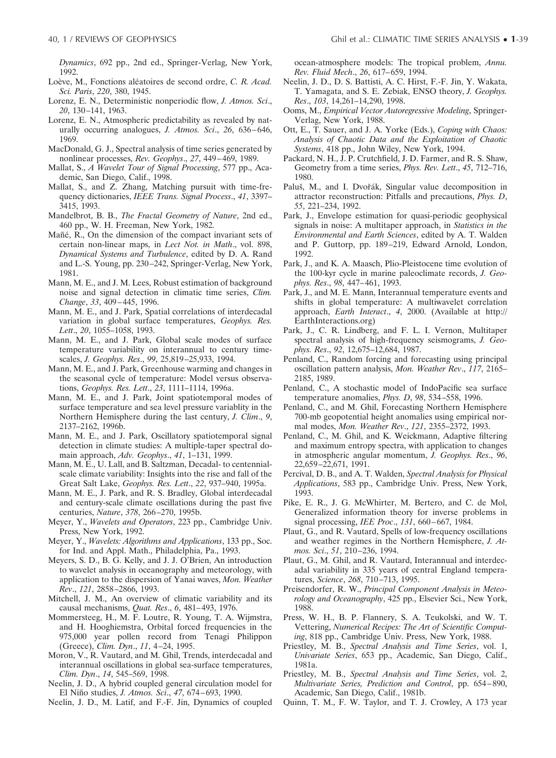*Dynamics*, 692 pp., 2nd ed., Springer-Verlag, New York, 1992.

Loève, M., Fonctions aléatoires de second ordre, *C. R. Acad. Sci. Paris*, *220*, 380, 1945.

Lorenz, E. N., Deterministic nonperiodic flow, *J. Atmos. Sci*., *20*, 130–141, 1963.

Lorenz, E. N., Atmospheric predictability as revealed by naturally occurring analogues, *J. Atmos. Sci*., *26*, 636–646, 1969.

MacDonald, G. J., Spectral analysis of time series generated by nonlinear processes, *Rev. Geophys*., *27*, 449–469, 1989.

Mallat, S., *A Wavelet Tour of Signal Processing*, 577 pp., Academic, San Diego, Calif., 1998.

Mallat, S., and Z. Zhang, Matching pursuit with time-frequency dictionaries, *IEEE Trans. Signal Process*., *41*, 3397–3415, 1993.

Mandelbrot, B. B., *The Fractal Geometry of Nature*, 2nd ed., 460 pp., W. H. Freeman, New York, 1982.

Mañé, R., On the dimension of the compact invariant sets of certain non-linear maps, in *Lect Not. in Math*., vol. 898, *Dynamical Systems and Turbulence*, edited by D. A. Rand and L.-S. Young, pp. 230–242, Springer-Verlag, New York, 1981.

Mann, M. E., and J. M. Lees, Robust estimation of background noise and signal detection in climatic time series, *Clim. Change*, *33*, 409–445, 1996.

Mann, M. E., and J. Park, Spatial correlations of interdecadal variation in global surface temperatures, *Geophys. Res. Lett*., *20*, 1055–1058, 1993.

Mann, M. E., and J. Park, Global scale modes of surface temperature variability on interannual to century timescales, *J. Geophys. Res*., *99*, 25,819–25,933, 1994.

Mann, M. E., and J. Park, Greenhouse warming and changes in the seasonal cycle of temperature: Model versus observations, *Geophys. Res. Lett*., *23*, 1111–1114, 1996a.

Mann, M. E., and J. Park, Joint spatiotemporal modes of surface temperature and sea level pressure variablity in the Northern Hemisphere during the last century, *J. Clim*., *9*, 2137–2162, 1996b.

Mann, M. E., and J. Park, Oscillatory spatiotemporal signal detection in climate studies: A multiple-taper spectral domain approach, *Adv. Geophys*., *41*, 1–131, 1999.

Mann, M. E., U. Lall, and B. Saltzman, Decadal- to centennial-scale climate variability: Insights into the rise and fall of the Great Salt Lake, *Geophys. Res. Lett*., *22*, 937–940, 1995a.

Mann, M. E., J. Park, and R. S. Bradley, Global interdecadal and century-scale climate oscillations during the past five centuries, *Nature*, *378*, 266–270, 1995b.

Meyer, Y., *Wavelets and Operators*, 223 pp., Cambridge Univ. Press, New York, 1992.

Meyer, Y., *Wavelets: Algorithms and Applications*, 133 pp., Soc. for Ind. and Appl. Math., Philadelphia, Pa., 1993.

Meyers, S. D., B. G. Kelly, and J. J. O'Brien, An introduction to wavelet analysis in oceanography and meteorology, with application to the dispersion of Yanai waves, *Mon. Weather Rev*., *121*, 2858–2866, 1993.

Mitchell, J. M., An overview of climatic variability and its causal mechanisms, *Quat. Res*., *6*, 481–493, 1976.

Mommersteeg, H., M. F. Loutre, R. Young, T. A. Wijmstra, and H. Hooghiemstra, Orbital forced frequencies in the 975,000 year pollen record from Tenagi Philippon (Greece), *Clim. Dyn*., *11*, 4–24, 1995.

Moron, V., R. Vautard, and M. Ghil, Trends, interdecadal and interannual oscillations in global sea-surface temperatures, *Clim. Dyn*., *14*, 545–569, 1998.

Neelin, J. D., A hybrid coupled general circulation model for El Niño studies, *J. Atmos. Sci*., *47*, 674–693, 1990.

Neelin, J. D., M. Latif, and F.-F. Jin, Dynamics of coupled ocean-atmosphere models: The tropical problem, *Annu. Rev. Fluid Mech*., *26*, 617–659, 1994.

Neelin, J. D., D. S. Battisti, A. C. Hirst, F.-F. Jin, Y. Wakata, T. Yamagata, and S. E. Zebiak, ENSO theory, *J. Geophys. Res*., *103*, 14,261–14,290, 1998.

Ooms, M., *Empirical Vector Autoregressive Modeling*, Springer-Verlag, New York, 1988.

Ott, E., T. Sauer, and J. A. Yorke (Eds.), *Coping with Chaos: Analysis of Chaotic Data and the Exploitation of Chaotic Systems*, 418 pp., John Wiley, New York, 1994.

Packard, N. H., J. P. Crutchfield, J. D. Farmer, and R. S. Shaw, Geometry from a time series, *Phys. Rev. Lett*., *45*, 712–716, 1980.

Paluš, M., and I. Dvořák, Singular value decomposition in attractor reconstruction: Pitfalls and precautions, *Phys. D*, *55*, 221–234, 1992.

Park, J., Envelope estimation for quasi-periodic geophysical signals in noise: A multitaper approach, in *Statistics in the Environmental and Earth Sciences*, edited by A. T. Walden and P. Guttorp, pp. 189–219, Edward Arnold, London, 1992.

Park, J., and K. A. Maasch, Plio-Pleistocene time evolution of the 100-kyr cycle in marine paleoclimate records, *J. Geophys. Res*., *98*, 447–461, 1993.

Park, J., and M. E. Mann, Interannual temperature events and shifts in global temperature: A multiwavelet correlation approach, *Earth Interact*., *4*, 2000. (Available at http://EarthInteractions.org)

Park, J., C. R. Lindberg, and F. L. I. Vernon, Multitaper spectral analysis of high-frequency seismograms, *J. Geophys. Res*., *92*, 12,675–12,684, 1987.

Penland, C., Random forcing and forecasting using principal oscillation pattern analysis, *Mon. Weather Rev*., *117*, 2165–2185, 1989.

Penland, C., A stochastic model of IndoPacific sea surface temperature anomalies, *Phys. D*, *98*, 534–558, 1996.

Penland, C., and M. Ghil, Forecasting Northern Hemisphere 700-mb geopotential height anomalies using empirical normal modes, *Mon. Weather Rev*., *121*, 2355–2372, 1993.

Penland, C., M. Ghil, and K. Weickmann, Adaptive filtering and maximum entropy spectra, with application to changes in atmospheric angular momentum, *J. Geophys. Res*., *96*, 22,659–22,671, 1991.

Percival, D. B., and A. T. Walden, *Spectral Analysis for Physical Applications*, 583 pp., Cambridge Univ. Press, New York, 1993.

Pike, E. R., J. G. McWhirter, M. Bertero, and C. de Mol, Generalized information theory for inverse problems in signal processing, *IEE Proc*., *131*, 660–667, 1984.

Plaut, G., and R. Vautard, Spells of low-frequency oscillations and weather regimes in the Northern Hemisphere, *J. Atmos. Sci*., *51*, 210–236, 1994.

Plaut, G., M. Ghil, and R. Vautard, Interannual and interdecadal variability in 335 years of central England temperatures, *Science*, *268*, 710–713, 1995.

Preisendorfer, R. W., *Principal Component Analysis in Meteorology and Oceanography*, 425 pp., Elsevier Sci., New York, 1988.

Press, W. H., B. P. Flannery, S. A. Teukolski, and W. T. Vettering, *Numerical Recipes: The Art of Scientific Computing*, 818 pp., Cambridge Univ. Press, New York, 1988.

Priestley, M. B., *Spectral Analysis and Time Series*, vol. 1, *Univariate Series*, 653 pp., Academic, San Diego, Calif., 1981a.

Priestley, M. B., *Spectral Analysis and Time Series*, vol. 2, *Multivariate Series, Prediction and Control*, pp. 654–890, Academic, San Diego, Calif., 1981b.

Quinn, T. M., F. W. Taylor, and T. J. Crowley, A 173 year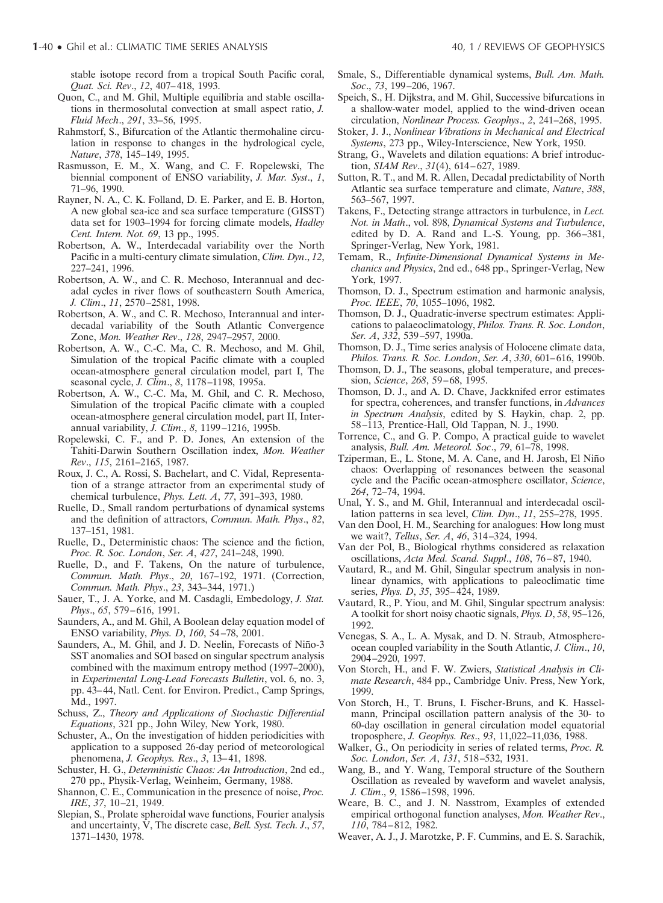stable isotope record from a tropical South Pacific coral, *Quat. Sci. Rev*., *12*, 407–418, 1993.

Quon, C., and M. Ghil, Multiple equilibria and stable oscillations in thermosolutal convection at small aspect ratio, *J. Fluid Mech*., *291*, 33–56, 1995.

Rahmstorf, S., Bifurcation of the Atlantic thermohaline circulation in response to changes in the hydrological cycle, *Nature*, *378*, 145–149, 1995.

Rasmusson, E. M., X. Wang, and C. F. Ropelewski, The biennial component of ENSO variability, *J. Mar. Syst*., *1*, 71–96, 1990.

Rayner, N. A., C. K. Folland, D. E. Parker, and E. B. Horton, A new global sea-ice and sea surface temperature (GISST) data set for 1903–1994 for forcing climate models, *Hadley Cent. Intern. Not. 69*, 13 pp., 1995.

Robertson, A. W., Interdecadal variability over the North Pacific in a multi-century climate simulation, *Clim. Dyn*., *12*, 227–241, 1996.

Robertson, A. W., and C. R. Mechoso, Interannual and decadal cycles in river flows of southeastern South America, *J. Clim*., *11*, 2570–2581, 1998.

Robertson, A. W., and C. R. Mechoso, Interannual and interdecadal variability of the South Atlantic Convergence Zone, *Mon. Weather Rev*., *128*, 2947–2957, 2000.

Robertson, A. W., C.-C. Ma, C. R. Mechoso, and M. Ghil, Simulation of the tropical Pacific climate with a coupled ocean-atmosphere general circulation model, part I, The seasonal cycle, *J. Clim*., *8*, 1178–1198, 1995a.

Robertson, A. W., C.-C. Ma, M. Ghil, and C. R. Mechoso, Simulation of the tropical Pacific climate with a coupled ocean-atmosphere general circulation model, part II, Interannual variability, *J. Clim*., *8*, 1199–1216, 1995b.

Ropelewski, C. F., and P. D. Jones, An extension of the Tahiti-Darwin Southern Oscillation index, *Mon. Weather Rev*., *115*, 2161–2165, 1987.

Roux, J. C., A. Rossi, S. Bachelart, and C. Vidal, Representation of a strange attractor from an experimental study of chemical turbulence, *Phys. Lett. A*, *77*, 391–393, 1980.

Ruelle, D., Small random perturbations of dynamical systems and the definition of attractors, *Commun. Math. Phys*., *82*, 137–151, 1981.

Ruelle, D., Deterministic chaos: The science and the fiction, *Proc. R. Soc. London*, *Ser. A*, *427*, 241–248, 1990.

Ruelle, D., and F. Takens, On the nature of turbulence, *Commun. Math. Phys*., *20*, 167–192, 1971. (Correction, *Commun. Math. Phys*., *23*, 343–344, 1971.)

Sauer, T., J. A. Yorke, and M. Casdagli, Embedology, *J. Stat. Phys*., *65*, 579–616, 1991.

Saunders, A., and M. Ghil, A Boolean delay equation model of ENSO variability, *Phys. D*, *160*, 54–78, 2001.

Saunders, A., M. Ghil, and J. D. Neelin, Forecasts of Niño-3 SST anomalies and SOI based on singular spectrum analysis combined with the maximum entropy method (1997–2000), in *Experimental Long-Lead Forecasts Bulletin*, vol. 6, no. 3, pp. 43–44, Natl. Cent. for Environ. Predict., Camp Springs, Md., 1997.

Schuss, Z., *Theory and Applications of Stochastic Differential Equations*, 321 pp., John Wiley, New York, 1980.

Schuster, A., On the investigation of hidden periodicities with application to a supposed 26-day period of meteorological phenomena, *J. Geophys. Res*., *3*, 13–41, 1898.

Schuster, H. G., *Deterministic Chaos: An Introduction*, 2nd ed., 270 pp., Physik-Verlag, Weinheim, Germany, 1988.

Shannon, C. E., Communication in the presence of noise, *Proc. IRE*, *37*, 10–21, 1949.

Slepian, S., Prolate spheroidal wave functions, Fourier analysis and uncertainty, V, The discrete case, *Bell. Syst. Tech. J*., *57*, 1371–1430, 1978.

Smale, S., Differentiable dynamical systems, *Bull. Am. Math. Soc*., *73*, 199–206, 1967.

Speich, S., H. Dijkstra, and M. Ghil, Successive bifurcations in a shallow-water model, applied to the wind-driven ocean circulation, *Nonlinear Process. Geophys*., *2*, 241–268, 1995.

Stoker, J. J., *Nonlinear Vibrations in Mechanical and Electrical Systems*, 273 pp., Wiley-Interscience, New York, 1950.

Strang, G., Wavelets and dilation equations: A brief introduction, *SIAM Rev*., *31*(4), 614–627, 1989.

Sutton, R. T., and M. R. Allen, Decadal predictability of North Atlantic sea surface temperature and climate, *Nature*, *388*, 563–567, 1997.

Takens, F., Detecting strange attractors in turbulence, in *Lect. Not. in Math*., vol. 898, *Dynamical Systems and Turbulence*, edited by D. A. Rand and L.-S. Young, pp. 366–381, Springer-Verlag, New York, 1981.

Temam, R., *Infinite-Dimensional Dynamical Systems in Mechanics and Physics*, 2nd ed., 648 pp., Springer-Verlag, New York, 1997.

Thomson, D. J., Spectrum estimation and harmonic analysis, *Proc. IEEE*, *70*, 1055–1096, 1982.

Thomson, D. J., Quadratic-inverse spectrum estimates: Applications to palaeoclimatology, *Philos. Trans. R. Soc. London*, *Ser. A*, *332*, 539–597, 1990a.

Thomson, D. J., Time series analysis of Holocene climate data, *Philos. Trans. R. Soc. London*, *Ser. A*, *330*, 601–616, 1990b.

Thomson, D. J., The seasons, global temperature, and precession, *Science*, *268*, 59–68, 1995.

Thomson, D. J., and A. D. Chave, Jackknifed error estimates for spectra, coherences, and transfer functions, in *Advances in Spectrum Analysis*, edited by S. Haykin, chap. 2, pp. 58–113, Prentice-Hall, Old Tappan, N. J., 1990.

Torrence, C., and G. P. Compo, A practical guide to wavelet analysis, *Bull. Am. Meteorol. Soc*., *79*, 61–78, 1998.

Tziperman, E., L. Stone, M. A. Cane, and H. Jarosh, El Niño chaos: Overlapping of resonances between the seasonal cycle and the Pacific ocean-atmosphere oscillator, *Science*, *264*, 72–74, 1994.

Unal, Y. S., and M. Ghil, Interannual and interdecadal oscillation patterns in sea level, *Clim. Dyn*., *11*, 255–278, 1995.

Van den Dool, H. M., Searching for analogues: How long must we wait?, *Tellus*, *Ser. A*, *46*, 314–324, 1994.

Van der Pol, B., Biological rhythms considered as relaxation oscillations, *Acta Med. Scand. Suppl*., *108*, 76–87, 1940.

Vautard, R., and M. Ghil, Singular spectrum analysis in nonlinear dynamics, with applications to paleoclimatic time series, *Phys. D*, *35*, 395–424, 1989.

Vautard, R., P. Yiou, and M. Ghil, Singular spectrum analysis: A toolkit for short noisy chaotic signals, *Phys. D*, *58*, 95–126, 1992.

Venegas, S. A., L. A. Mysak, and D. N. Straub, Atmosphere-ocean coupled variability in the South Atlantic, *J. Clim*., *10*, 2904–2920, 1997.

Von Storch, H., and F. W. Zwiers, *Statistical Analysis in Climate Research*, 484 pp., Cambridge Univ. Press, New York, 1999.

Von Storch, H., T. Bruns, I. Fischer-Bruns, and K. Hasselmann, Principal oscillation pattern analysis of the 30- to 60-day oscillation in general circulation model equatorial troposphere, *J. Geophys. Res*., *93*, 11,022–11,036, 1988.

Walker, G., On periodicity in series of related terms, *Proc. R. Soc. London*, *Ser. A*, *131*, 518–532, 1931.

Wang, B., and Y. Wang, Temporal structure of the Southern Oscillation as revealed by waveform and wavelet analysis, *J. Clim*., *9*, 1586–1598, 1996.

Weare, B. C., and J. N. Nasstrom, Examples of extended empirical orthogonal function analyses, *Mon. Weather Rev*., *110*, 784–812, 1982.

Weaver, A. J., J. Marotzke, P. F. Cummins, and E. S. Sarachik,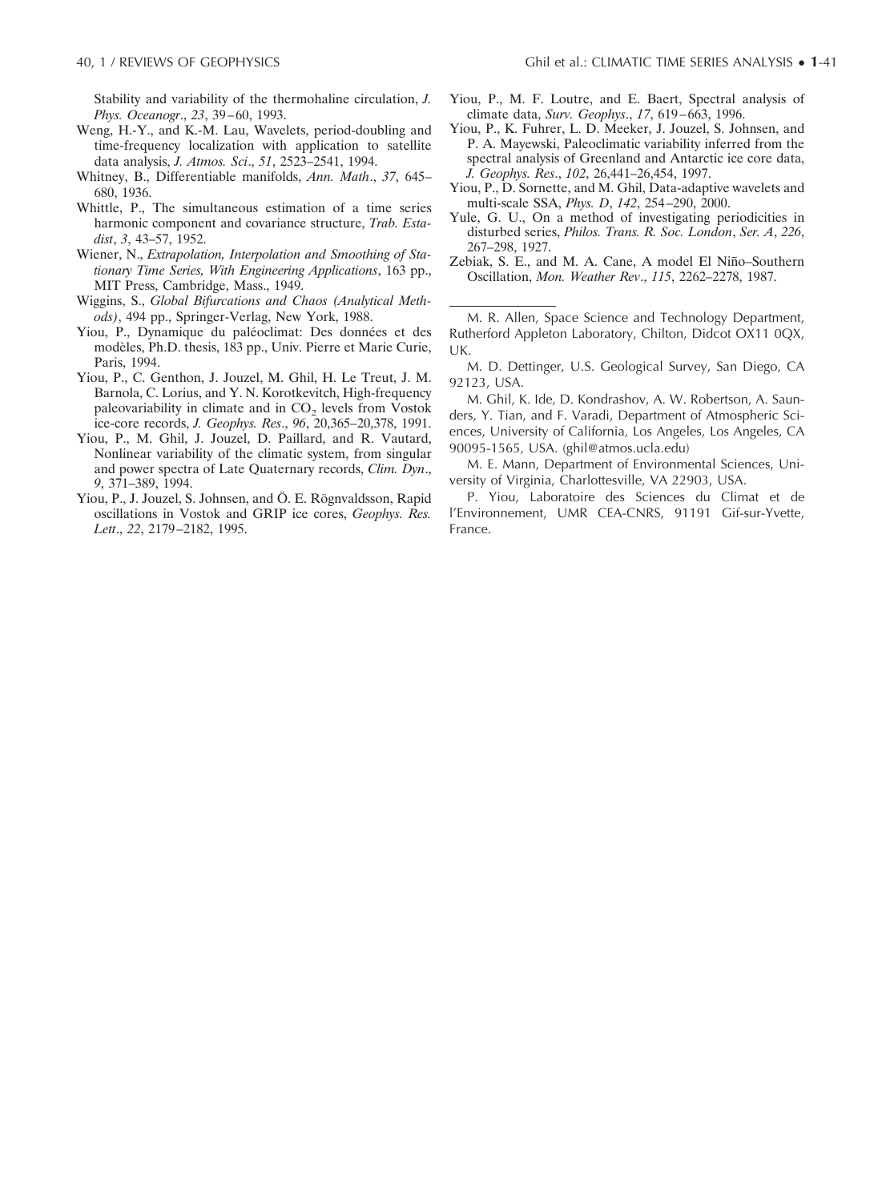Stability and variability of the thermohaline circulation, *J. Phys. Oceanogr.*, *23*, 39–60, 1993.

Weng, H.-Y., and K.-M. Lau, Wavelets, period-doubling and time-frequency localization with application to satellite data analysis, *J. Atmos. Sci.*, *51*, 2523–2541, 1994.

Whitney, B., Differentiable manifolds, *Ann. Math.*, *37*, 645–680, 1936.

Whittle, P., The simultaneous estimation of a time series harmonic component and covariance structure, *Trab. Estadist*, *3*, 43–57, 1952.

Wiener, N., *Extrapolation, Interpolation and Smoothing of Stationary Time Series, With Engineering Applications*, 163 pp., MIT Press, Cambridge, Mass., 1949.

Wiggins, S., *Global Bifurcations and Chaos (Analytical Methods)*, 494 pp., Springer-Verlag, New York, 1988.

Yiou, P., Dynamique du paléoclimat: Des données et des modèles, Ph.D. thesis, 183 pp., Univ. Pierre et Marie Curie, Paris, 1994.

Yiou, P., C. Genthon, J. Jouzel, M. Ghil, H. Le Treut, J. M. Barnola, C. Lorius, and Y. N. Korotkevitch, High-frequency paleovariability in climate and in $CO_2$ levels from Vostok ice-core records, *J. Geophys. Res.*, *96*, 20,365–20,378, 1991.

Yiou, P., M. Ghil, J. Jouzel, D. Paillard, and R. Vautard, Nonlinear variability of the climatic system, from singular and power spectra of Late Quaternary records, *Clim. Dyn.*, *9*, 371–389, 1994.

Yiou, P., J. Jouzel, S. Johnsen, and Ö. E. Rögnvaldsson, Rapid oscillations in Vostok and GRIP ice cores, *Geophys. Res. Lett.*, *22*, 2179–2182, 1995.

Yiou, P., M. F. Loutre, and E. Baert, Spectral analysis of climate data, *Surv. Geophys.*, *17*, 619–663, 1996.

Yiou, P., K. Fuhrer, L. D. Meeker, J. Jouzel, S. Johnsen, and P. A. Mayewski, Paleoclimatic variability inferred from the spectral analysis of Greenland and Antarctic ice core data, *J. Geophys. Res.*, *102*, 26,441–26,454, 1997.

Yiou, P., D. Sornette, and M. Ghil, Data-adaptive wavelets and multi-scale SSA, *Phys. D*, *142*, 254–290, 2000.

Yule, G. U., On a method of investigating periodicities in disturbed series, *Philos. Trans. R. Soc. London*, *Ser. A*, *226*, 267–298, 1927.

Zebiak, S. E., and M. A. Cane, A model El Niño–Southern Oscillation, *Mon. Weather Rev.*, *115*, 2262–2278, 1987.

---

M. R. Allen, Space Science and Technology Department, Rutherford Appleton Laboratory, Chilton, Didcot OX11 0QX, UK.

M. D. Dettinger, U.S. Geological Survey, San Diego, CA 92123, USA.

M. Ghil, K. Ide, D. Kondrashov, A. W. Robertson, A. Saunders, Y. Tian, and F. Varadi, Department of Atmospheric Sciences, University of California, Los Angeles, Los Angeles, CA 90095-1565, USA. (ghil@atmos.ucla.edu)

M. E. Mann, Department of Environmental Sciences, University of Virginia, Charlottesville, VA 22903, USA.

P. Yiou, Laboratoire des Sciences du Climat et de l'Environnement, UMR CEA-CNRS, 91191 Gif-sur-Yvette, France.